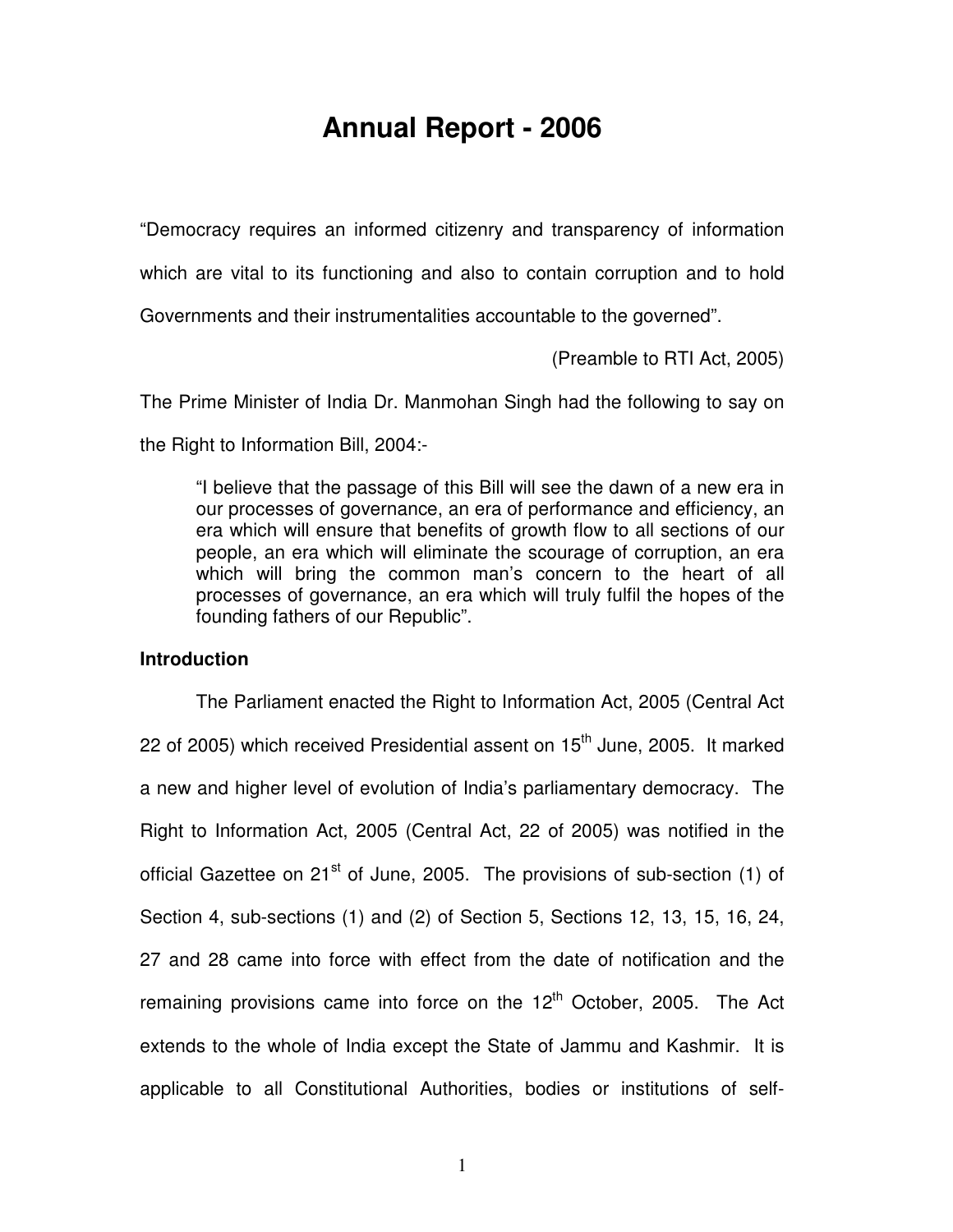# Annual Report - 2006

"Democracy requires an informed citizenry and transparency of information which are vital to its functioning and also to contain corruption and to hold Governments and their instrumentalities accountable to the governed".

(Preamble to RTI Act, 2005)

The Prime Minister of India Dr. Manmohan Singh had the following to say on the Right to Information Bill, 2004:-

> "I believe that the passage of this Bill will see the dawn of a new era in our processes of governance, an era of performance and efficiency, an era which will ensure that benefits of growth flow to all sections of our people, an era which will eliminate the scourage of corruption, an era which will bring the common man's concern to the heart of all processes of governance, an era which will truly fulfil the hopes of the founding fathers of our Republic".

**Introduction**

The Parliament enacted the Right to Information Act, 2005 (Central Act 22 of 2005) which received Presidential assent on 15th June, 2005. It marked a new and higher level of evolution of India's parliamentary democracy. The Right to Information Act, 2005 (Central Act, 22 of 2005) was notified in the official Gazettee on 21st of June, 2005. The provisions of sub-section (1) of Section 4, sub-sections (1) and (2) of Section 5, Sections 12, 13, 15, 16, 24, 27 and 28 came into force with effect from the date of notification and the remaining provisions came into force on the 12th October, 2005. The Act extends to the whole of India except the State of Jammu and Kashmir. It is applicable to all Constitutional Authorities, bodies or institutions of self-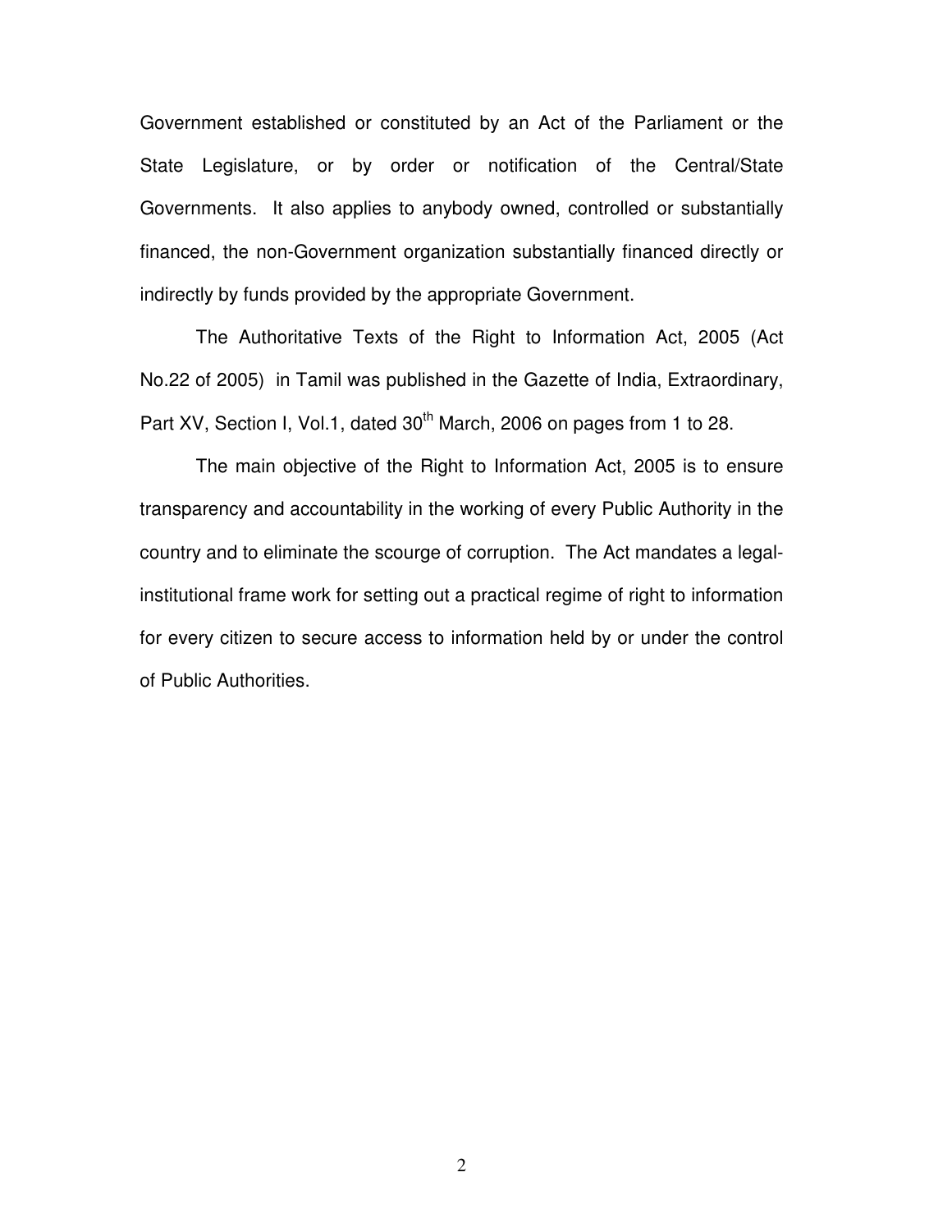Government established or constituted by an Act of the Parliament or the State Legislature, or by order or notification of the Central/State Governments. It also applies to anybody owned, controlled or substantially financed, the non-Government organization substantially financed directly or indirectly by funds provided by the appropriate Government.

The Authoritative Texts of the Right to Information Act, 2005 (Act No.22 of 2005) in Tamil was published in the Gazette of India, Extraordinary, Part XV, Section I, Vol.1, dated 30th March, 2006 on pages from 1 to 28.

The main objective of the Right to Information Act, 2005 is to ensure transparency and accountability in the working of every Public Authority in the country and to eliminate the scourge of corruption. The Act mandates a legal-institutional frame work for setting out a practical regime of right to information for every citizen to secure access to information held by or under the control of Public Authorities.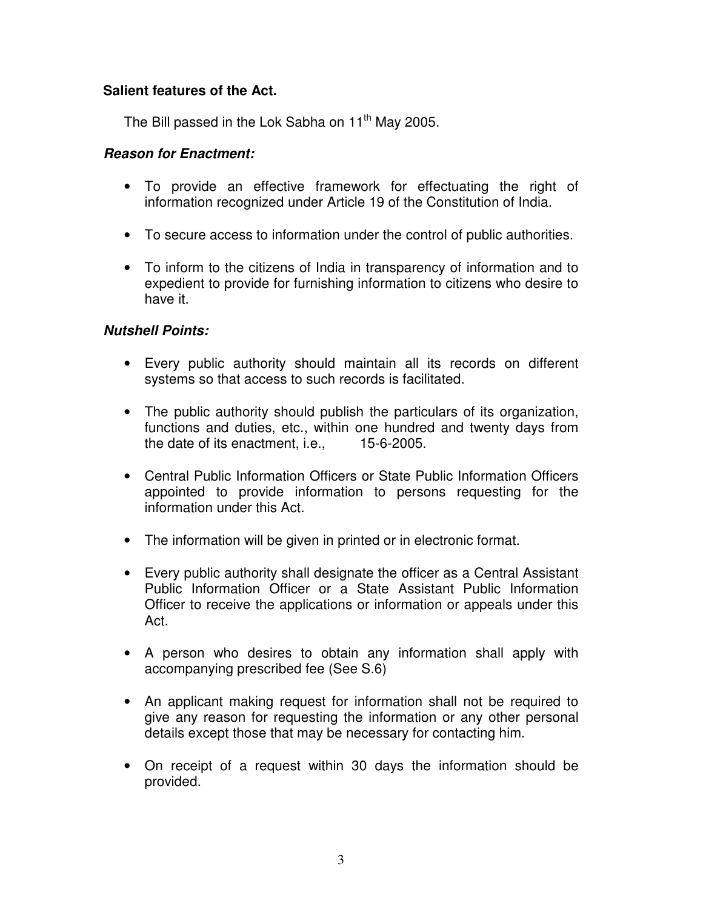**Salient features of the Act.**

The Bill passed in the Lok Sabha on 11th May 2005.

***Reason for Enactment:***

- To provide an effective framework for effectuating the right of information recognized under Article 19 of the Constitution of India.
- To secure access to information under the control of public authorities.
- To inform to the citizens of India in transparency of information and to expedient to provide for furnishing information to citizens who desire to have it.

***Nutshell Points:***

- Every public authority should maintain all its records on different systems so that access to such records is facilitated.
- The public authority should publish the particulars of its organization, functions and duties, etc., within one hundred and twenty days from the date of its enactment, i.e., 15-6-2005.
- Central Public Information Officers or State Public Information Officers appointed to provide information to persons requesting for the information under this Act.
- The information will be given in printed or in electronic format.
- Every public authority shall designate the officer as a Central Assistant Public Information Officer or a State Assistant Public Information Officer to receive the applications or information or appeals under this Act.
- A person who desires to obtain any information shall apply with accompanying prescribed fee (See S.6)
- An applicant making request for information shall not be required to give any reason for requesting the information or any other personal details except those that may be necessary for contacting him.
- On receipt of a request within 30 days the information should be provided.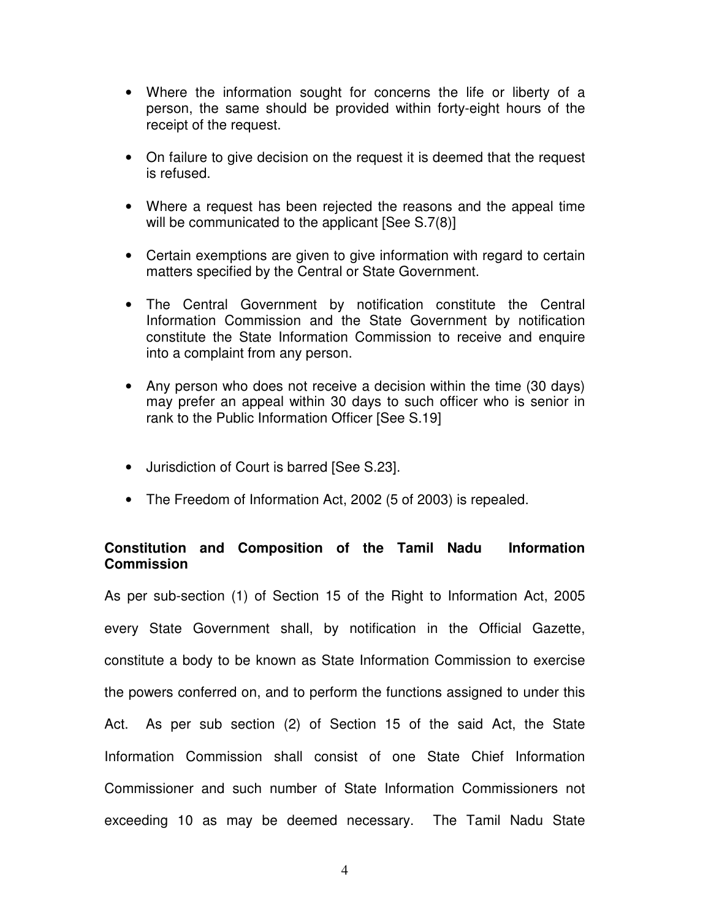- Where the information sought for concerns the life or liberty of a person, the same should be provided within forty-eight hours of the receipt of the request.
- On failure to give decision on the request it is deemed that the request is refused.
- Where a request has been rejected the reasons and the appeal time will be communicated to the applicant [See S.7(8)]
- Certain exemptions are given to give information with regard to certain matters specified by the Central or State Government.
- The Central Government by notification constitute the Central Information Commission and the State Government by notification constitute the State Information Commission to receive and enquire into a complaint from any person.
- Any person who does not receive a decision within the time (30 days) may prefer an appeal within 30 days to such officer who is senior in rank to the Public Information Officer [See S.19]
- Jurisdiction of Court is barred [See S.23].
- The Freedom of Information Act, 2002 (5 of 2003) is repealed.

**Constitution and Composition of the Tamil Nadu Information Commission**

As per sub-section (1) of Section 15 of the Right to Information Act, 2005 every State Government shall, by notification in the Official Gazette, constitute a body to be known as State Information Commission to exercise the powers conferred on, and to perform the functions assigned to under this Act. As per sub section (2) of Section 15 of the said Act, the State Information Commission shall consist of one State Chief Information Commissioner and such number of State Information Commissioners not exceeding 10 as may be deemed necessary. The Tamil Nadu State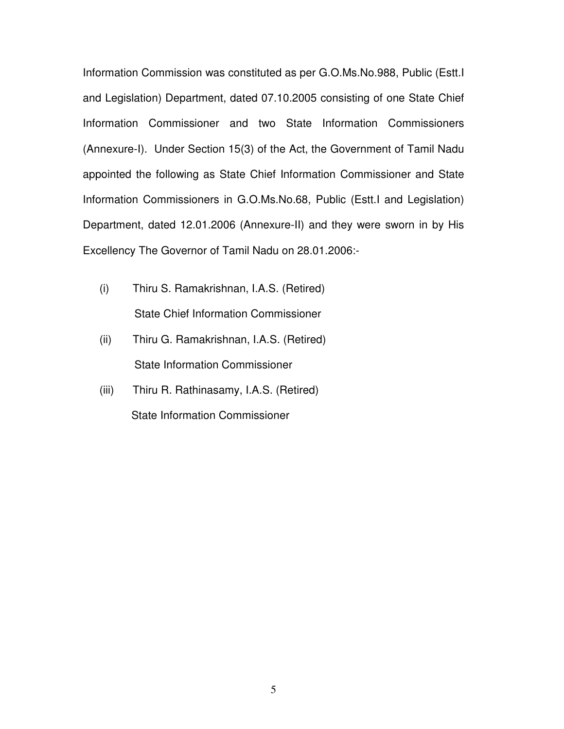Information Commission was constituted as per G.O.Ms.No.988, Public (Estt.I and Legislation) Department, dated 07.10.2005 consisting of one State Chief Information Commissioner and two State Information Commissioners (Annexure-I). Under Section 15(3) of the Act, the Government of Tamil Nadu appointed the following as State Chief Information Commissioner and State Information Commissioners in G.O.Ms.No.68, Public (Estt.I and Legislation) Department, dated 12.01.2006 (Annexure-II) and they were sworn in by His Excellency The Governor of Tamil Nadu on 28.01.2006:-

(i) Thiru S. Ramakrishnan, I.A.S. (Retired)
State Chief Information Commissioner

(ii) Thiru G. Ramakrishnan, I.A.S. (Retired)
State Information Commissioner

(iii) Thiru R. Rathinasamy, I.A.S. (Retired)
State Information Commissioner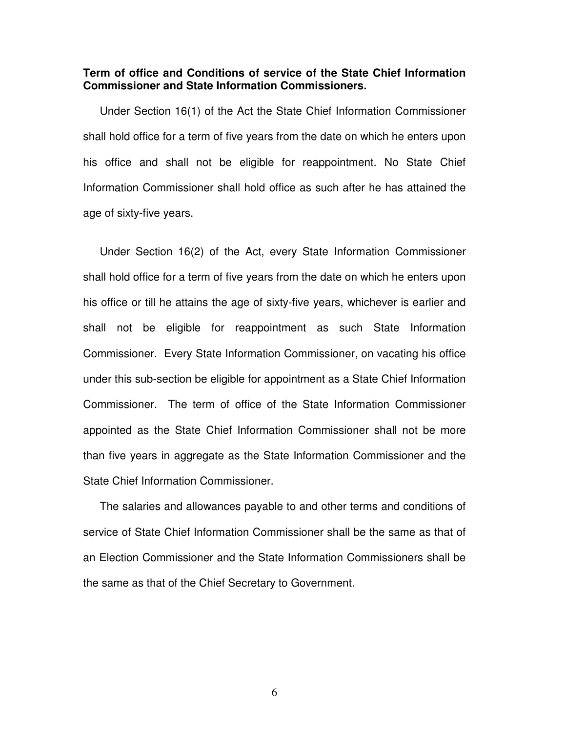**Term of office and Conditions of service of the State Chief Information Commissioner and State Information Commissioners.**

Under Section 16(1) of the Act the State Chief Information Commissioner shall hold office for a term of five years from the date on which he enters upon his office and shall not be eligible for reappointment. No State Chief Information Commissioner shall hold office as such after he has attained the age of sixty-five years.

Under Section 16(2) of the Act, every State Information Commissioner shall hold office for a term of five years from the date on which he enters upon his office or till he attains the age of sixty-five years, whichever is earlier and shall not be eligible for reappointment as such State Information Commissioner. Every State Information Commissioner, on vacating his office under this sub-section be eligible for appointment as a State Chief Information Commissioner. The term of office of the State Information Commissioner appointed as the State Chief Information Commissioner shall not be more than five years in aggregate as the State Information Commissioner and the State Chief Information Commissioner.

The salaries and allowances payable to and other terms and conditions of service of State Chief Information Commissioner shall be the same as that of an Election Commissioner and the State Information Commissioners shall be the same as that of the Chief Secretary to Government.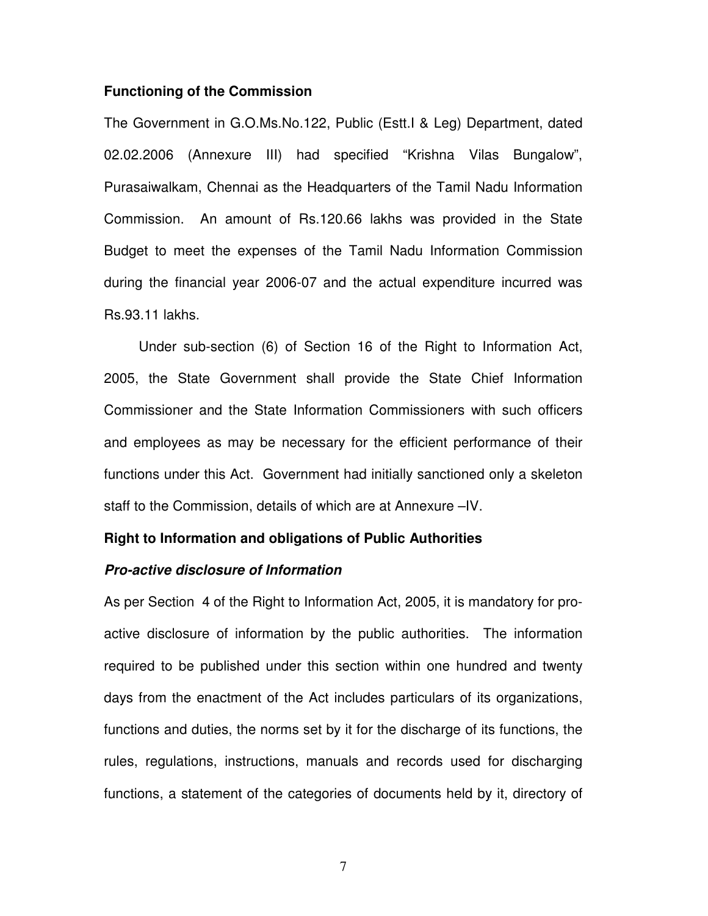**Functioning of the Commission**

The Government in G.O.Ms.No.122, Public (Estt.I & Leg) Department, dated 02.02.2006 (Annexure III) had specified "Krishna Vilas Bungalow", Purasaiwalkam, Chennai as the Headquarters of the Tamil Nadu Information Commission. An amount of Rs.120.66 lakhs was provided in the State Budget to meet the expenses of the Tamil Nadu Information Commission during the financial year 2006-07 and the actual expenditure incurred was Rs.93.11 lakhs.

Under sub-section (6) of Section 16 of the Right to Information Act, 2005, the State Government shall provide the State Chief Information Commissioner and the State Information Commissioners with such officers and employees as may be necessary for the efficient performance of their functions under this Act. Government had initially sanctioned only a skeleton staff to the Commission, details of which are at Annexure –IV.

**Right to Information and obligations of Public Authorities**

***Pro-active disclosure of Information***

As per Section 4 of the Right to Information Act, 2005, it is mandatory for pro-active disclosure of information by the public authorities. The information required to be published under this section within one hundred and twenty days from the enactment of the Act includes particulars of its organizations, functions and duties, the norms set by it for the discharge of its functions, the rules, regulations, instructions, manuals and records used for discharging functions, a statement of the categories of documents held by it, directory of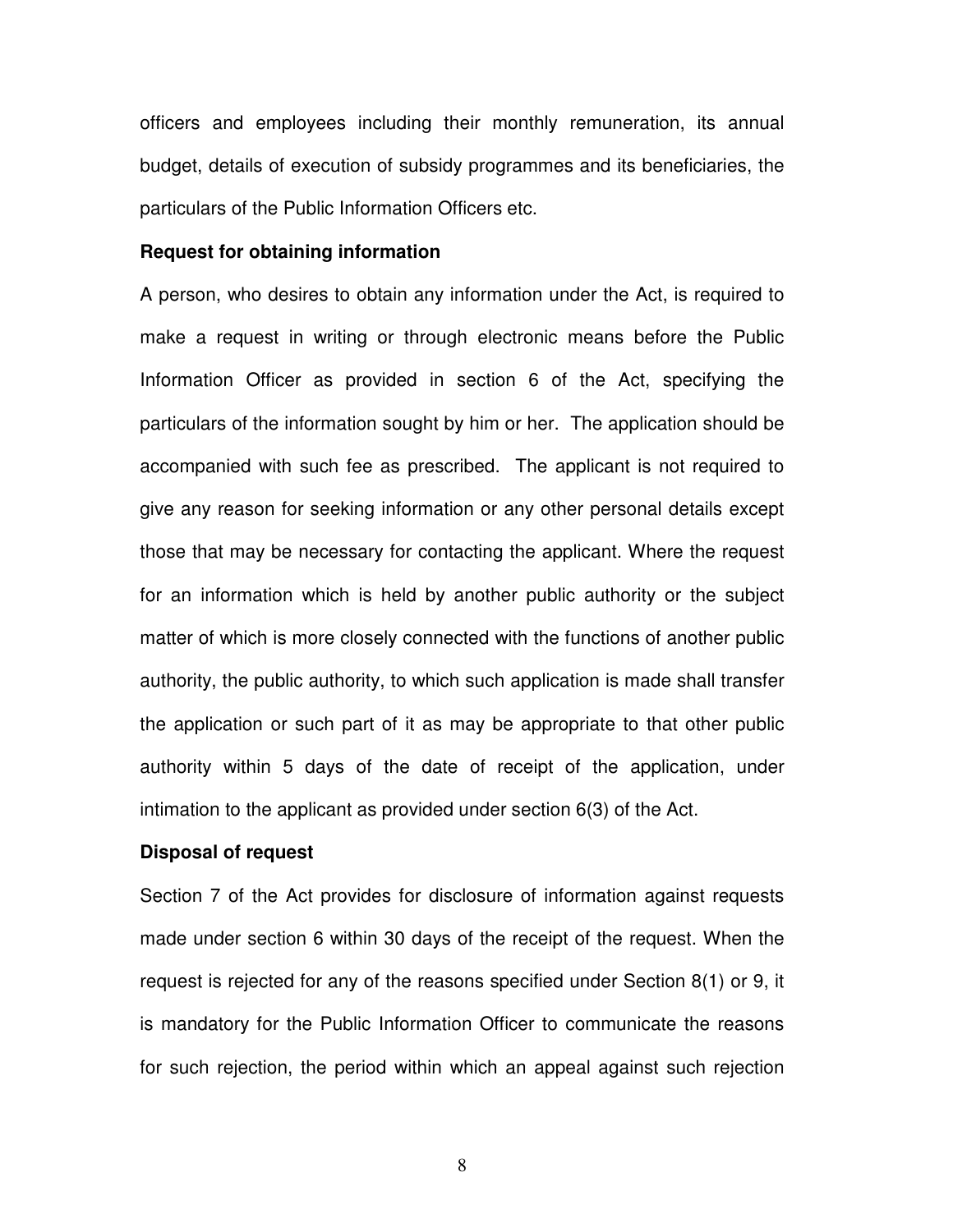officers and employees including their monthly remuneration, its annual budget, details of execution of subsidy programmes and its beneficiaries, the particulars of the Public Information Officers etc.

**Request for obtaining information**

A person, who desires to obtain any information under the Act, is required to make a request in writing or through electronic means before the Public Information Officer as provided in section 6 of the Act, specifying the particulars of the information sought by him or her. The application should be accompanied with such fee as prescribed. The applicant is not required to give any reason for seeking information or any other personal details except those that may be necessary for contacting the applicant. Where the request for an information which is held by another public authority or the subject matter of which is more closely connected with the functions of another public authority, the public authority, to which such application is made shall transfer the application or such part of it as may be appropriate to that other public authority within 5 days of the date of receipt of the application, under intimation to the applicant as provided under section 6(3) of the Act.

**Disposal of request**

Section 7 of the Act provides for disclosure of information against requests made under section 6 within 30 days of the receipt of the request. When the request is rejected for any of the reasons specified under Section 8(1) or 9, it is mandatory for the Public Information Officer to communicate the reasons for such rejection, the period within which an appeal against such rejection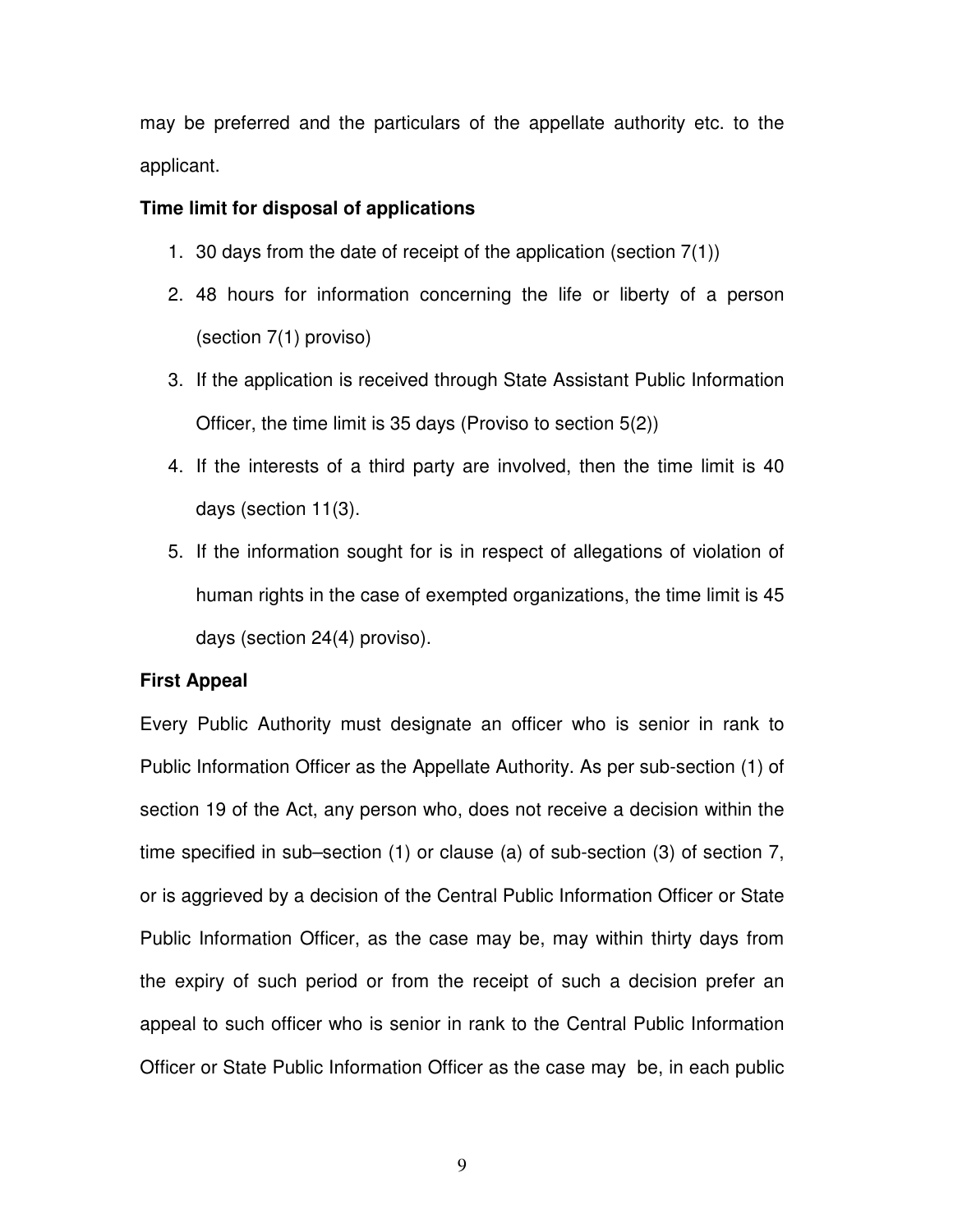may be preferred and the particulars of the appellate authority etc. to the applicant.

**Time limit for disposal of applications**

1. 30 days from the date of receipt of the application (section 7(1))
2. 48 hours for information concerning the life or liberty of a person (section 7(1) proviso)
3. If the application is received through State Assistant Public Information Officer, the time limit is 35 days (Proviso to section 5(2))
4. If the interests of a third party are involved, then the time limit is 40 days (section 11(3).
5. If the information sought for is in respect of allegations of violation of human rights in the case of exempted organizations, the time limit is 45 days (section 24(4) proviso).

**First Appeal**

Every Public Authority must designate an officer who is senior in rank to Public Information Officer as the Appellate Authority. As per sub-section (1) of section 19 of the Act, any person who, does not receive a decision within the time specified in sub–section (1) or clause (a) of sub-section (3) of section 7, or is aggrieved by a decision of the Central Public Information Officer or State Public Information Officer, as the case may be, may within thirty days from the expiry of such period or from the receipt of such a decision prefer an appeal to such officer who is senior in rank to the Central Public Information Officer or State Public Information Officer as the case may be, in each public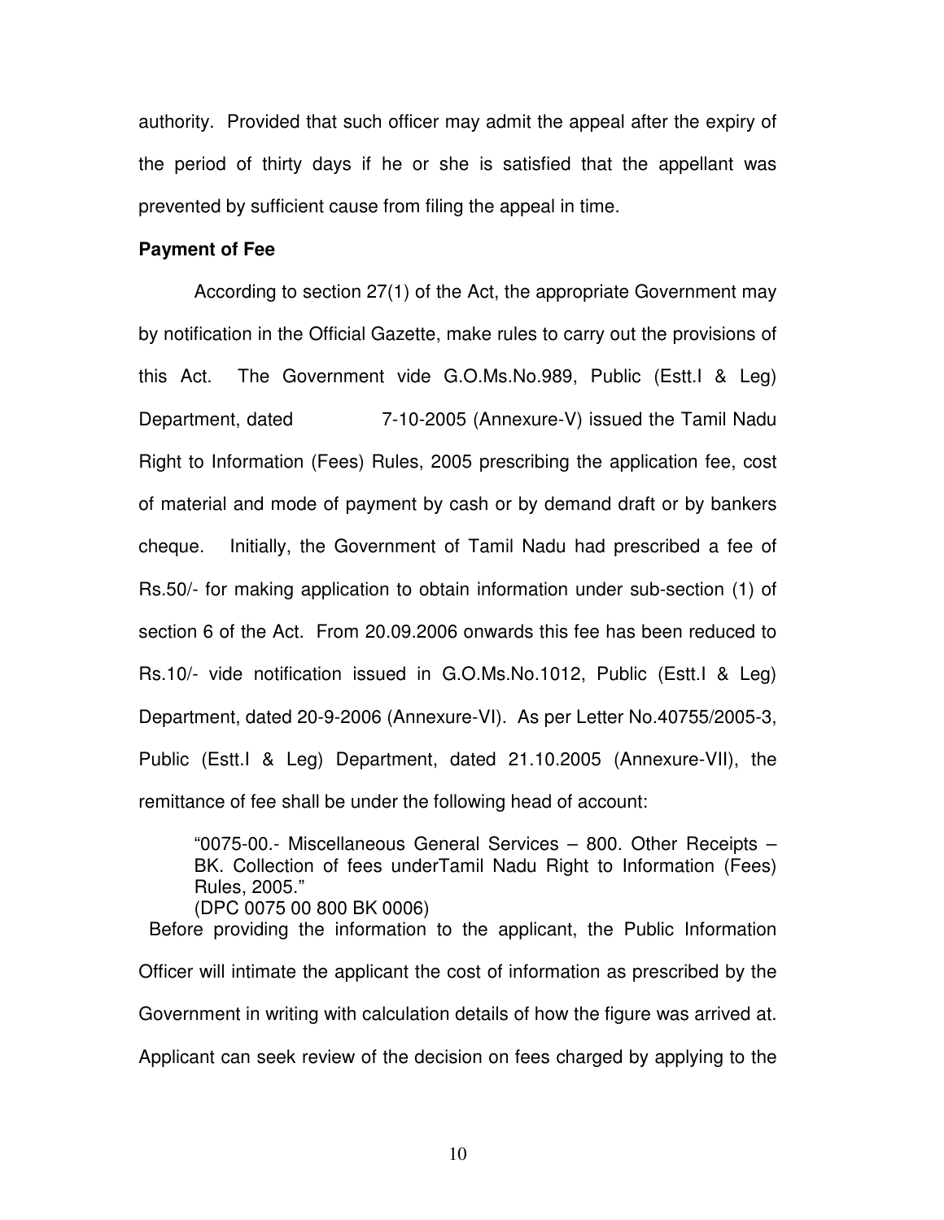authority. Provided that such officer may admit the appeal after the expiry of the period of thirty days if he or she is satisfied that the appellant was prevented by sufficient cause from filing the appeal in time.

**Payment of Fee**

According to section 27(1) of the Act, the appropriate Government may by notification in the Official Gazette, make rules to carry out the provisions of this Act. The Government vide G.O.Ms.No.989, Public (Estt.I & Leg) Department, dated 7-10-2005 (Annexure-V) issued the Tamil Nadu Right to Information (Fees) Rules, 2005 prescribing the application fee, cost of material and mode of payment by cash or by demand draft or by bankers cheque. Initially, the Government of Tamil Nadu had prescribed a fee of Rs.50/- for making application to obtain information under sub-section (1) of section 6 of the Act. From 20.09.2006 onwards this fee has been reduced to Rs.10/- vide notification issued in G.O.Ms.No.1012, Public (Estt.I & Leg) Department, dated 20-9-2006 (Annexure-VI). As per Letter No.40755/2005-3, Public (Estt.I & Leg) Department, dated 21.10.2005 (Annexure-VII), the remittance of fee shall be under the following head of account:

> "0075-00.- Miscellaneous General Services – 800. Other Receipts – BK. Collection of fees underTamil Nadu Right to Information (Fees) Rules, 2005."
> (DPC 0075 00 800 BK 0006)

Before providing the information to the applicant, the Public Information Officer will intimate the applicant the cost of information as prescribed by the Government in writing with calculation details of how the figure was arrived at. Applicant can seek review of the decision on fees charged by applying to the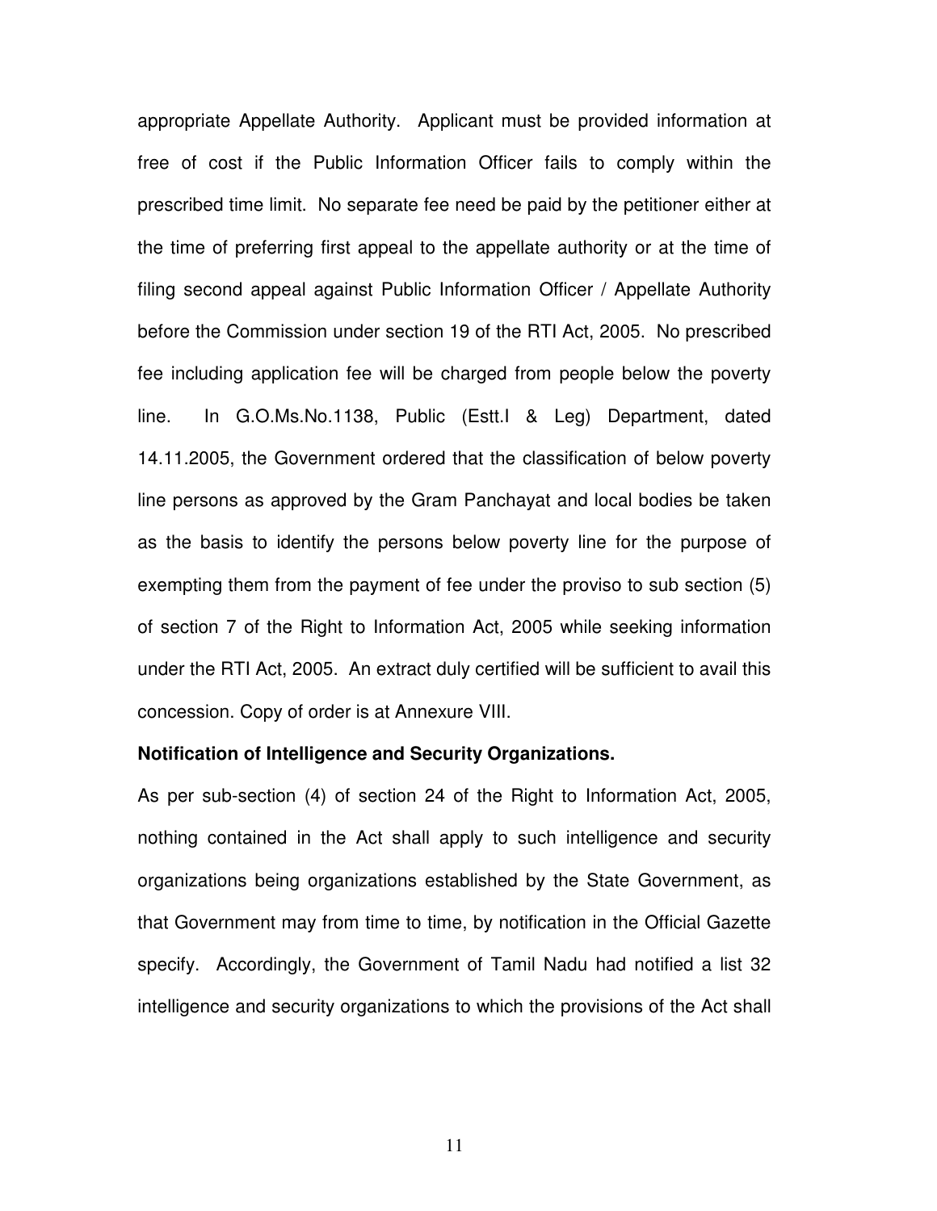appropriate Appellate Authority. Applicant must be provided information at free of cost if the Public Information Officer fails to comply within the prescribed time limit. No separate fee need be paid by the petitioner either at the time of preferring first appeal to the appellate authority or at the time of filing second appeal against Public Information Officer / Appellate Authority before the Commission under section 19 of the RTI Act, 2005. No prescribed fee including application fee will be charged from people below the poverty line. In G.O.Ms.No.1138, Public (Estt.I & Leg) Department, dated 14.11.2005, the Government ordered that the classification of below poverty line persons as approved by the Gram Panchayat and local bodies be taken as the basis to identify the persons below poverty line for the purpose of exempting them from the payment of fee under the proviso to sub section (5) of section 7 of the Right to Information Act, 2005 while seeking information under the RTI Act, 2005. An extract duly certified will be sufficient to avail this concession. Copy of order is at Annexure VIII.

**Notification of Intelligence and Security Organizations.**

As per sub-section (4) of section 24 of the Right to Information Act, 2005, nothing contained in the Act shall apply to such intelligence and security organizations being organizations established by the State Government, as that Government may from time to time, by notification in the Official Gazette specify. Accordingly, the Government of Tamil Nadu had notified a list 32 intelligence and security organizations to which the provisions of the Act shall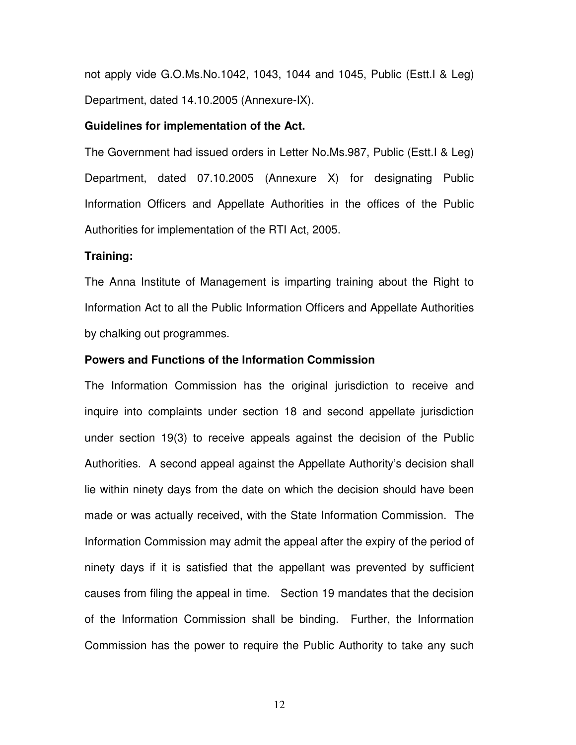not apply vide G.O.Ms.No.1042, 1043, 1044 and 1045, Public (Estt.I & Leg) Department, dated 14.10.2005 (Annexure-IX).

**Guidelines for implementation of the Act.**

The Government had issued orders in Letter No.Ms.987, Public (Estt.I & Leg) Department, dated 07.10.2005 (Annexure X) for designating Public Information Officers and Appellate Authorities in the offices of the Public Authorities for implementation of the RTI Act, 2005.

**Training:**

The Anna Institute of Management is imparting training about the Right to Information Act to all the Public Information Officers and Appellate Authorities by chalking out programmes.

**Powers and Functions of the Information Commission**

The Information Commission has the original jurisdiction to receive and inquire into complaints under section 18 and second appellate jurisdiction under section 19(3) to receive appeals against the decision of the Public Authorities. A second appeal against the Appellate Authority's decision shall lie within ninety days from the date on which the decision should have been made or was actually received, with the State Information Commission. The Information Commission may admit the appeal after the expiry of the period of ninety days if it is satisfied that the appellant was prevented by sufficient causes from filing the appeal in time. Section 19 mandates that the decision of the Information Commission shall be binding. Further, the Information Commission has the power to require the Public Authority to take any such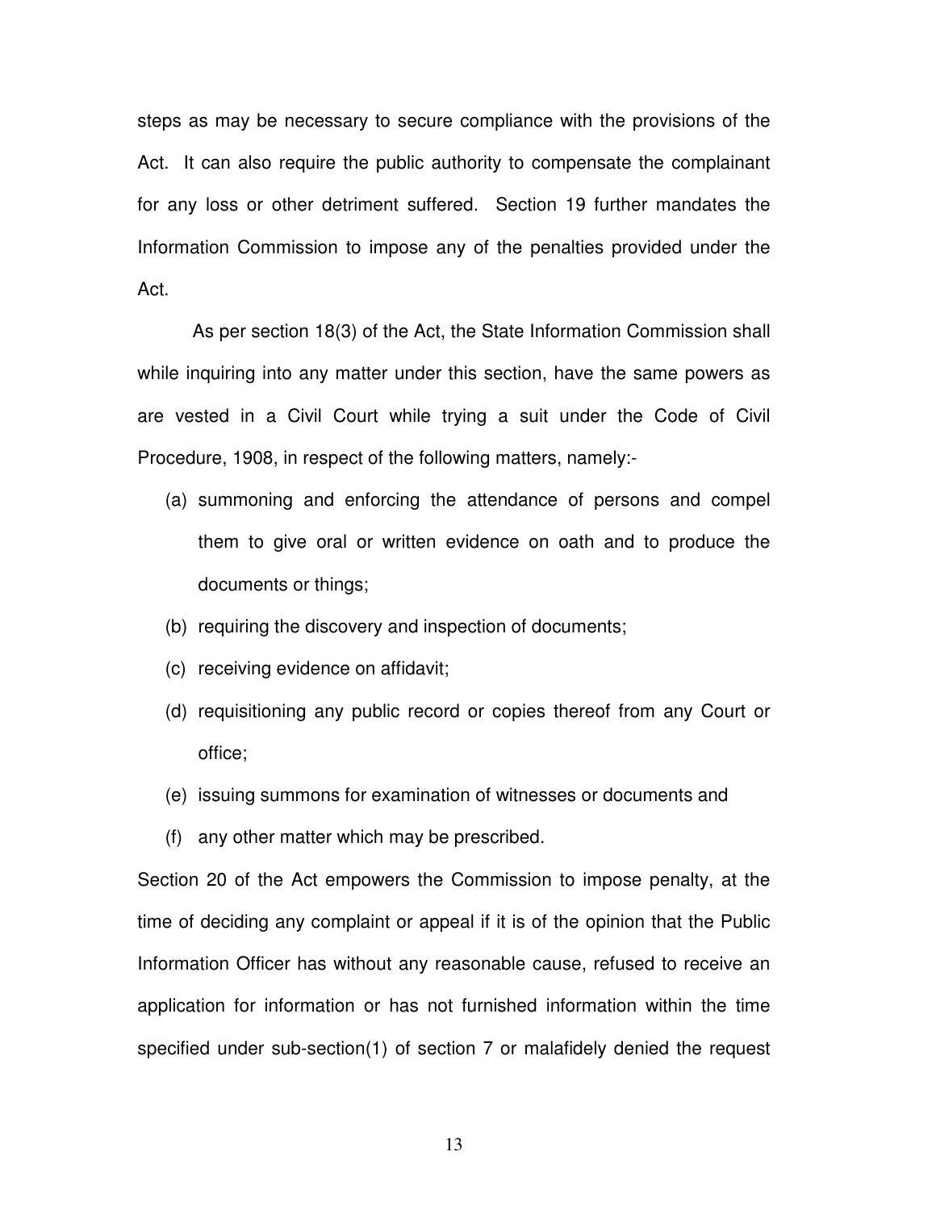steps as may be necessary to secure compliance with the provisions of the Act. It can also require the public authority to compensate the complainant for any loss or other detriment suffered. Section 19 further mandates the Information Commission to impose any of the penalties provided under the Act.

As per section 18(3) of the Act, the State Information Commission shall while inquiring into any matter under this section, have the same powers as are vested in a Civil Court while trying a suit under the Code of Civil Procedure, 1908, in respect of the following matters, namely:-

(a) summoning and enforcing the attendance of persons and compel them to give oral or written evidence on oath and to produce the documents or things;

(b) requiring the discovery and inspection of documents;

(c) receiving evidence on affidavit;

(d) requisitioning any public record or copies thereof from any Court or office;

(e) issuing summons for examination of witnesses or documents and

(f) any other matter which may be prescribed.

Section 20 of the Act empowers the Commission to impose penalty, at the time of deciding any complaint or appeal if it is of the opinion that the Public Information Officer has without any reasonable cause, refused to receive an application for information or has not furnished information within the time specified under sub-section(1) of section 7 or malafidely denied the request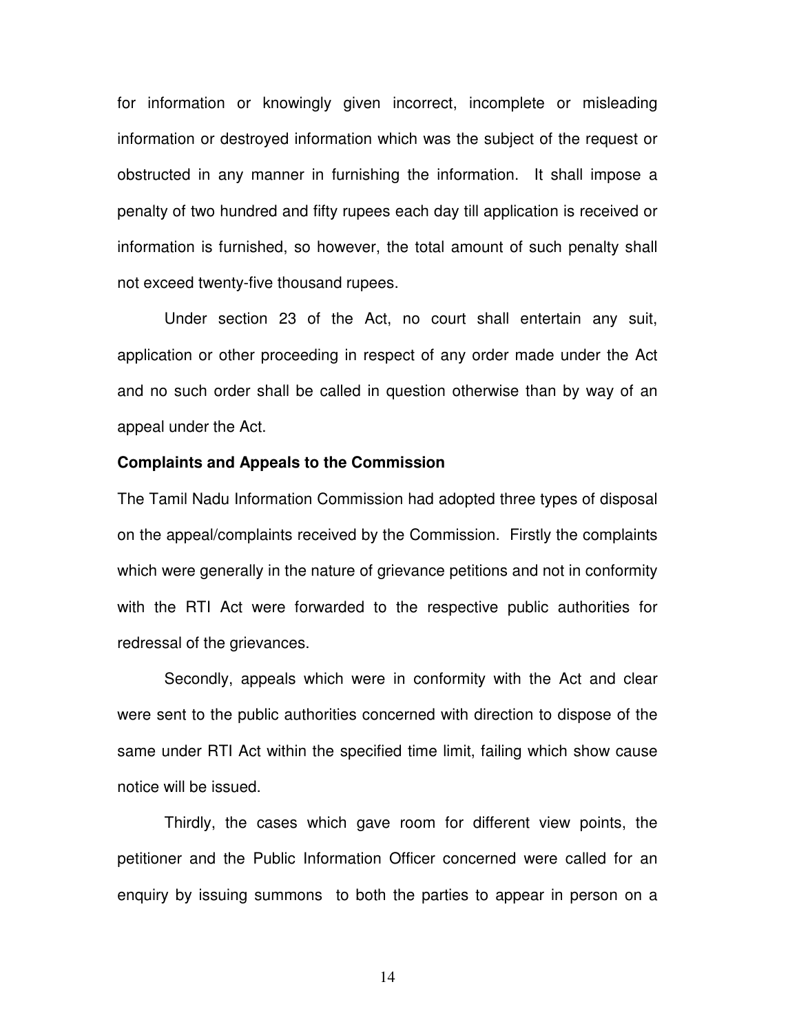for information or knowingly given incorrect, incomplete or misleading information or destroyed information which was the subject of the request or obstructed in any manner in furnishing the information. It shall impose a penalty of two hundred and fifty rupees each day till application is received or information is furnished, so however, the total amount of such penalty shall not exceed twenty-five thousand rupees.

Under section 23 of the Act, no court shall entertain any suit, application or other proceeding in respect of any order made under the Act and no such order shall be called in question otherwise than by way of an appeal under the Act.

**Complaints and Appeals to the Commission**

The Tamil Nadu Information Commission had adopted three types of disposal on the appeal/complaints received by the Commission. Firstly the complaints which were generally in the nature of grievance petitions and not in conformity with the RTI Act were forwarded to the respective public authorities for redressal of the grievances.

Secondly, appeals which were in conformity with the Act and clear were sent to the public authorities concerned with direction to dispose of the same under RTI Act within the specified time limit, failing which show cause notice will be issued.

Thirdly, the cases which gave room for different view points, the petitioner and the Public Information Officer concerned were called for an enquiry by issuing summons to both the parties to appear in person on a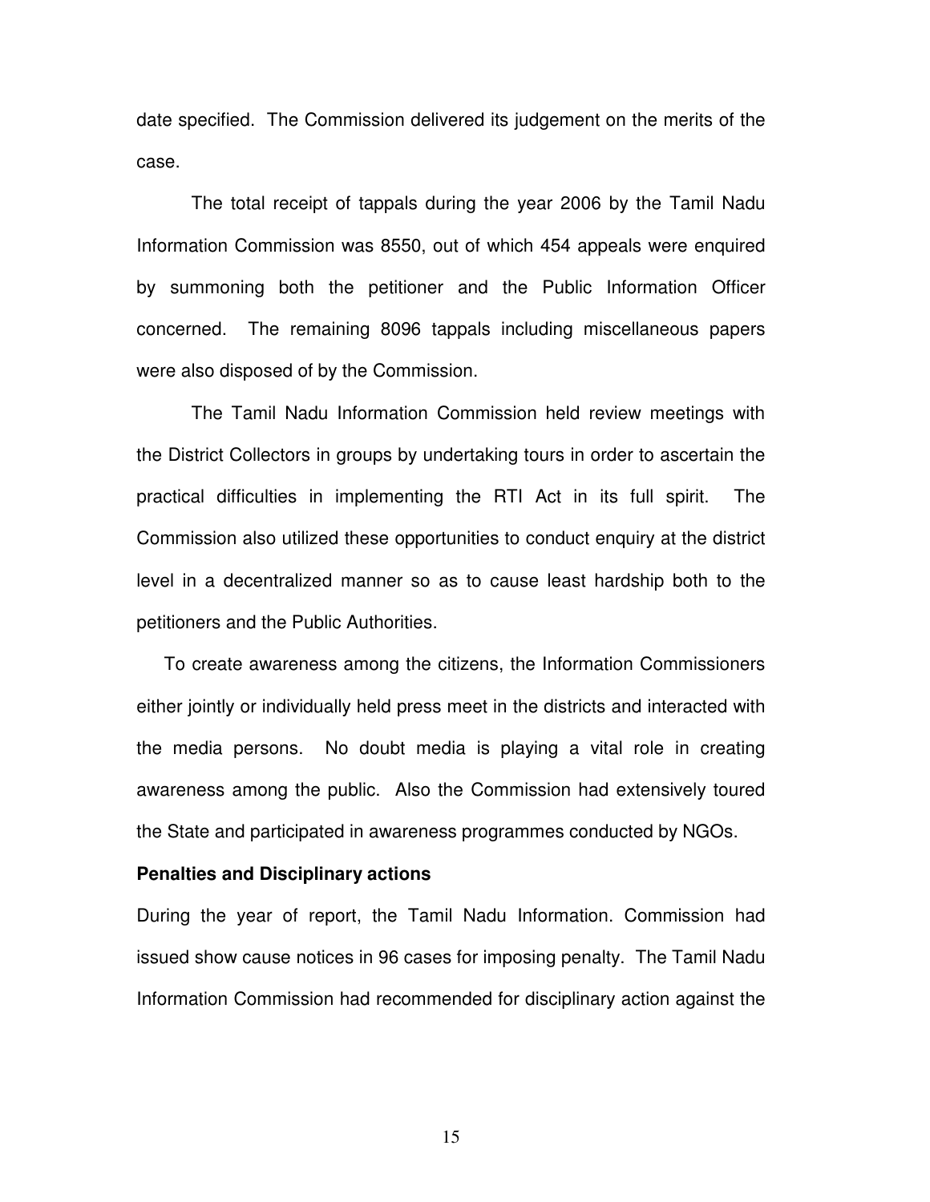date specified. The Commission delivered its judgement on the merits of the case.

The total receipt of tappals during the year 2006 by the Tamil Nadu Information Commission was 8550, out of which 454 appeals were enquired by summoning both the petitioner and the Public Information Officer concerned. The remaining 8096 tappals including miscellaneous papers were also disposed of by the Commission.

The Tamil Nadu Information Commission held review meetings with the District Collectors in groups by undertaking tours in order to ascertain the practical difficulties in implementing the RTI Act in its full spirit. The Commission also utilized these opportunities to conduct enquiry at the district level in a decentralized manner so as to cause least hardship both to the petitioners and the Public Authorities.

To create awareness among the citizens, the Information Commissioners either jointly or individually held press meet in the districts and interacted with the media persons. No doubt media is playing a vital role in creating awareness among the public. Also the Commission had extensively toured the State and participated in awareness programmes conducted by NGOs.

**Penalties and Disciplinary actions**

During the year of report, the Tamil Nadu Information. Commission had issued show cause notices in 96 cases for imposing penalty. The Tamil Nadu Information Commission had recommended for disciplinary action against the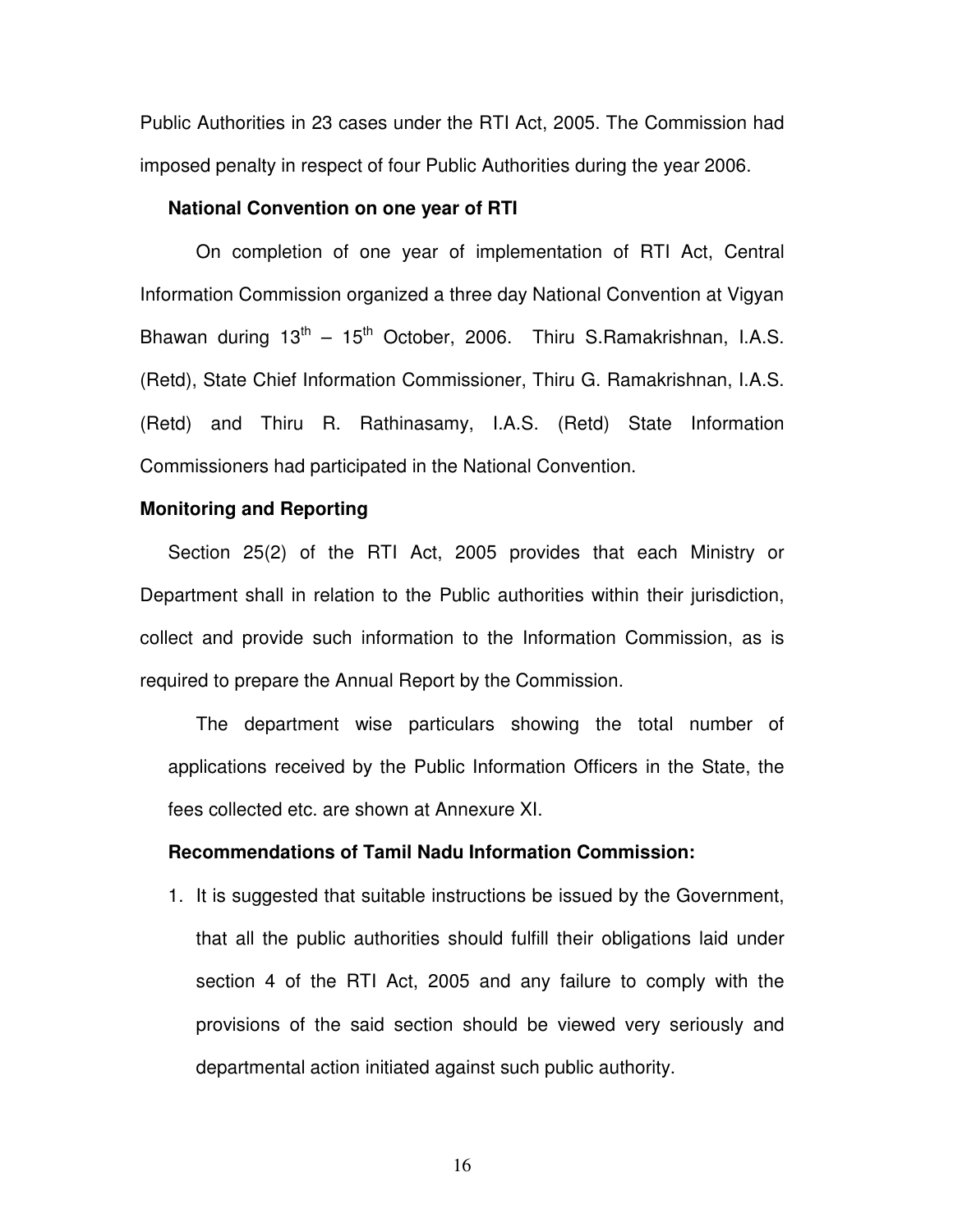Public Authorities in 23 cases under the RTI Act, 2005. The Commission had imposed penalty in respect of four Public Authorities during the year 2006.

**National Convention on one year of RTI**

On completion of one year of implementation of RTI Act, Central Information Commission organized a three day National Convention at Vigyan Bhawan during 13th – 15th October, 2006. Thiru S.Ramakrishnan, I.A.S. (Retd), State Chief Information Commissioner, Thiru G. Ramakrishnan, I.A.S. (Retd) and Thiru R. Rathinasamy, I.A.S. (Retd) State Information Commissioners had participated in the National Convention.

**Monitoring and Reporting**

Section 25(2) of the RTI Act, 2005 provides that each Ministry or Department shall in relation to the Public authorities within their jurisdiction, collect and provide such information to the Information Commission, as is required to prepare the Annual Report by the Commission.

The department wise particulars showing the total number of applications received by the Public Information Officers in the State, the fees collected etc. are shown at Annexure XI.

**Recommendations of Tamil Nadu Information Commission:**

1. It is suggested that suitable instructions be issued by the Government, that all the public authorities should fulfill their obligations laid under section 4 of the RTI Act, 2005 and any failure to comply with the provisions of the said section should be viewed very seriously and departmental action initiated against such public authority.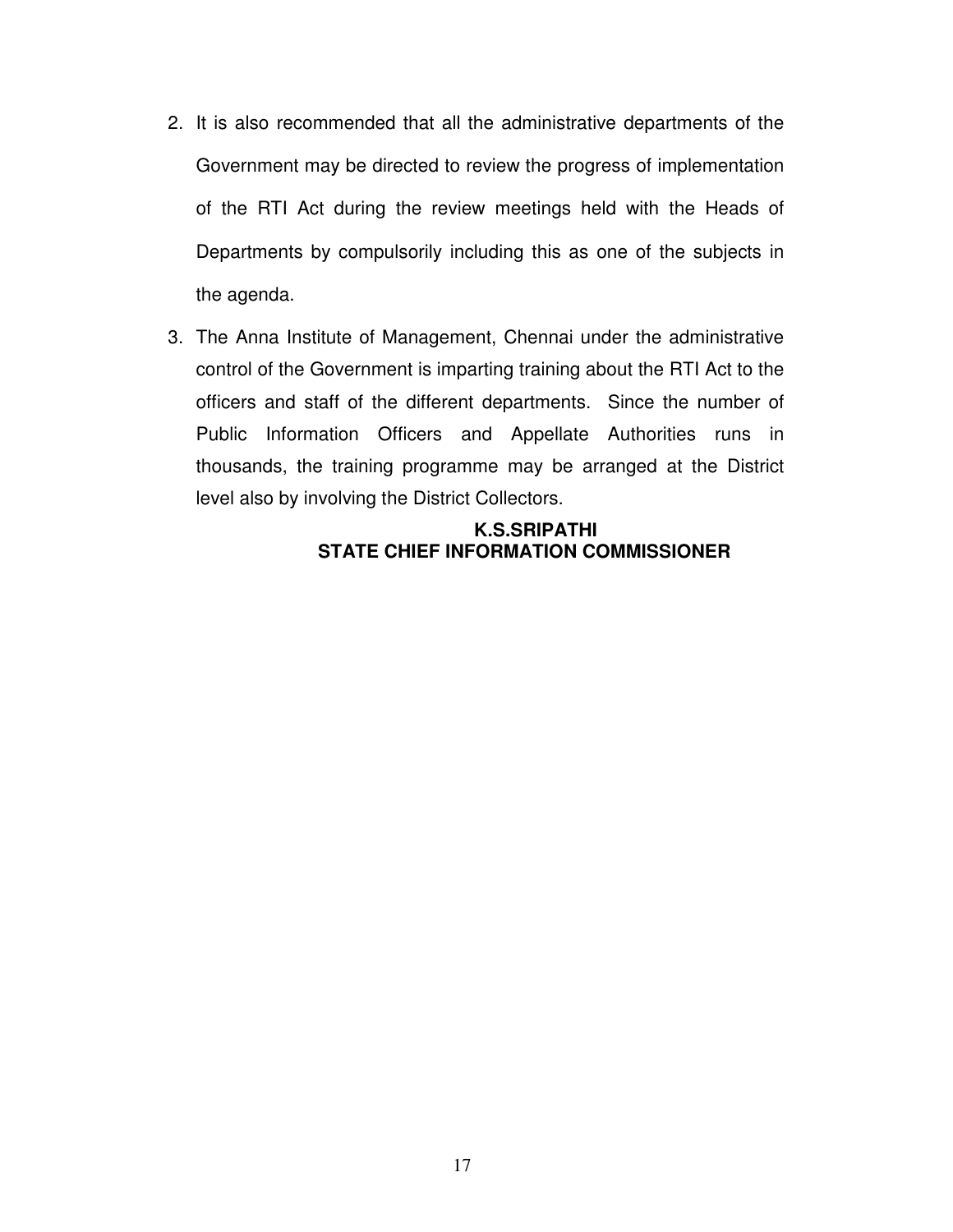2. It is also recommended that all the administrative departments of the Government may be directed to review the progress of implementation of the RTI Act during the review meetings held with the Heads of Departments by compulsorily including this as one of the subjects in the agenda.

3. The Anna Institute of Management, Chennai under the administrative control of the Government is imparting training about the RTI Act to the officers and staff of the different departments. Since the number of Public Information Officers and Appellate Authorities runs in thousands, the training programme may be arranged at the District level also by involving the District Collectors.

**K.S.SRIPATHI**
**STATE CHIEF INFORMATION COMMISSIONER**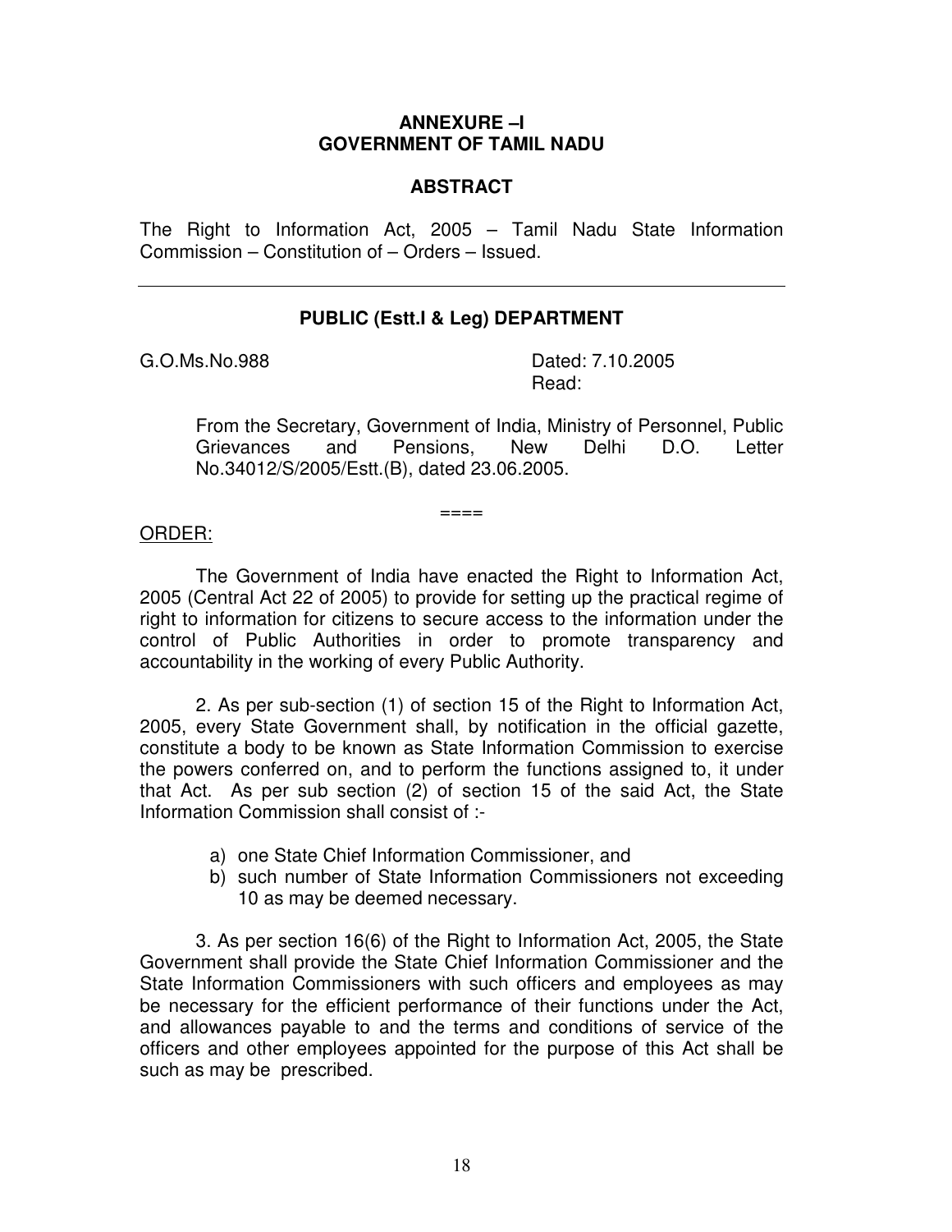**ANNEXURE –I**
**GOVERNMENT OF TAMIL NADU**

**ABSTRACT**

The Right to Information Act, 2005 – Tamil Nadu State Information Commission – Constitution of – Orders – Issued.

---

**PUBLIC (Estt.I & Leg) DEPARTMENT**

G.O.Ms.No.988 Dated: 7.10.2005
Read:

From the Secretary, Government of India, Ministry of Personnel, Public Grievances and Pensions, New Delhi D.O. Letter No.34012/S/2005/Estt.(B), dated 23.06.2005.

====

ORDER:

The Government of India have enacted the Right to Information Act, 2005 (Central Act 22 of 2005) to provide for setting up the practical regime of right to information for citizens to secure access to the information under the control of Public Authorities in order to promote transparency and accountability in the working of every Public Authority.

2. As per sub-section (1) of section 15 of the Right to Information Act, 2005, every State Government shall, by notification in the official gazette, constitute a body to be known as State Information Commission to exercise the powers conferred on, and to perform the functions assigned to, it under that Act. As per sub section (2) of section 15 of the said Act, the State Information Commission shall consist of :-

a) one State Chief Information Commissioner, and
b) such number of State Information Commissioners not exceeding 10 as may be deemed necessary.

3. As per section 16(6) of the Right to Information Act, 2005, the State Government shall provide the State Chief Information Commissioner and the State Information Commissioners with such officers and employees as may be necessary for the efficient performance of their functions under the Act, and allowances payable to and the terms and conditions of service of the officers and other employees appointed for the purpose of this Act shall be such as may be prescribed.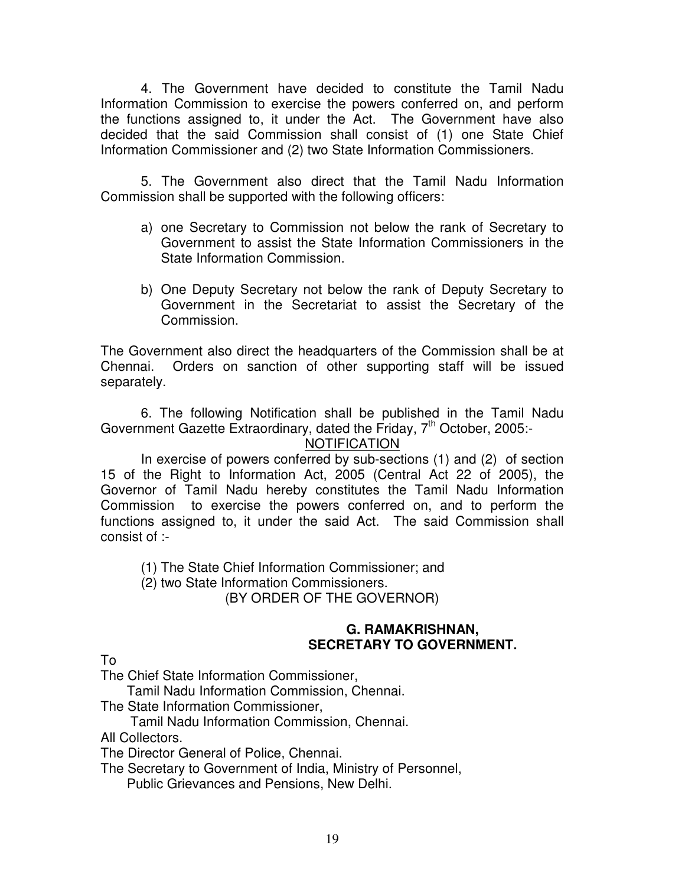4. The Government have decided to constitute the Tamil Nadu Information Commission to exercise the powers conferred on, and perform the functions assigned to, it under the Act. The Government have also decided that the said Commission shall consist of (1) one State Chief Information Commissioner and (2) two State Information Commissioners.

5. The Government also direct that the Tamil Nadu Information Commission shall be supported with the following officers:

a) one Secretary to Commission not below the rank of Secretary to Government to assist the State Information Commissioners in the State Information Commission.

b) One Deputy Secretary not below the rank of Deputy Secretary to Government in the Secretariat to assist the Secretary of the Commission.

The Government also direct the headquarters of the Commission shall be at Chennai. Orders on sanction of other supporting staff will be issued separately.

6. The following Notification shall be published in the Tamil Nadu Government Gazette Extraordinary, dated the Friday, 7th October, 2005:-

<u>NOTIFICATION</u>

In exercise of powers conferred by sub-sections (1) and (2) of section 15 of the Right to Information Act, 2005 (Central Act 22 of 2005), the Governor of Tamil Nadu hereby constitutes the Tamil Nadu Information Commission to exercise the powers conferred on, and to perform the functions assigned to, it under the said Act. The said Commission shall consist of :-

(1) The State Chief Information Commissioner; and
(2) two State Information Commissioners.

(BY ORDER OF THE GOVERNOR)

**G. RAMAKRISHNAN,**
**SECRETARY TO GOVERNMENT.**

To
The Chief State Information Commissioner,
Tamil Nadu Information Commission, Chennai.
The State Information Commissioner,
Tamil Nadu Information Commission, Chennai.
All Collectors.
The Director General of Police, Chennai.
The Secretary to Government of India, Ministry of Personnel,
Public Grievances and Pensions, New Delhi.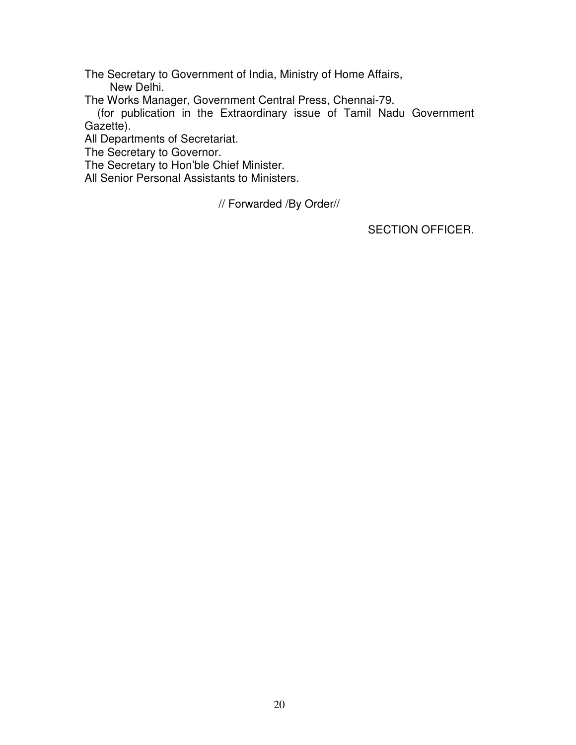The Secretary to Government of India, Ministry of Home Affairs,
New Delhi.
The Works Manager, Government Central Press, Chennai-79.
(for publication in the Extraordinary issue of Tamil Nadu Government Gazette).
All Departments of Secretariat.
The Secretary to Governor.
The Secretary to Hon'ble Chief Minister.
All Senior Personal Assistants to Ministers.

// Forwarded /By Order//

SECTION OFFICER.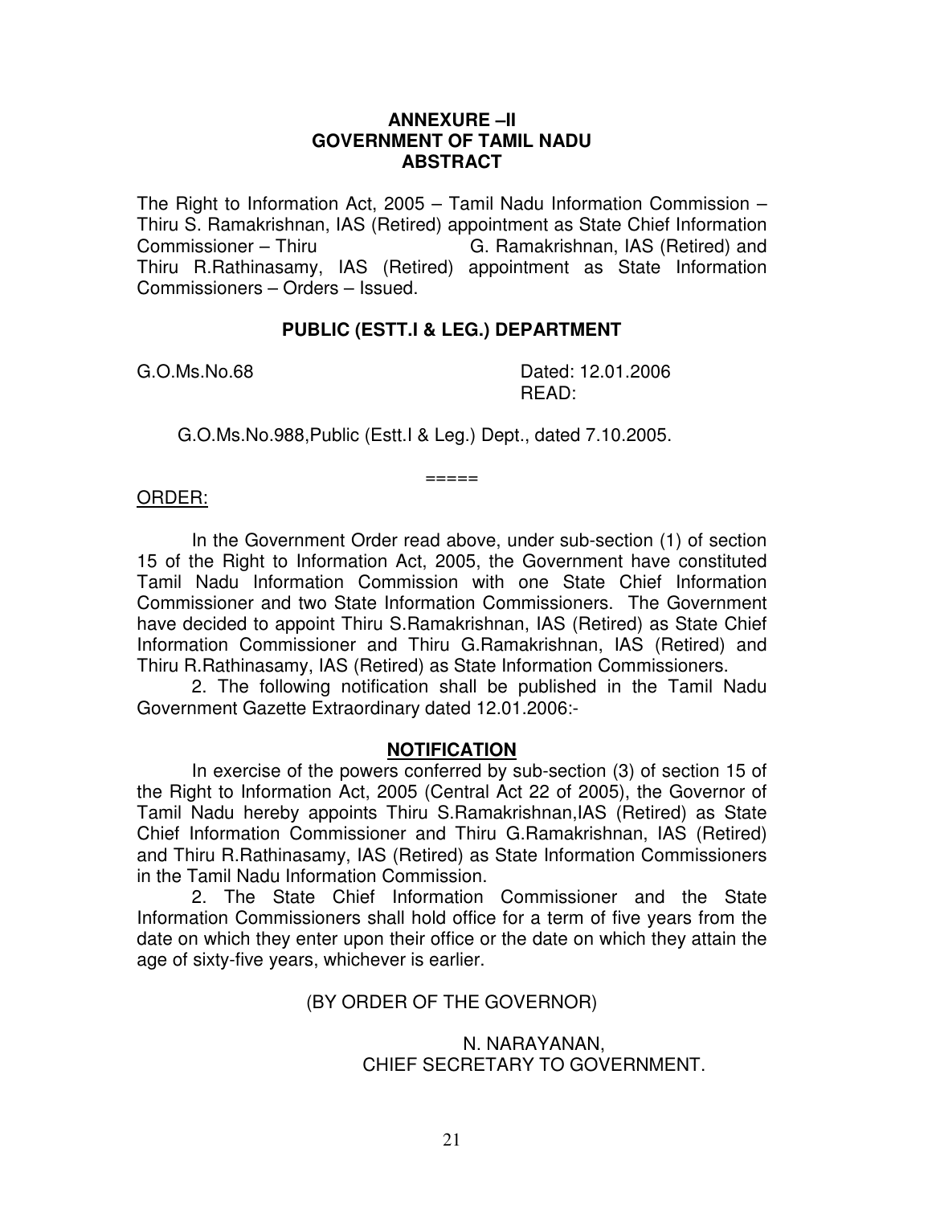**ANNEXURE –II**
**GOVERNMENT OF TAMIL NADU**
**ABSTRACT**

The Right to Information Act, 2005 – Tamil Nadu Information Commission – Thiru S. Ramakrishnan, IAS (Retired) appointment as State Chief Information Commissioner – Thiru G. Ramakrishnan, IAS (Retired) and Thiru R.Rathinasamy, IAS (Retired) appointment as State Information Commissioners – Orders – Issued.

**PUBLIC (ESTT.I & LEG.) DEPARTMENT**

G.O.Ms.No.68 Dated: 12.01.2006

READ:

G.O.Ms.No.988,Public (Estt.I & Leg.) Dept., dated 7.10.2005.

=====

ORDER:

In the Government Order read above, under sub-section (1) of section 15 of the Right to Information Act, 2005, the Government have constituted Tamil Nadu Information Commission with one State Chief Information Commissioner and two State Information Commissioners. The Government have decided to appoint Thiru S.Ramakrishnan, IAS (Retired) as State Chief Information Commissioner and Thiru G.Ramakrishnan, IAS (Retired) and Thiru R.Rathinasamy, IAS (Retired) as State Information Commissioners.

2. The following notification shall be published in the Tamil Nadu Government Gazette Extraordinary dated 12.01.2006:-

**NOTIFICATION**

In exercise of the powers conferred by sub-section (3) of section 15 of the Right to Information Act, 2005 (Central Act 22 of 2005), the Governor of Tamil Nadu hereby appoints Thiru S.Ramakrishnan,IAS (Retired) as State Chief Information Commissioner and Thiru G.Ramakrishnan, IAS (Retired) and Thiru R.Rathinasamy, IAS (Retired) as State Information Commissioners in the Tamil Nadu Information Commission.

2. The State Chief Information Commissioner and the State Information Commissioners shall hold office for a term of five years from the date on which they enter upon their office or the date on which they attain the age of sixty-five years, whichever is earlier.

(BY ORDER OF THE GOVERNOR)

N. NARAYANAN,
CHIEF SECRETARY TO GOVERNMENT.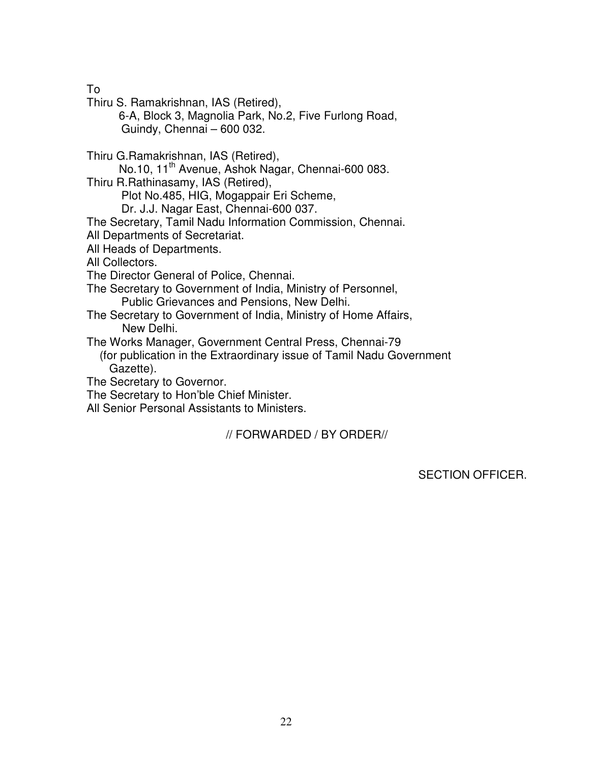To

Thiru S. Ramakrishnan, IAS (Retired),
6-A, Block 3, Magnolia Park, No.2, Five Furlong Road,
Guindy, Chennai – 600 032.

Thiru G.Ramakrishnan, IAS (Retired),
No.10, 11th Avenue, Ashok Nagar, Chennai-600 083.

Thiru R.Rathinasamy, IAS (Retired),
Plot No.485, HIG, Mogappair Eri Scheme,
Dr. J.J. Nagar East, Chennai-600 037.

The Secretary, Tamil Nadu Information Commission, Chennai.

All Departments of Secretariat.

All Heads of Departments.

All Collectors.

The Director General of Police, Chennai.

The Secretary to Government of India, Ministry of Personnel,
Public Grievances and Pensions, New Delhi.

The Secretary to Government of India, Ministry of Home Affairs,
New Delhi.

The Works Manager, Government Central Press, Chennai-79
(for publication in the Extraordinary issue of Tamil Nadu Government Gazette).

The Secretary to Governor.

The Secretary to Hon'ble Chief Minister.

All Senior Personal Assistants to Ministers.

// FORWARDED / BY ORDER//

SECTION OFFICER.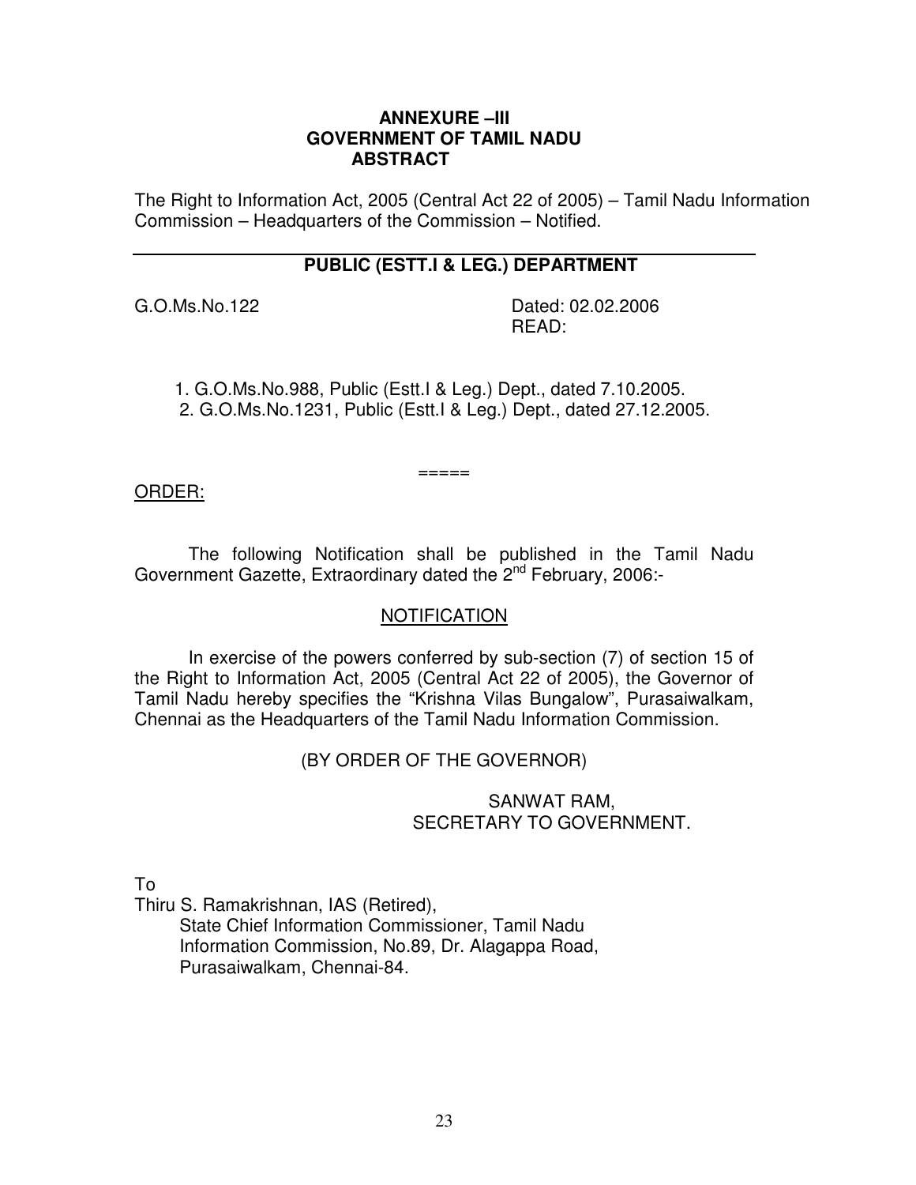**ANNEXURE –III**
**GOVERNMENT OF TAMIL NADU**
**ABSTRACT**

The Right to Information Act, 2005 (Central Act 22 of 2005) – Tamil Nadu Information Commission – Headquarters of the Commission – Notified.

---

**PUBLIC (ESTT.I & LEG.) DEPARTMENT**

G.O.Ms.No.122 Dated: 02.02.2006
READ:

1. G.O.Ms.No.988, Public (Estt.I & Leg.) Dept., dated 7.10.2005.
2. G.O.Ms.No.1231, Public (Estt.I & Leg.) Dept., dated 27.12.2005.

=====

ORDER:

The following Notification shall be published in the Tamil Nadu Government Gazette, Extraordinary dated the 2nd February, 2006:-

NOTIFICATION

In exercise of the powers conferred by sub-section (7) of section 15 of the Right to Information Act, 2005 (Central Act 22 of 2005), the Governor of Tamil Nadu hereby specifies the "Krishna Vilas Bungalow", Purasaiwalkam, Chennai as the Headquarters of the Tamil Nadu Information Commission.

(BY ORDER OF THE GOVERNOR)

SANWAT RAM,
SECRETARY TO GOVERNMENT.

To
Thiru S. Ramakrishnan, IAS (Retired),
State Chief Information Commissioner, Tamil Nadu
Information Commission, No.89, Dr. Alagappa Road,
Purasaiwalkam, Chennai-84.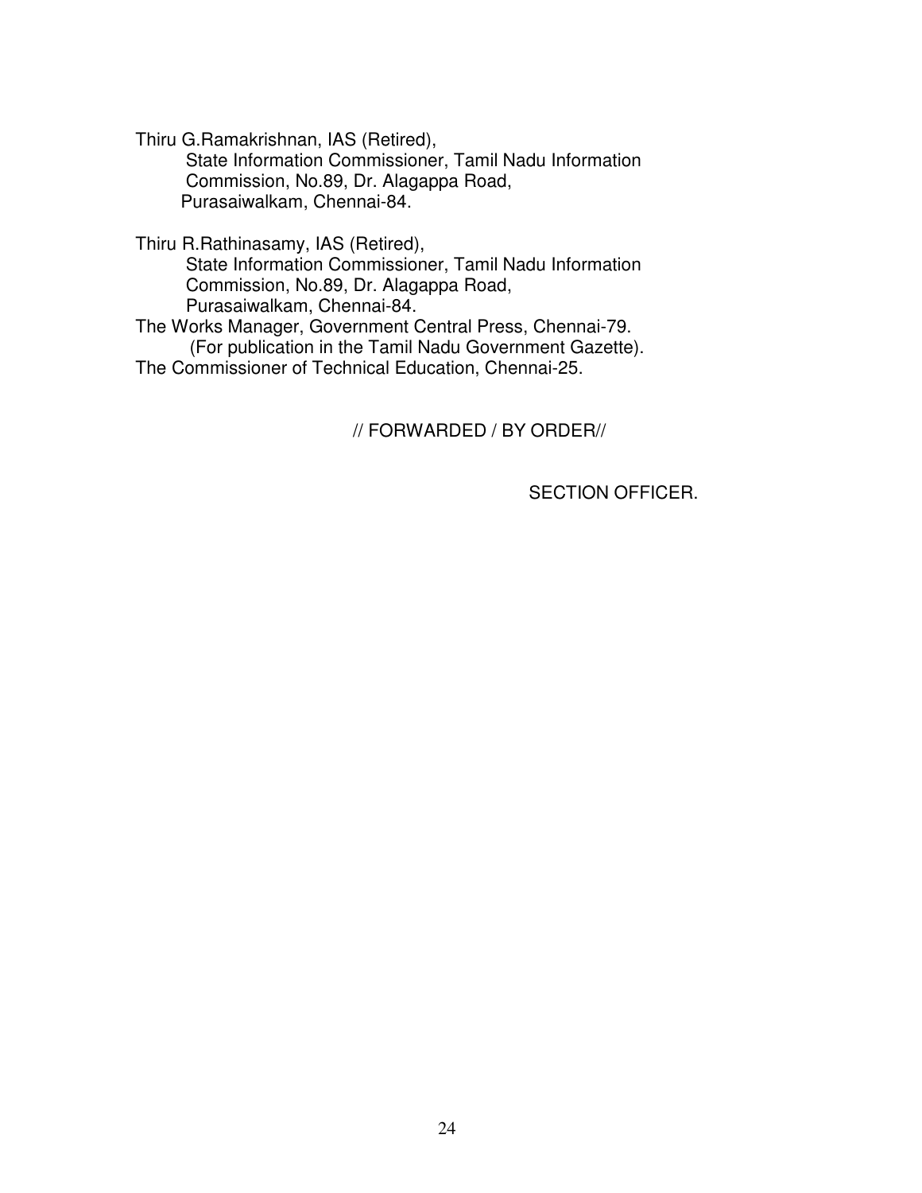Thiru G.Ramakrishnan, IAS (Retired),
State Information Commissioner, Tamil Nadu Information
Commission, No.89, Dr. Alagappa Road,
Purasaiwalkam, Chennai-84.

Thiru R.Rathinasamy, IAS (Retired),
State Information Commissioner, Tamil Nadu Information
Commission, No.89, Dr. Alagappa Road,
Purasaiwalkam, Chennai-84.

The Works Manager, Government Central Press, Chennai-79.
(For publication in the Tamil Nadu Government Gazette).

The Commissioner of Technical Education, Chennai-25.

// FORWARDED / BY ORDER//

SECTION OFFICER.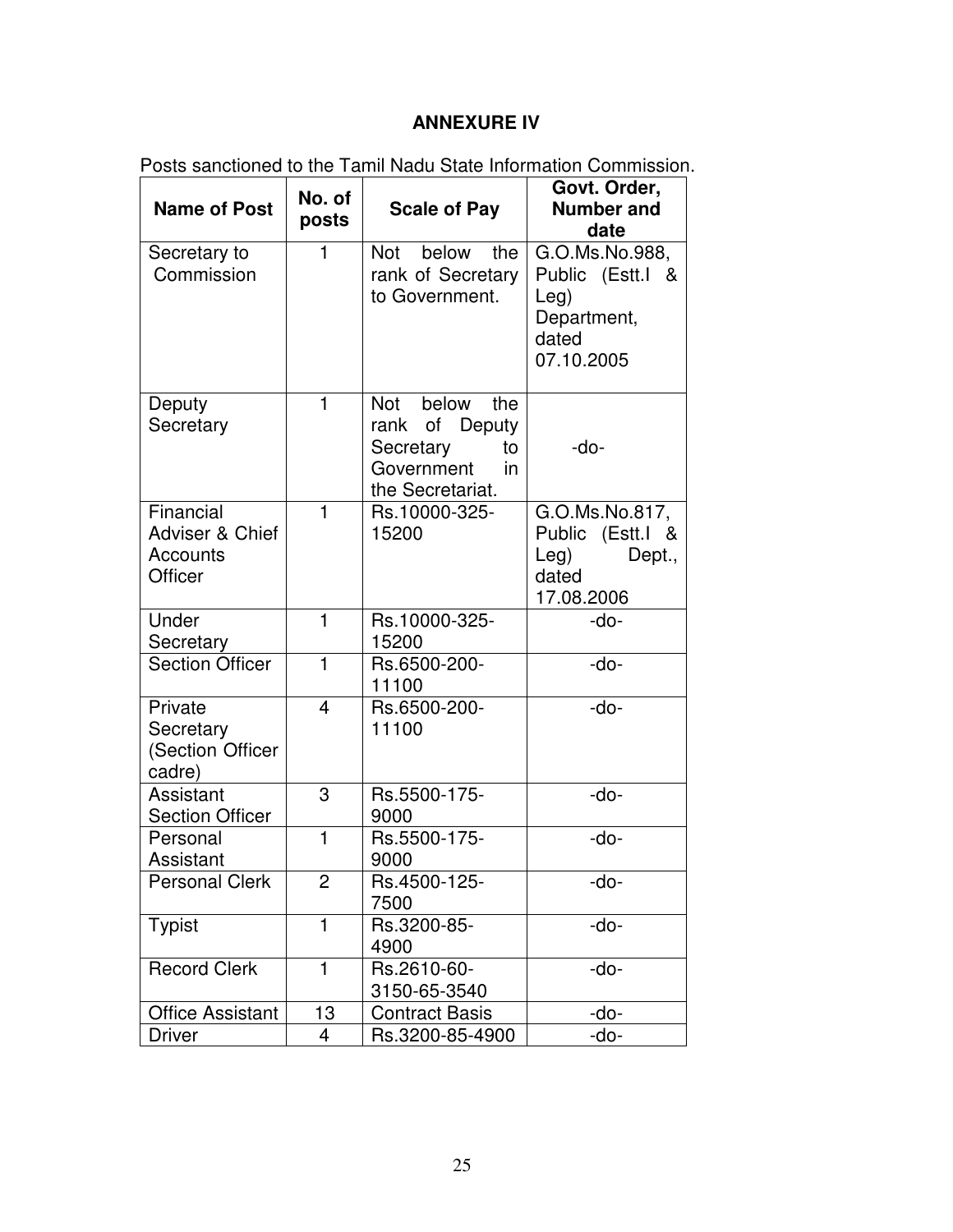## ANNEXURE IV

Posts sanctioned to the Tamil Nadu State Information Commission.

| Name of Post | No. of posts | Scale of Pay | Govt. Order, Number and date |
|---|---|---|---|
| Secretary to Commission | 1 | Not below the rank of Secretary to Government. | G.O.Ms.No.988, Public (Estt.I & Leg) Department, dated 07.10.2005 |
| Deputy Secretary | 1 | Not below the rank of Deputy Secretary to Government in the Secretariat. | -do- |
| Financial Adviser & Chief Accounts Officer | 1 | Rs.10000-325-15200 | G.O.Ms.No.817, Public (Estt.I & Leg) Dept., dated 17.08.2006 |
| Under Secretary | 1 | Rs.10000-325-15200 | -do- |
| Section Officer | 1 | Rs.6500-200-11100 | -do- |
| Private Secretary (Section Officer cadre) | 4 | Rs.6500-200-11100 | -do- |
| Assistant Section Officer | 3 | Rs.5500-175-9000 | -do- |
| Personal Assistant | 1 | Rs.5500-175-9000 | -do- |
| Personal Clerk | 2 | Rs.4500-125-7500 | -do- |
| Typist | 1 | Rs.3200-85-4900 | -do- |
| Record Clerk | 1 | Rs.2610-60-3150-65-3540 | -do- |
| Office Assistant | 13 | Contract Basis | -do- |
| Driver | 4 | Rs.3200-85-4900 | -do- |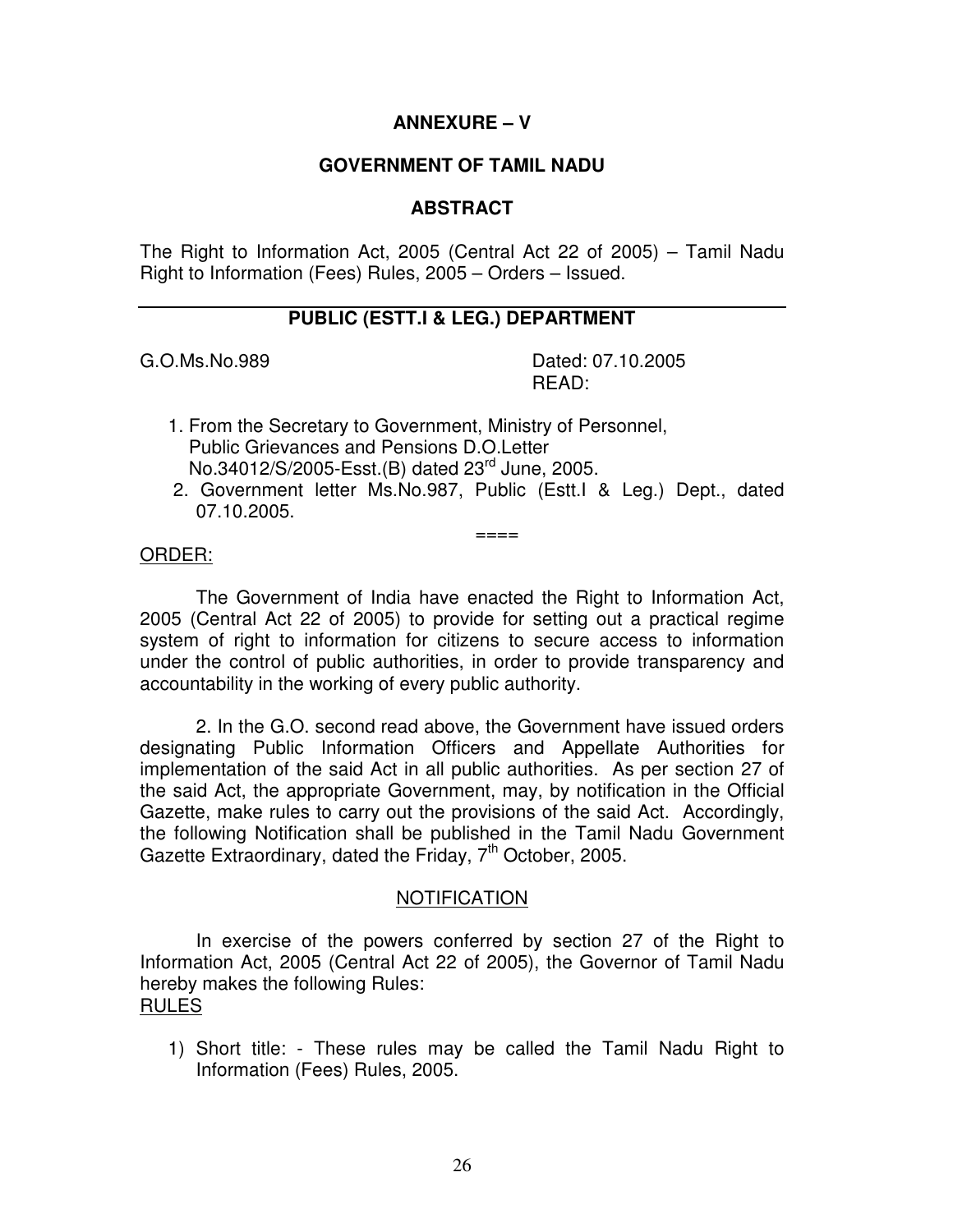**ANNEXURE – V**

**GOVERNMENT OF TAMIL NADU**

**ABSTRACT**

The Right to Information Act, 2005 (Central Act 22 of 2005) – Tamil Nadu Right to Information (Fees) Rules, 2005 – Orders – Issued.

---

**PUBLIC (ESTT.I & LEG.) DEPARTMENT**

G.O.Ms.No.989 Dated: 07.10.2005

READ:

1. From the Secretary to Government, Ministry of Personnel, Public Grievances and Pensions D.O.Letter No.34012/S/2005-Esst.(B) dated 23rd June, 2005.
2. Government letter Ms.No.987, Public (Estt.I & Leg.) Dept., dated 07.10.2005.

====

ORDER:

The Government of India have enacted the Right to Information Act, 2005 (Central Act 22 of 2005) to provide for setting out a practical regime system of right to information for citizens to secure access to information under the control of public authorities, in order to provide transparency and accountability in the working of every public authority.

2. In the G.O. second read above, the Government have issued orders designating Public Information Officers and Appellate Authorities for implementation of the said Act in all public authorities. As per section 27 of the said Act, the appropriate Government, may, by notification in the Official Gazette, make rules to carry out the provisions of the said Act. Accordingly, the following Notification shall be published in the Tamil Nadu Government Gazette Extraordinary, dated the Friday, 7th October, 2005.

NOTIFICATION

In exercise of the powers conferred by section 27 of the Right to Information Act, 2005 (Central Act 22 of 2005), the Governor of Tamil Nadu hereby makes the following Rules:

RULES

1) Short title: - These rules may be called the Tamil Nadu Right to Information (Fees) Rules, 2005.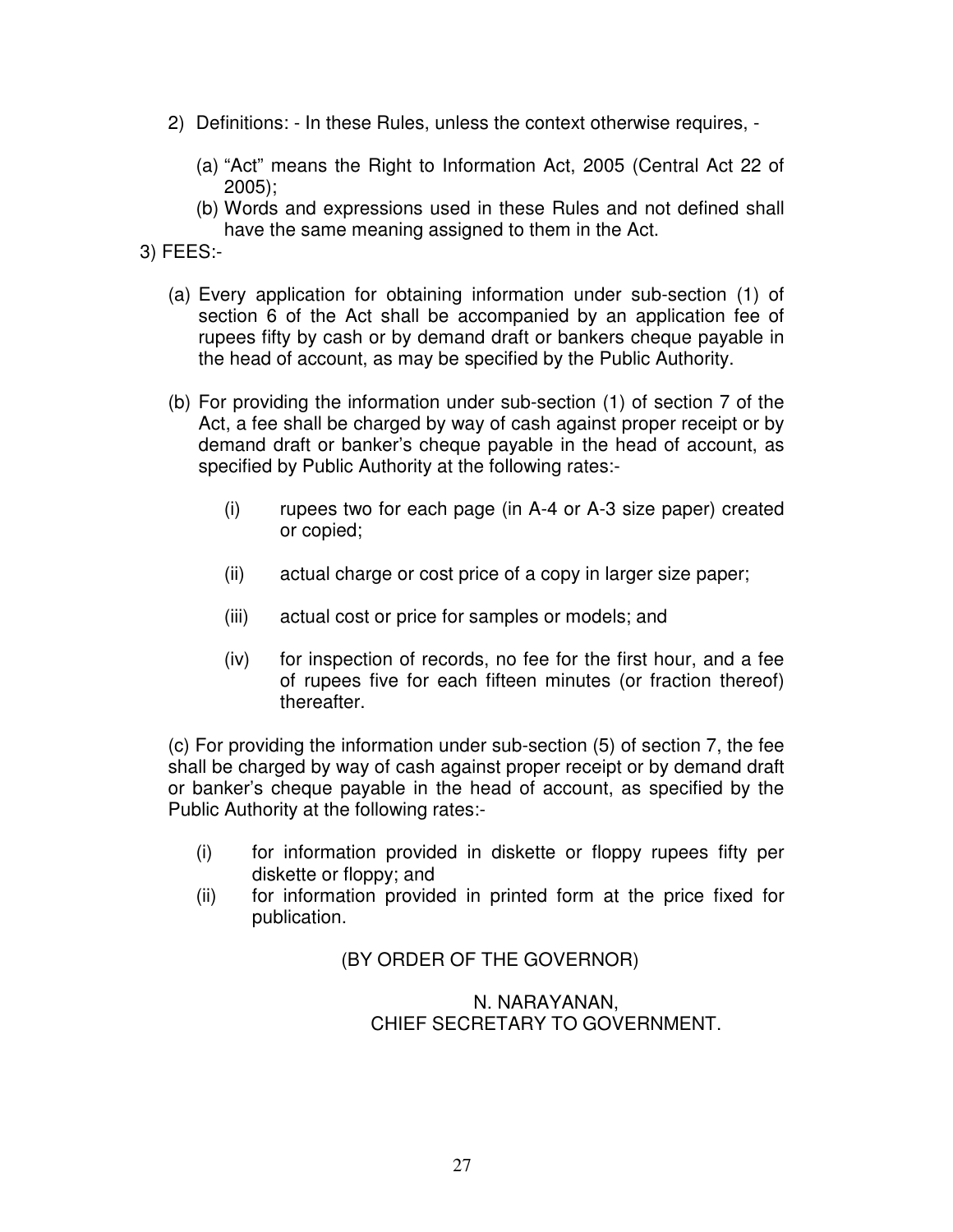2) Definitions: - In these Rules, unless the context otherwise requires, -

   (a) "Act" means the Right to Information Act, 2005 (Central Act 22 of 2005);
   (b) Words and expressions used in these Rules and not defined shall have the same meaning assigned to them in the Act.

3) FEES:-

   (a) Every application for obtaining information under sub-section (1) of section 6 of the Act shall be accompanied by an application fee of rupees fifty by cash or by demand draft or bankers cheque payable in the head of account, as may be specified by the Public Authority.

   (b) For providing the information under sub-section (1) of section 7 of the Act, a fee shall be charged by way of cash against proper receipt or by demand draft or banker's cheque payable in the head of account, as specified by Public Authority at the following rates:-

      (i) rupees two for each page (in A-4 or A-3 size paper) created or copied;

      (ii) actual charge or cost price of a copy in larger size paper;

      (iii) actual cost or price for samples or models; and

      (iv) for inspection of records, no fee for the first hour, and a fee of rupees five for each fifteen minutes (or fraction thereof) thereafter.

   (c) For providing the information under sub-section (5) of section 7, the fee shall be charged by way of cash against proper receipt or by demand draft or banker's cheque payable in the head of account, as specified by the Public Authority at the following rates:-

      (i) for information provided in diskette or floppy rupees fifty per diskette or floppy; and
      (ii) for information provided in printed form at the price fixed for publication.

(BY ORDER OF THE GOVERNOR)

N. NARAYANAN,
CHIEF SECRETARY TO GOVERNMENT.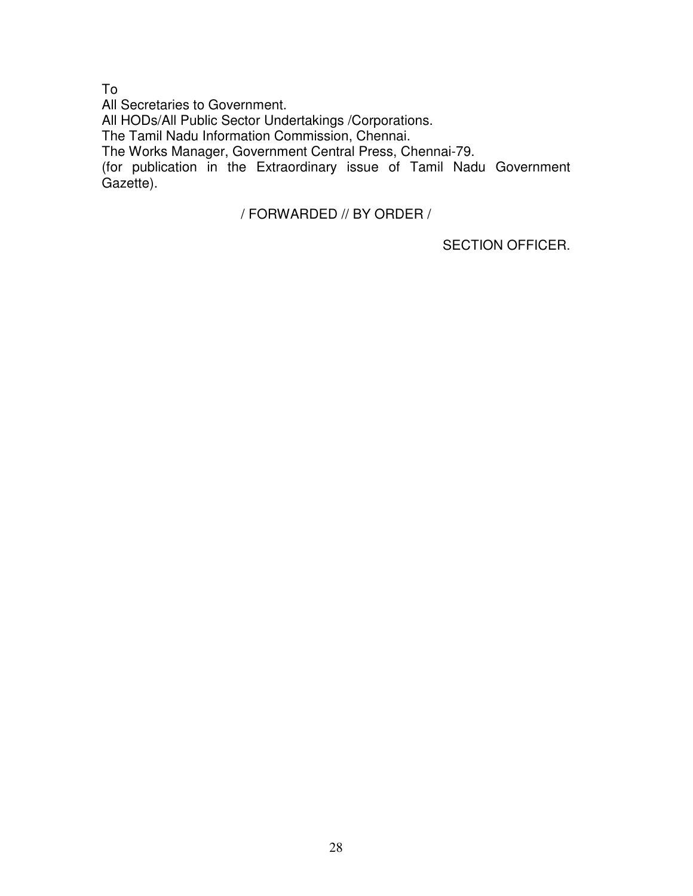To

All Secretaries to Government.

All HODs/All Public Sector Undertakings /Corporations.

The Tamil Nadu Information Commission, Chennai.

The Works Manager, Government Central Press, Chennai-79.

(for publication in the Extraordinary issue of Tamil Nadu Government Gazette).

/ FORWARDED // BY ORDER /

SECTION OFFICER.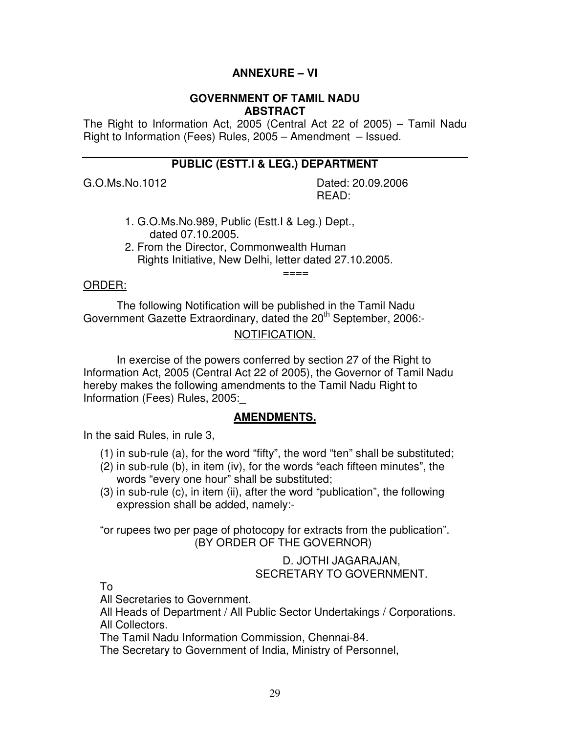**ANNEXURE – VI**

**GOVERNMENT OF TAMIL NADU**
**ABSTRACT**

The Right to Information Act, 2005 (Central Act 22 of 2005) – Tamil Nadu Right to Information (Fees) Rules, 2005 – Amendment – Issued.

---

**PUBLIC (ESTT.I & LEG.) DEPARTMENT**

G.O.Ms.No.1012 Dated: 20.09.2006

READ:

1. G.O.Ms.No.989, Public (Estt.I & Leg.) Dept., dated 07.10.2005.
2. From the Director, Commonwealth Human Rights Initiative, New Delhi, letter dated 27.10.2005.

====

ORDER:

The following Notification will be published in the Tamil Nadu Government Gazette Extraordinary, dated the 20th September, 2006:-

NOTIFICATION.

In exercise of the powers conferred by section 27 of the Right to Information Act, 2005 (Central Act 22 of 2005), the Governor of Tamil Nadu hereby makes the following amendments to the Tamil Nadu Right to Information (Fees) Rules, 2005:_

**AMENDMENTS.**

In the said Rules, in rule 3,

(1) in sub-rule (a), for the word "fifty", the word "ten" shall be substituted;
(2) in sub-rule (b), in item (iv), for the words "each fifteen minutes", the words "every one hour" shall be substituted;
(3) in sub-rule (c), in item (ii), after the word "publication", the following expression shall be added, namely:-

"or rupees two per page of photocopy for extracts from the publication".

(BY ORDER OF THE GOVERNOR)

D. JOTHI JAGARAJAN,
SECRETARY TO GOVERNMENT.

To

All Secretaries to Government.
All Heads of Department / All Public Sector Undertakings / Corporations.
All Collectors.
The Tamil Nadu Information Commission, Chennai-84.
The Secretary to Government of India, Ministry of Personnel,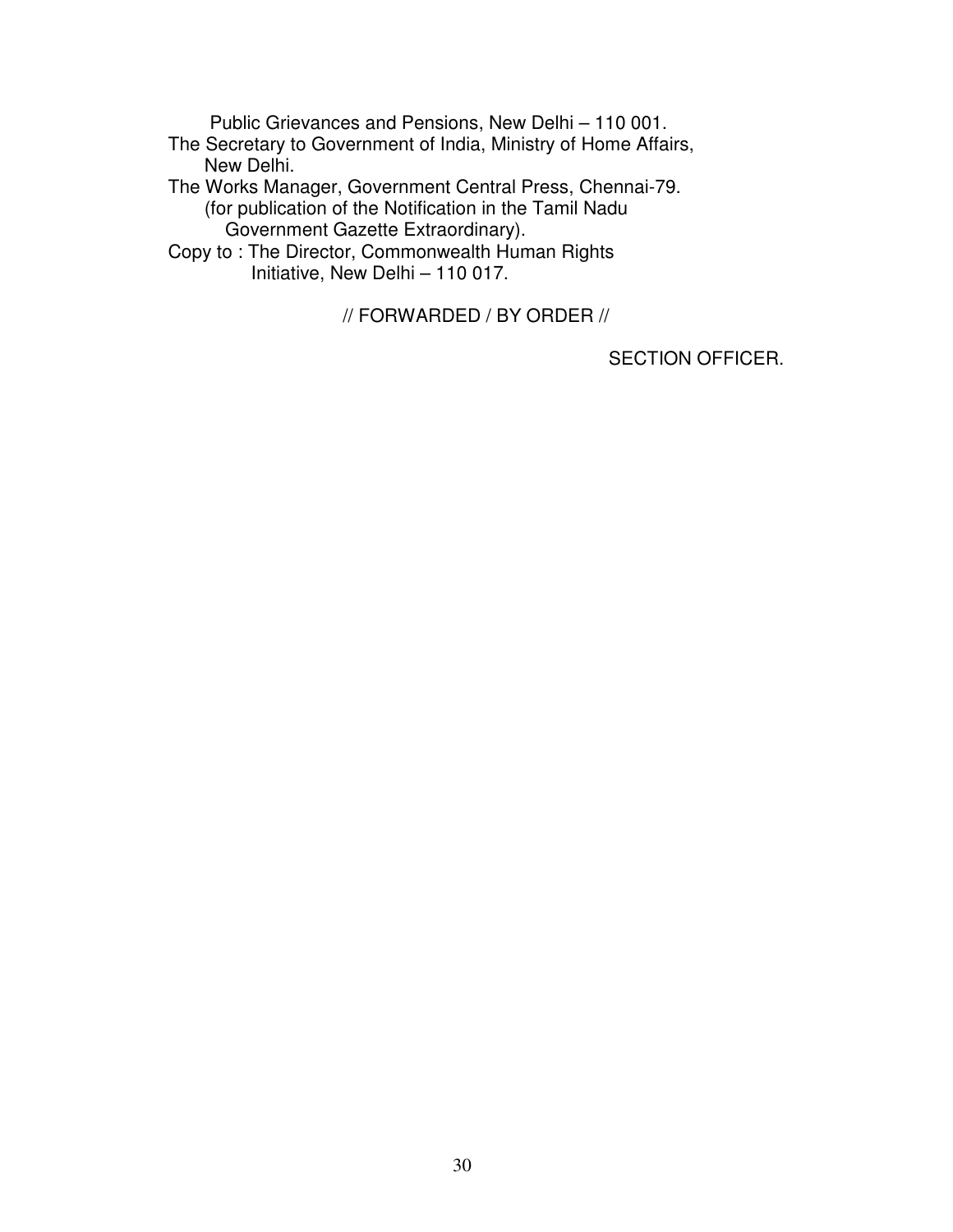Public Grievances and Pensions, New Delhi – 110 001.

The Secretary to Government of India, Ministry of Home Affairs, New Delhi.

The Works Manager, Government Central Press, Chennai-79. (for publication of the Notification in the Tamil Nadu Government Gazette Extraordinary).

Copy to : The Director, Commonwealth Human Rights Initiative, New Delhi – 110 017.

// FORWARDED / BY ORDER //

SECTION OFFICER.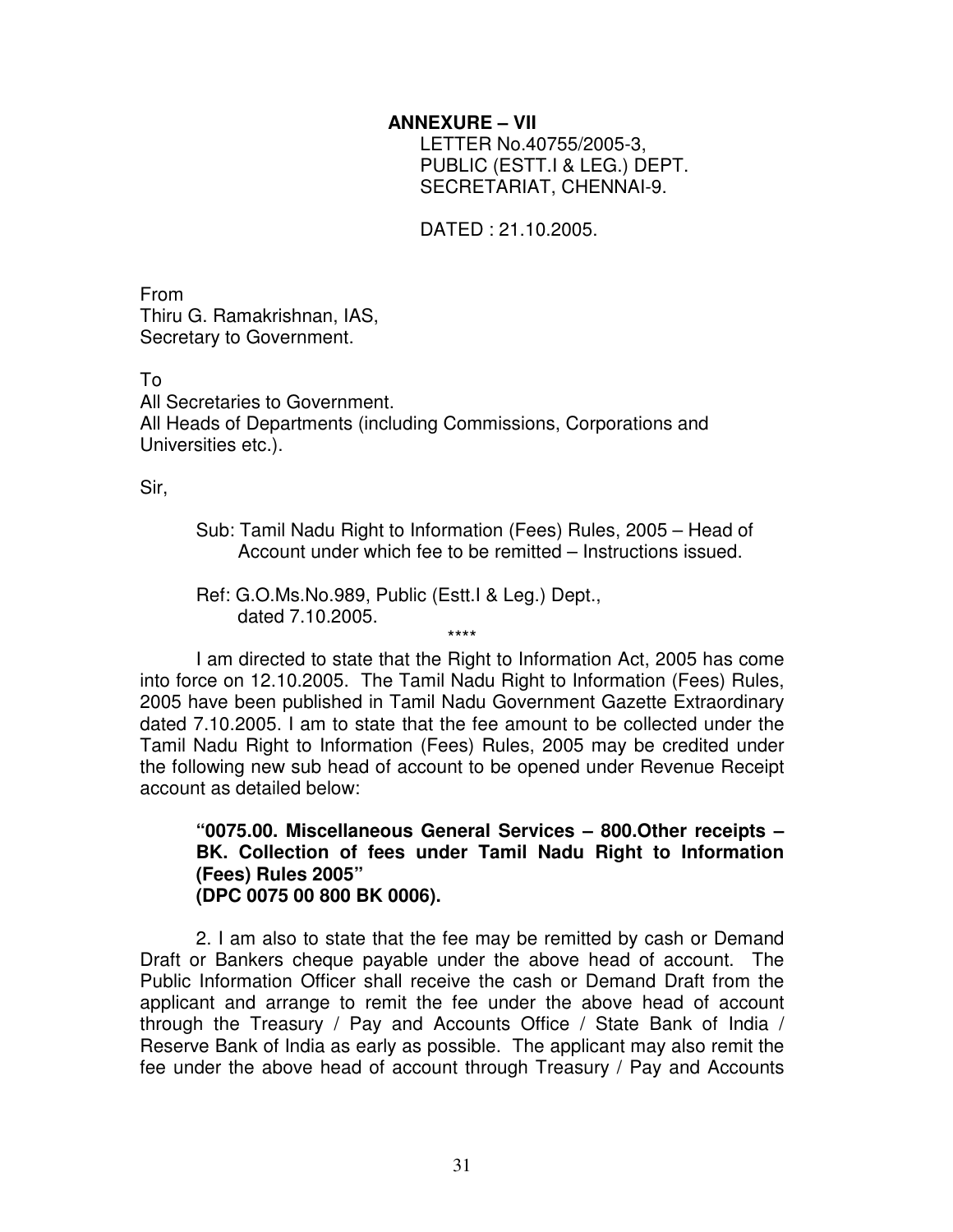**ANNEXURE – VII**

LETTER No.40755/2005-3,
PUBLIC (ESTT.I & LEG.) DEPT.
SECRETARIAT, CHENNAI-9.

DATED : 21.10.2005.

From
Thiru G. Ramakrishnan, IAS,
Secretary to Government.

To
All Secretaries to Government.
All Heads of Departments (including Commissions, Corporations and Universities etc.).

Sir,

Sub: Tamil Nadu Right to Information (Fees) Rules, 2005 – Head of Account under which fee to be remitted – Instructions issued.

Ref: G.O.Ms.No.989, Public (Estt.I & Leg.) Dept., dated 7.10.2005.

****

I am directed to state that the Right to Information Act, 2005 has come into force on 12.10.2005. The Tamil Nadu Right to Information (Fees) Rules, 2005 have been published in Tamil Nadu Government Gazette Extraordinary dated 7.10.2005. I am to state that the fee amount to be collected under the Tamil Nadu Right to Information (Fees) Rules, 2005 may be credited under the following new sub head of account to be opened under Revenue Receipt account as detailed below:

**"0075.00. Miscellaneous General Services – 800.Other receipts – BK. Collection of fees under Tamil Nadu Right to Information (Fees) Rules 2005"**
**(DPC 0075 00 800 BK 0006).**

2. I am also to state that the fee may be remitted by cash or Demand Draft or Bankers cheque payable under the above head of account. The Public Information Officer shall receive the cash or Demand Draft from the applicant and arrange to remit the fee under the above head of account through the Treasury / Pay and Accounts Office / State Bank of India / Reserve Bank of India as early as possible. The applicant may also remit the fee under the above head of account through Treasury / Pay and Accounts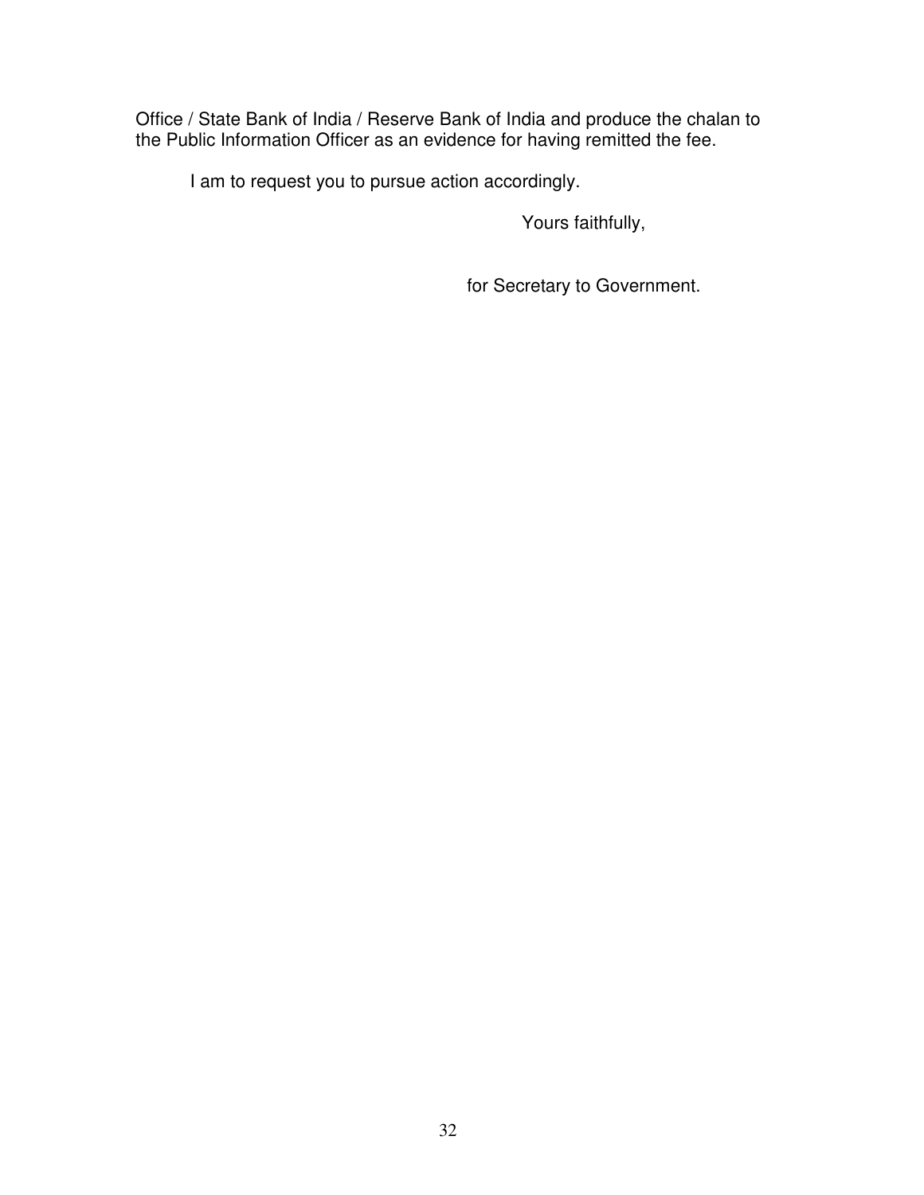Office / State Bank of India / Reserve Bank of India and produce the chalan to the Public Information Officer as an evidence for having remitted the fee.

I am to request you to pursue action accordingly.

Yours faithfully,

for Secretary to Government.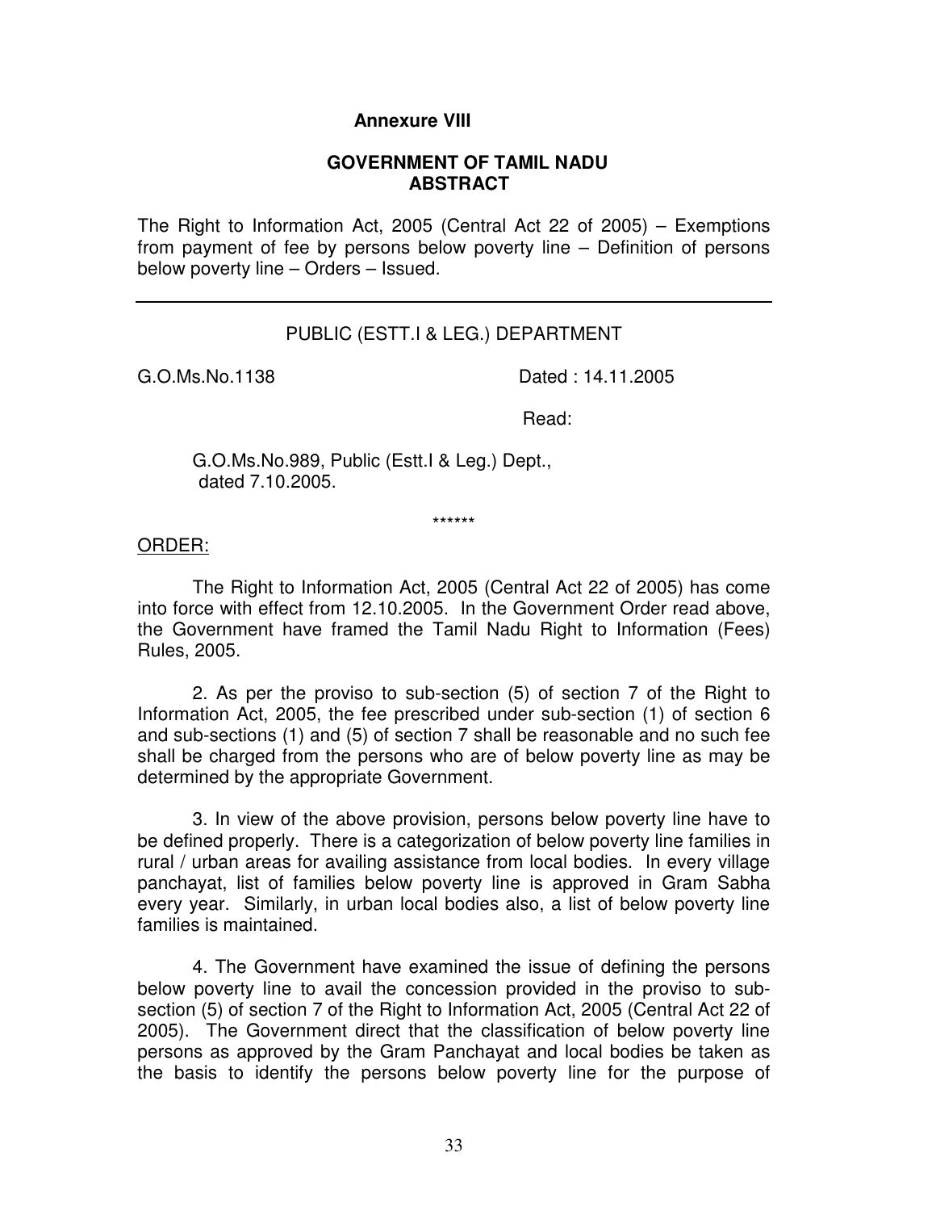**Annexure VIII**

**GOVERNMENT OF TAMIL NADU**
**ABSTRACT**

The Right to Information Act, 2005 (Central Act 22 of 2005) – Exemptions from payment of fee by persons below poverty line – Definition of persons below poverty line – Orders – Issued.

---

PUBLIC (ESTT.I & LEG.) DEPARTMENT

G.O.Ms.No.1138 Dated : 14.11.2005

Read:

G.O.Ms.No.989, Public (Estt.I & Leg.) Dept., dated 7.10.2005.

******

ORDER:

The Right to Information Act, 2005 (Central Act 22 of 2005) has come into force with effect from 12.10.2005. In the Government Order read above, the Government have framed the Tamil Nadu Right to Information (Fees) Rules, 2005.

2. As per the proviso to sub-section (5) of section 7 of the Right to Information Act, 2005, the fee prescribed under sub-section (1) of section 6 and sub-sections (1) and (5) of section 7 shall be reasonable and no such fee shall be charged from the persons who are of below poverty line as may be determined by the appropriate Government.

3. In view of the above provision, persons below poverty line have to be defined properly. There is a categorization of below poverty line families in rural / urban areas for availing assistance from local bodies. In every village panchayat, list of families below poverty line is approved in Gram Sabha every year. Similarly, in urban local bodies also, a list of below poverty line families is maintained.

4. The Government have examined the issue of defining the persons below poverty line to avail the concession provided in the proviso to sub-section (5) of section 7 of the Right to Information Act, 2005 (Central Act 22 of 2005). The Government direct that the classification of below poverty line persons as approved by the Gram Panchayat and local bodies be taken as the basis to identify the persons below poverty line for the purpose of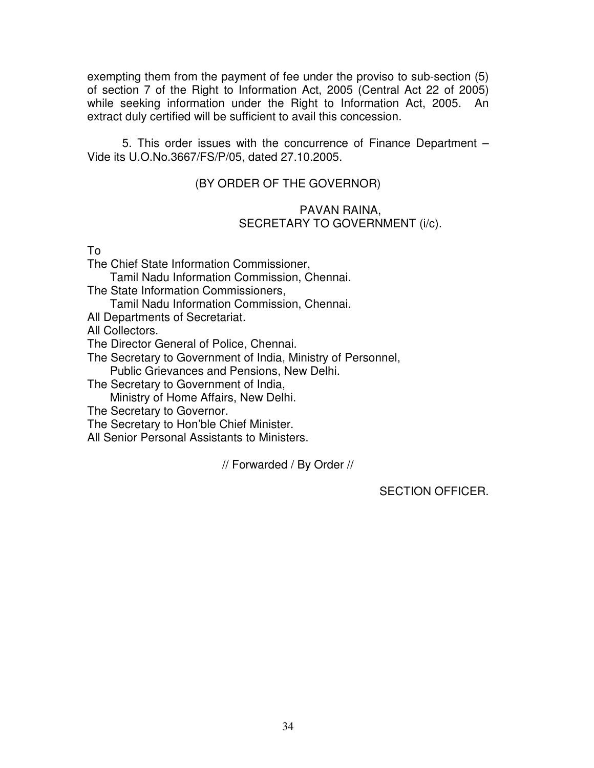exempting them from the payment of fee under the proviso to sub-section (5) of section 7 of the Right to Information Act, 2005 (Central Act 22 of 2005) while seeking information under the Right to Information Act, 2005. An extract duly certified will be sufficient to avail this concession.

5. This order issues with the concurrence of Finance Department – Vide its U.O.No.3667/FS/P/05, dated 27.10.2005.

(BY ORDER OF THE GOVERNOR)

PAVAN RAINA,
SECRETARY TO GOVERNMENT (i/c).

To
The Chief State Information Commissioner,
Tamil Nadu Information Commission, Chennai.
The State Information Commissioners,
Tamil Nadu Information Commission, Chennai.
All Departments of Secretariat.
All Collectors.
The Director General of Police, Chennai.
The Secretary to Government of India, Ministry of Personnel,
Public Grievances and Pensions, New Delhi.
The Secretary to Government of India,
Ministry of Home Affairs, New Delhi.
The Secretary to Governor.
The Secretary to Hon'ble Chief Minister.
All Senior Personal Assistants to Ministers.

// Forwarded / By Order //

SECTION OFFICER.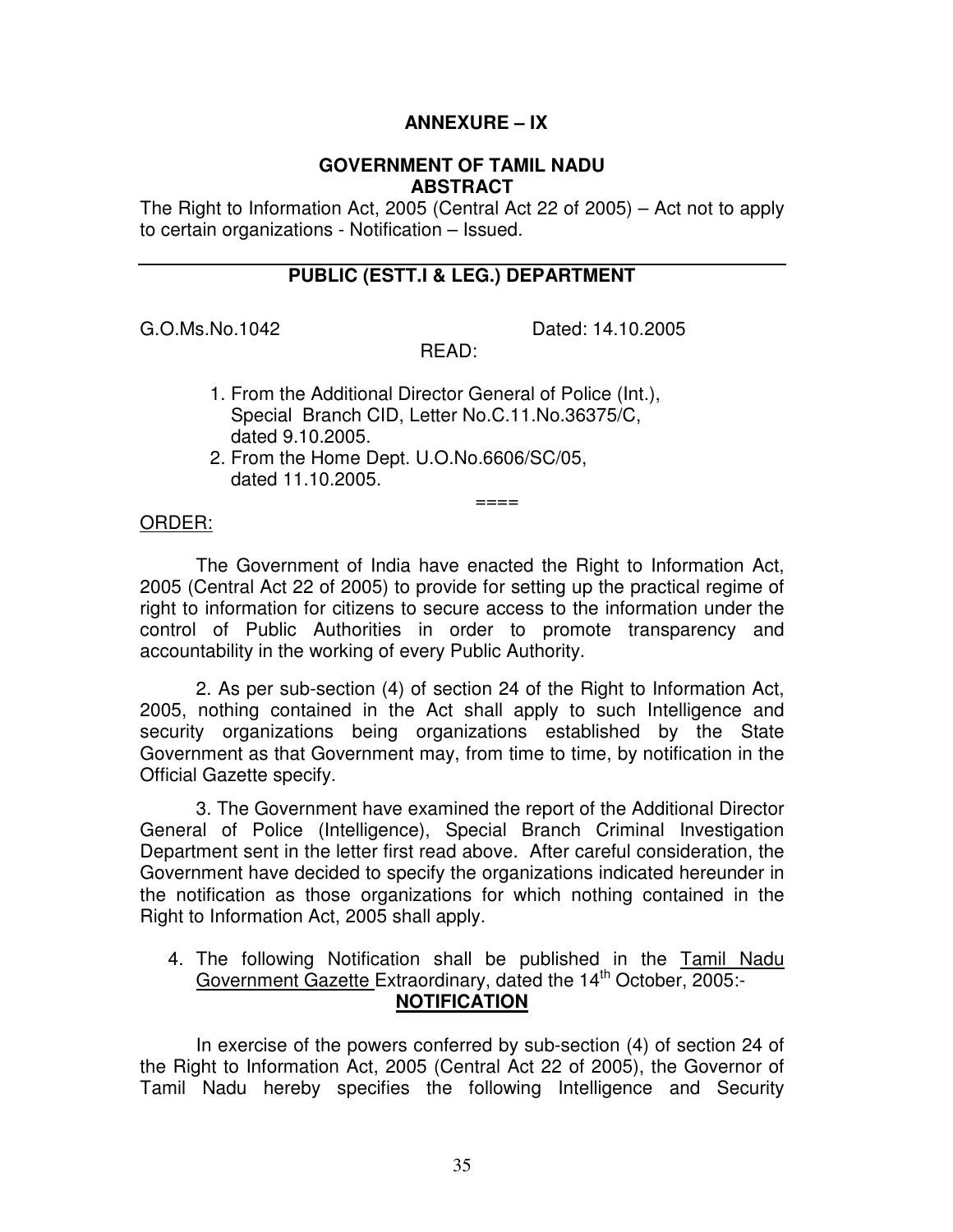## ANNEXURE – IX

### GOVERNMENT OF TAMIL NADU
### ABSTRACT

The Right to Information Act, 2005 (Central Act 22 of 2005) – Act not to apply to certain organizations - Notification – Issued.

---

### PUBLIC (ESTT.I & LEG.) DEPARTMENT

G.O.Ms.No.1042 Dated: 14.10.2005

READ:

1. From the Additional Director General of Police (Int.), Special Branch CID, Letter No.C.11.No.36375/C, dated 9.10.2005.
2. From the Home Dept. U.O.No.6606/SC/05, dated 11.10.2005.

====

ORDER:

The Government of India have enacted the Right to Information Act, 2005 (Central Act 22 of 2005) to provide for setting up the practical regime of right to information for citizens to secure access to the information under the control of Public Authorities in order to promote transparency and accountability in the working of every Public Authority.

2. As per sub-section (4) of section 24 of the Right to Information Act, 2005, nothing contained in the Act shall apply to such Intelligence and security organizations being organizations established by the State Government as that Government may, from time to time, by notification in the Official Gazette specify.

3. The Government have examined the report of the Additional Director General of Police (Intelligence), Special Branch Criminal Investigation Department sent in the letter first read above. After careful consideration, the Government have decided to specify the organizations indicated hereunder in the notification as those organizations for which nothing contained in the Right to Information Act, 2005 shall apply.

4. The following Notification shall be published in the Tamil Nadu Government Gazette Extraordinary, dated the 14th October, 2005:-

**NOTIFICATION**

In exercise of the powers conferred by sub-section (4) of section 24 of the Right to Information Act, 2005 (Central Act 22 of 2005), the Governor of Tamil Nadu hereby specifies the following Intelligence and Security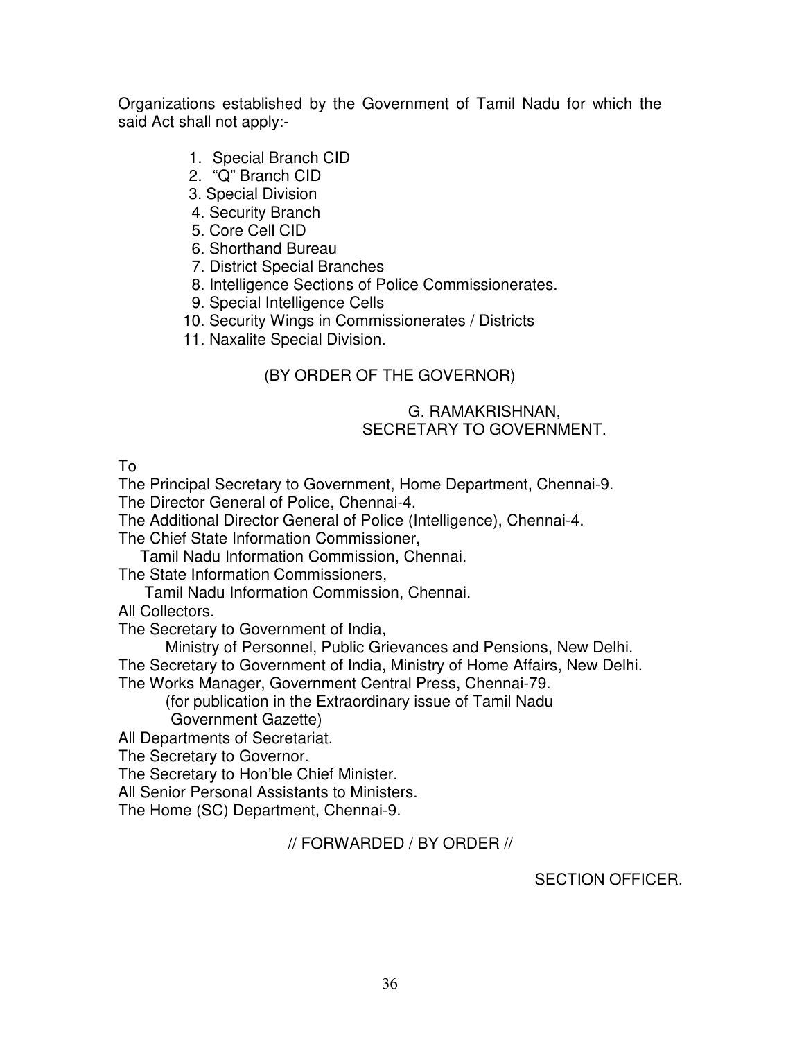Organizations established by the Government of Tamil Nadu for which the said Act shall not apply:-

1. Special Branch CID
2. "Q" Branch CID
3. Special Division
4. Security Branch
5. Core Cell CID
6. Shorthand Bureau
7. District Special Branches
8. Intelligence Sections of Police Commissionerates.
9. Special Intelligence Cells
10. Security Wings in Commissionerates / Districts
11. Naxalite Special Division.

(BY ORDER OF THE GOVERNOR)

G. RAMAKRISHNAN,
SECRETARY TO GOVERNMENT.

To

The Principal Secretary to Government, Home Department, Chennai-9.
The Director General of Police, Chennai-4.
The Additional Director General of Police (Intelligence), Chennai-4.
The Chief State Information Commissioner,
Tamil Nadu Information Commission, Chennai.
The State Information Commissioners,
Tamil Nadu Information Commission, Chennai.
All Collectors.
The Secretary to Government of India,
Ministry of Personnel, Public Grievances and Pensions, New Delhi.
The Secretary to Government of India, Ministry of Home Affairs, New Delhi.
The Works Manager, Government Central Press, Chennai-79.
(for publication in the Extraordinary issue of Tamil Nadu
Government Gazette)
All Departments of Secretariat.
The Secretary to Governor.
The Secretary to Hon'ble Chief Minister.
All Senior Personal Assistants to Ministers.
The Home (SC) Department, Chennai-9.

// FORWARDED / BY ORDER //

SECTION OFFICER.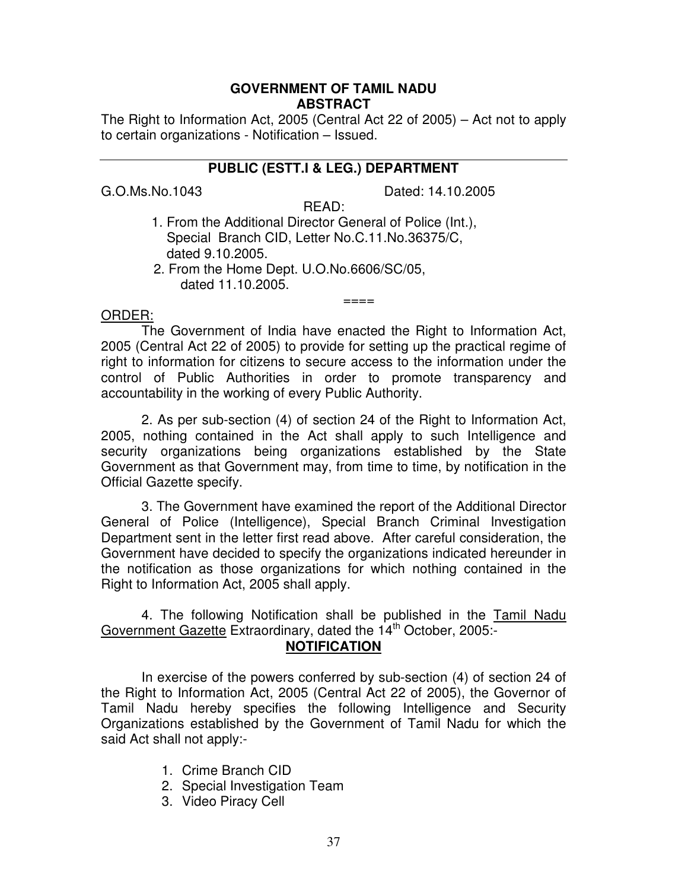**GOVERNMENT OF TAMIL NADU**
**ABSTRACT**

The Right to Information Act, 2005 (Central Act 22 of 2005) – Act not to apply to certain organizations - Notification – Issued.

---

**PUBLIC (ESTT.I & LEG.) DEPARTMENT**

G.O.Ms.No.1043 Dated: 14.10.2005

READ:

1. From the Additional Director General of Police (Int.), Special Branch CID, Letter No.C.11.No.36375/C, dated 9.10.2005.
2. From the Home Dept. U.O.No.6606/SC/05, dated 11.10.2005.

====

ORDER:

The Government of India have enacted the Right to Information Act, 2005 (Central Act 22 of 2005) to provide for setting up the practical regime of right to information for citizens to secure access to the information under the control of Public Authorities in order to promote transparency and accountability in the working of every Public Authority.

2. As per sub-section (4) of section 24 of the Right to Information Act, 2005, nothing contained in the Act shall apply to such Intelligence and security organizations being organizations established by the State Government as that Government may, from time to time, by notification in the Official Gazette specify.

3. The Government have examined the report of the Additional Director General of Police (Intelligence), Special Branch Criminal Investigation Department sent in the letter first read above. After careful consideration, the Government have decided to specify the organizations indicated hereunder in the notification as those organizations for which nothing contained in the Right to Information Act, 2005 shall apply.

4. The following Notification shall be published in the Tamil Nadu Government Gazette Extraordinary, dated the 14th October, 2005:-

**NOTIFICATION**

In exercise of the powers conferred by sub-section (4) of section 24 of the Right to Information Act, 2005 (Central Act 22 of 2005), the Governor of Tamil Nadu hereby specifies the following Intelligence and Security Organizations established by the Government of Tamil Nadu for which the said Act shall not apply:-

1. Crime Branch CID
2. Special Investigation Team
3. Video Piracy Cell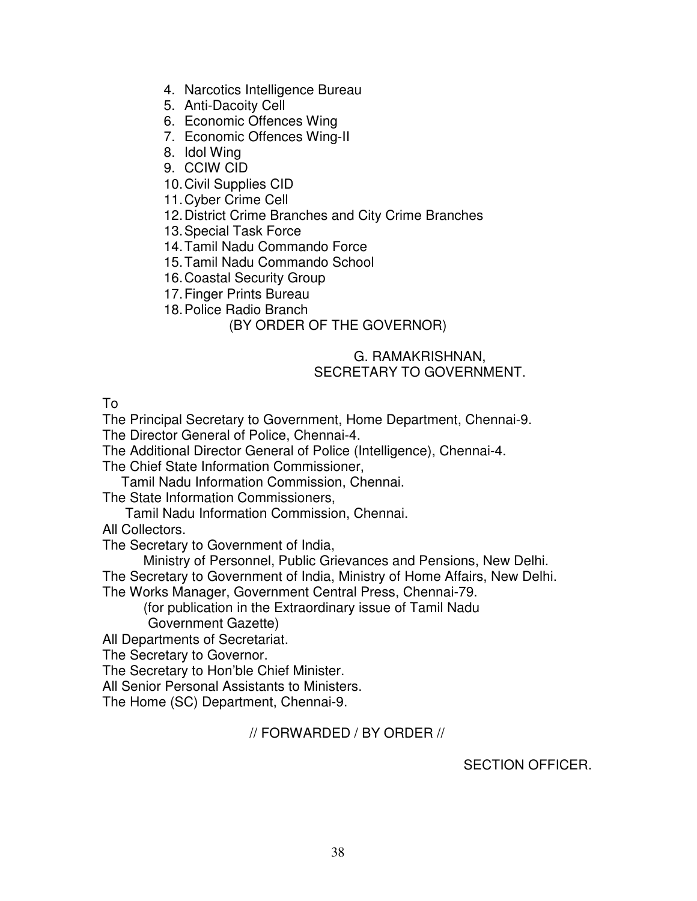4. Narcotics Intelligence Bureau
5. Anti-Dacoity Cell
6. Economic Offences Wing
7. Economic Offences Wing-II
8. Idol Wing
9. CCIW CID
10. Civil Supplies CID
11. Cyber Crime Cell
12. District Crime Branches and City Crime Branches
13. Special Task Force
14. Tamil Nadu Commando Force
15. Tamil Nadu Commando School
16. Coastal Security Group
17. Finger Prints Bureau
18. Police Radio Branch

(BY ORDER OF THE GOVERNOR)

G. RAMAKRISHNAN,
SECRETARY TO GOVERNMENT.

To

The Principal Secretary to Government, Home Department, Chennai-9.
The Director General of Police, Chennai-4.
The Additional Director General of Police (Intelligence), Chennai-4.
The Chief State Information Commissioner,
Tamil Nadu Information Commission, Chennai.
The State Information Commissioners,
Tamil Nadu Information Commission, Chennai.
All Collectors.
The Secretary to Government of India,
Ministry of Personnel, Public Grievances and Pensions, New Delhi.
The Secretary to Government of India, Ministry of Home Affairs, New Delhi.
The Works Manager, Government Central Press, Chennai-79.
(for publication in the Extraordinary issue of Tamil Nadu
Government Gazette)
All Departments of Secretariat.
The Secretary to Governor.
The Secretary to Hon'ble Chief Minister.
All Senior Personal Assistants to Ministers.
The Home (SC) Department, Chennai-9.

// FORWARDED / BY ORDER //

SECTION OFFICER.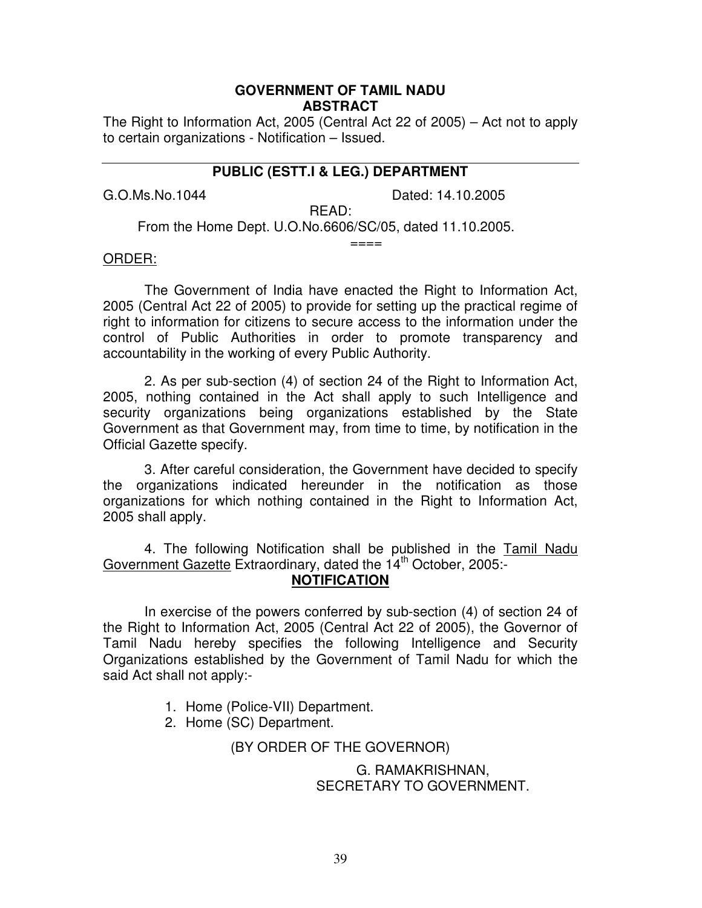**GOVERNMENT OF TAMIL NADU**
**ABSTRACT**

The Right to Information Act, 2005 (Central Act 22 of 2005) – Act not to apply to certain organizations - Notification – Issued.

---

**PUBLIC (ESTT.I & LEG.) DEPARTMENT**

G.O.Ms.No.1044 Dated: 14.10.2005

READ:

From the Home Dept. U.O.No.6606/SC/05, dated 11.10.2005.

====

ORDER:

The Government of India have enacted the Right to Information Act, 2005 (Central Act 22 of 2005) to provide for setting up the practical regime of right to information for citizens to secure access to the information under the control of Public Authorities in order to promote transparency and accountability in the working of every Public Authority.

2. As per sub-section (4) of section 24 of the Right to Information Act, 2005, nothing contained in the Act shall apply to such Intelligence and security organizations being organizations established by the State Government as that Government may, from time to time, by notification in the Official Gazette specify.

3. After careful consideration, the Government have decided to specify the organizations indicated hereunder in the notification as those organizations for which nothing contained in the Right to Information Act, 2005 shall apply.

4. The following Notification shall be published in the Tamil Nadu Government Gazette Extraordinary, dated the 14th October, 2005:-

**NOTIFICATION**

In exercise of the powers conferred by sub-section (4) of section 24 of the Right to Information Act, 2005 (Central Act 22 of 2005), the Governor of Tamil Nadu hereby specifies the following Intelligence and Security Organizations established by the Government of Tamil Nadu for which the said Act shall not apply:-

1. Home (Police-VII) Department.
2. Home (SC) Department.

(BY ORDER OF THE GOVERNOR)

G. RAMAKRISHNAN,
SECRETARY TO GOVERNMENT.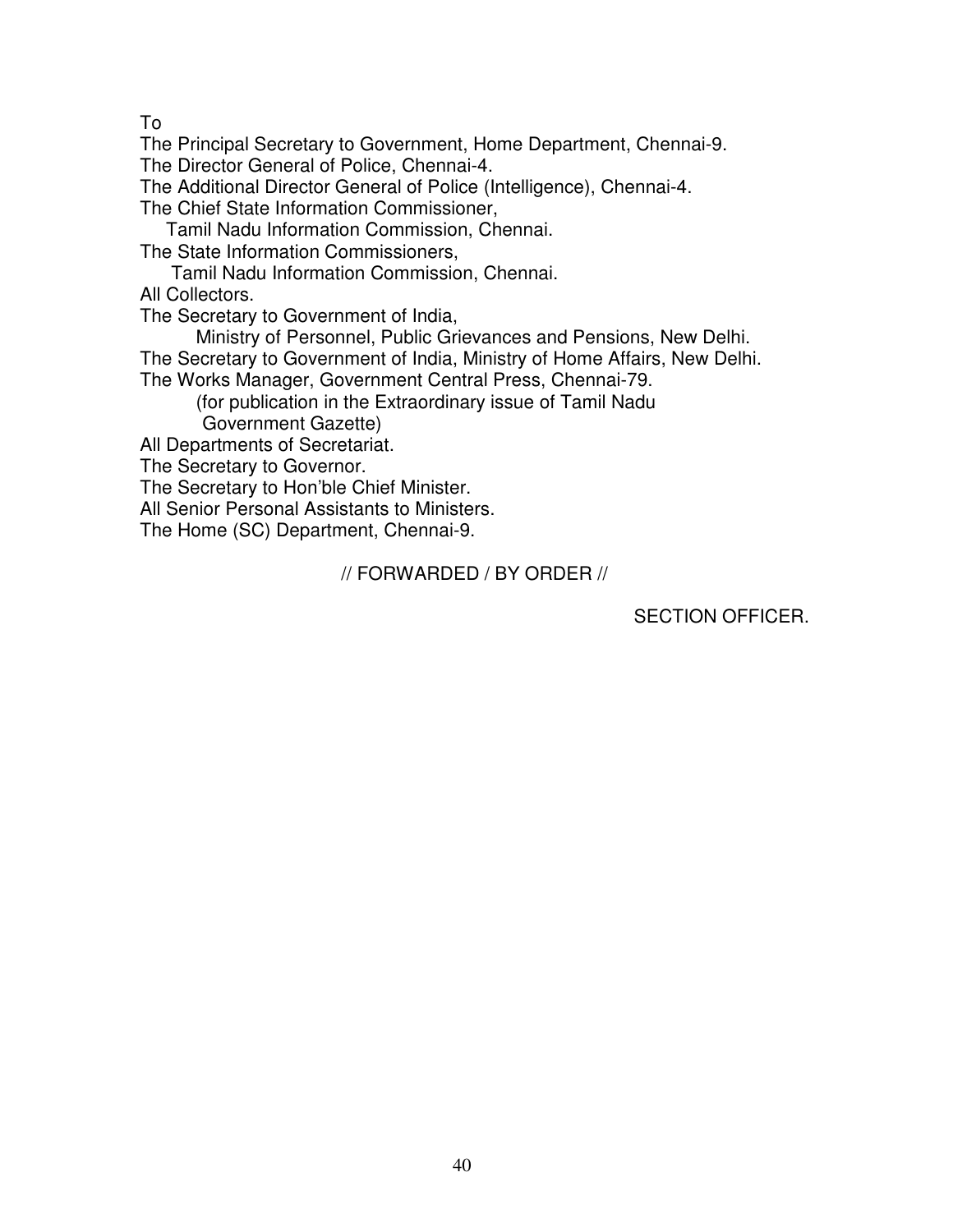To

The Principal Secretary to Government, Home Department, Chennai-9.
The Director General of Police, Chennai-4.
The Additional Director General of Police (Intelligence), Chennai-4.
The Chief State Information Commissioner,
  Tamil Nadu Information Commission, Chennai.
The State Information Commissioners,
  Tamil Nadu Information Commission, Chennai.
All Collectors.
The Secretary to Government of India,
  Ministry of Personnel, Public Grievances and Pensions, New Delhi.
The Secretary to Government of India, Ministry of Home Affairs, New Delhi.
The Works Manager, Government Central Press, Chennai-79.
  (for publication in the Extraordinary issue of Tamil Nadu
  Government Gazette)
All Departments of Secretariat.
The Secretary to Governor.
The Secretary to Hon'ble Chief Minister.
All Senior Personal Assistants to Ministers.
The Home (SC) Department, Chennai-9.

// FORWARDED / BY ORDER //

SECTION OFFICER.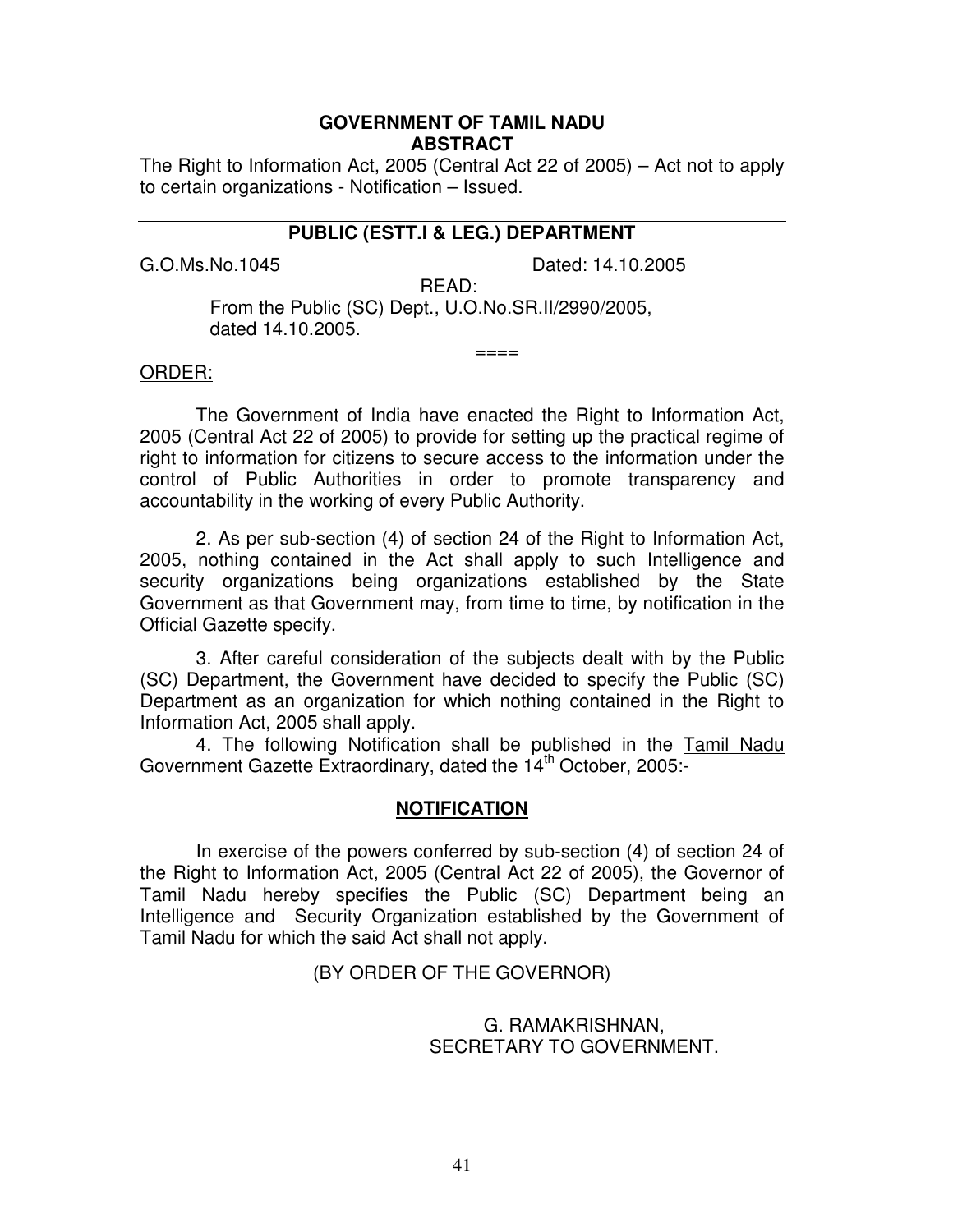**GOVERNMENT OF TAMIL NADU**
**ABSTRACT**

The Right to Information Act, 2005 (Central Act 22 of 2005) – Act not to apply to certain organizations - Notification – Issued.

---

**PUBLIC (ESTT.I & LEG.) DEPARTMENT**

G.O.Ms.No.1045 Dated: 14.10.2005

READ:

From the Public (SC) Dept., U.O.No.SR.II/2990/2005, dated 14.10.2005.

====

ORDER:

The Government of India have enacted the Right to Information Act, 2005 (Central Act 22 of 2005) to provide for setting up the practical regime of right to information for citizens to secure access to the information under the control of Public Authorities in order to promote transparency and accountability in the working of every Public Authority.

2. As per sub-section (4) of section 24 of the Right to Information Act, 2005, nothing contained in the Act shall apply to such Intelligence and security organizations being organizations established by the State Government as that Government may, from time to time, by notification in the Official Gazette specify.

3. After careful consideration of the subjects dealt with by the Public (SC) Department, the Government have decided to specify the Public (SC) Department as an organization for which nothing contained in the Right to Information Act, 2005 shall apply.

4. The following Notification shall be published in the Tamil Nadu Government Gazette Extraordinary, dated the 14th October, 2005:-

**NOTIFICATION**

In exercise of the powers conferred by sub-section (4) of section 24 of the Right to Information Act, 2005 (Central Act 22 of 2005), the Governor of Tamil Nadu hereby specifies the Public (SC) Department being an Intelligence and Security Organization established by the Government of Tamil Nadu for which the said Act shall not apply.

(BY ORDER OF THE GOVERNOR)

G. RAMAKRISHNAN,
SECRETARY TO GOVERNMENT.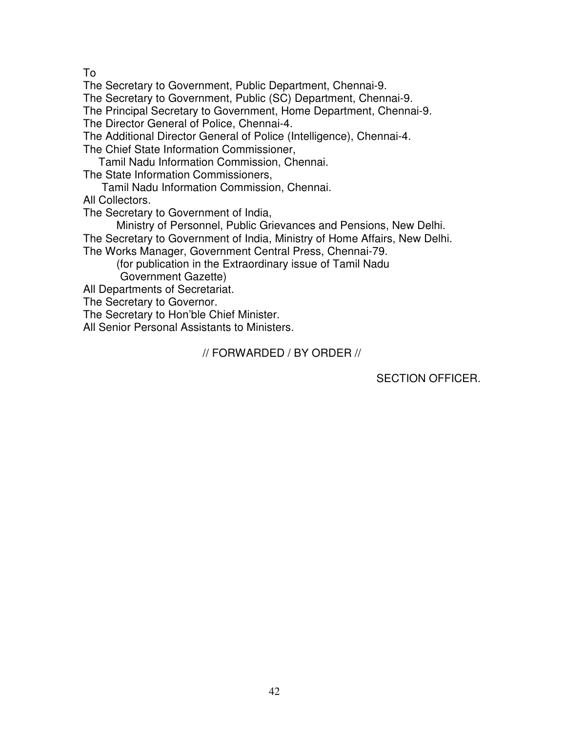To

The Secretary to Government, Public Department, Chennai-9.
The Secretary to Government, Public (SC) Department, Chennai-9.
The Principal Secretary to Government, Home Department, Chennai-9.
The Director General of Police, Chennai-4.
The Additional Director General of Police (Intelligence), Chennai-4.
The Chief State Information Commissioner,
  Tamil Nadu Information Commission, Chennai.
The State Information Commissioners,
  Tamil Nadu Information Commission, Chennai.
All Collectors.
The Secretary to Government of India,
  Ministry of Personnel, Public Grievances and Pensions, New Delhi.
The Secretary to Government of India, Ministry of Home Affairs, New Delhi.
The Works Manager, Government Central Press, Chennai-79.
  (for publication in the Extraordinary issue of Tamil Nadu Government Gazette)
All Departments of Secretariat.
The Secretary to Governor.
The Secretary to Hon'ble Chief Minister.
All Senior Personal Assistants to Ministers.

// FORWARDED / BY ORDER //

SECTION OFFICER.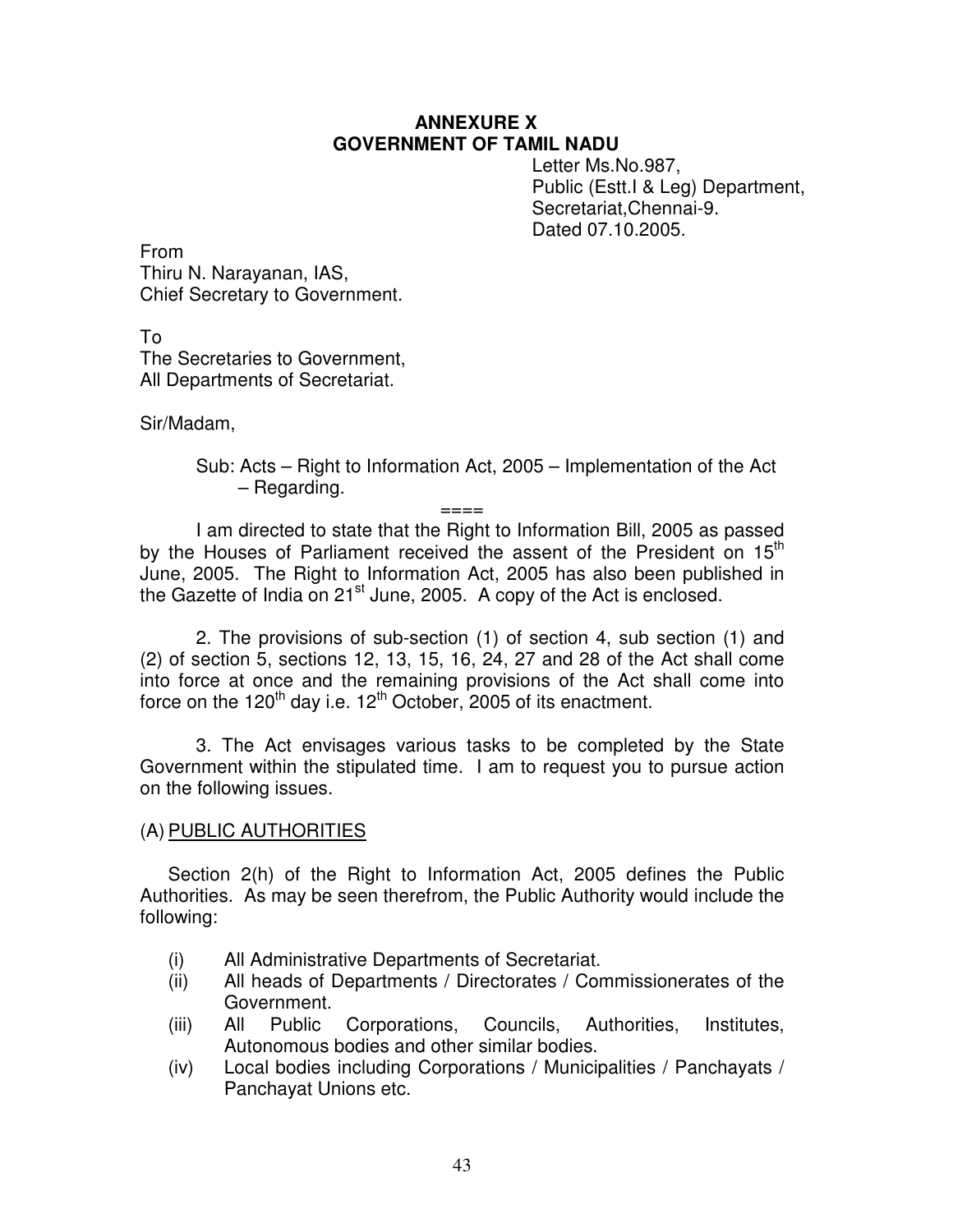**ANNEXURE X**
**GOVERNMENT OF TAMIL NADU**

Letter Ms.No.987,
Public (Estt.I & Leg) Department,
Secretariat,Chennai-9.
Dated 07.10.2005.

From
Thiru N. Narayanan, IAS,
Chief Secretary to Government.

To
The Secretaries to Government,
All Departments of Secretariat.

Sir/Madam,

Sub: Acts – Right to Information Act, 2005 – Implementation of the Act – Regarding.

====

I am directed to state that the Right to Information Bill, 2005 as passed by the Houses of Parliament received the assent of the President on 15th June, 2005. The Right to Information Act, 2005 has also been published in the Gazette of India on 21st June, 2005. A copy of the Act is enclosed.

2. The provisions of sub-section (1) of section 4, sub section (1) and (2) of section 5, sections 12, 13, 15, 16, 24, 27 and 28 of the Act shall come into force at once and the remaining provisions of the Act shall come into force on the 120th day i.e. 12th October, 2005 of its enactment.

3. The Act envisages various tasks to be completed by the State Government within the stipulated time. I am to request you to pursue action on the following issues.

(A) <u>PUBLIC AUTHORITIES</u>

Section 2(h) of the Right to Information Act, 2005 defines the Public Authorities. As may be seen therefrom, the Public Authority would include the following:

(i) All Administrative Departments of Secretariat.
(ii) All heads of Departments / Directorates / Commissionerates of the Government.
(iii) All Public Corporations, Councils, Authorities, Institutes, Autonomous bodies and other similar bodies.
(iv) Local bodies including Corporations / Municipalities / Panchayats / Panchayat Unions etc.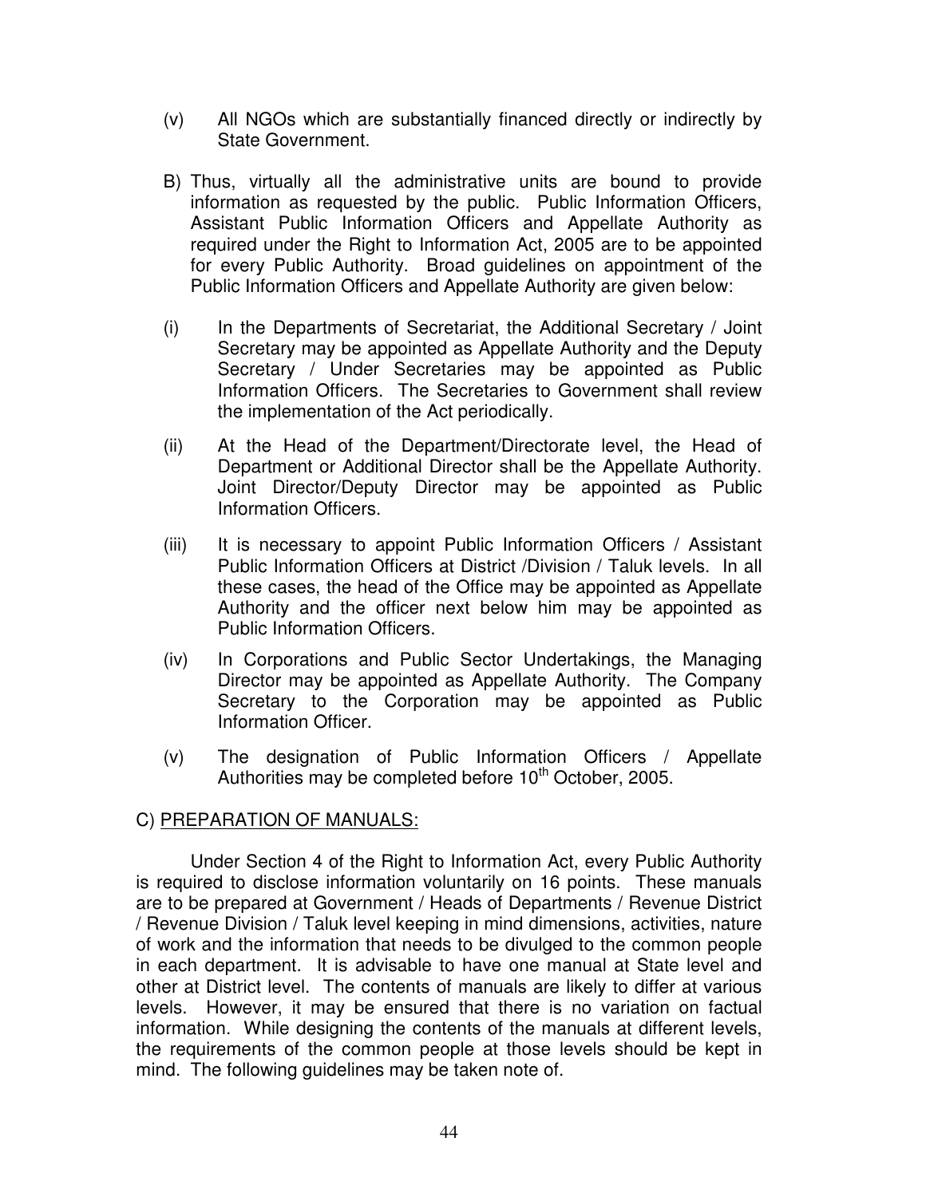(v) All NGOs which are substantially financed directly or indirectly by State Government.

B) Thus, virtually all the administrative units are bound to provide information as requested by the public. Public Information Officers, Assistant Public Information Officers and Appellate Authority as required under the Right to Information Act, 2005 are to be appointed for every Public Authority. Broad guidelines on appointment of the Public Information Officers and Appellate Authority are given below:

(i) In the Departments of Secretariat, the Additional Secretary / Joint Secretary may be appointed as Appellate Authority and the Deputy Secretary / Under Secretaries may be appointed as Public Information Officers. The Secretaries to Government shall review the implementation of the Act periodically.

(ii) At the Head of the Department/Directorate level, the Head of Department or Additional Director shall be the Appellate Authority. Joint Director/Deputy Director may be appointed as Public Information Officers.

(iii) It is necessary to appoint Public Information Officers / Assistant Public Information Officers at District /Division / Taluk levels. In all these cases, the head of the Office may be appointed as Appellate Authority and the officer next below him may be appointed as Public Information Officers.

(iv) In Corporations and Public Sector Undertakings, the Managing Director may be appointed as Appellate Authority. The Company Secretary to the Corporation may be appointed as Public Information Officer.

(v) The designation of Public Information Officers / Appellate Authorities may be completed before 10th October, 2005.

C) PREPARATION OF MANUALS:

Under Section 4 of the Right to Information Act, every Public Authority is required to disclose information voluntarily on 16 points. These manuals are to be prepared at Government / Heads of Departments / Revenue District / Revenue Division / Taluk level keeping in mind dimensions, activities, nature of work and the information that needs to be divulged to the common people in each department. It is advisable to have one manual at State level and other at District level. The contents of manuals are likely to differ at various levels. However, it may be ensured that there is no variation on factual information. While designing the contents of the manuals at different levels, the requirements of the common people at those levels should be kept in mind. The following guidelines may be taken note of.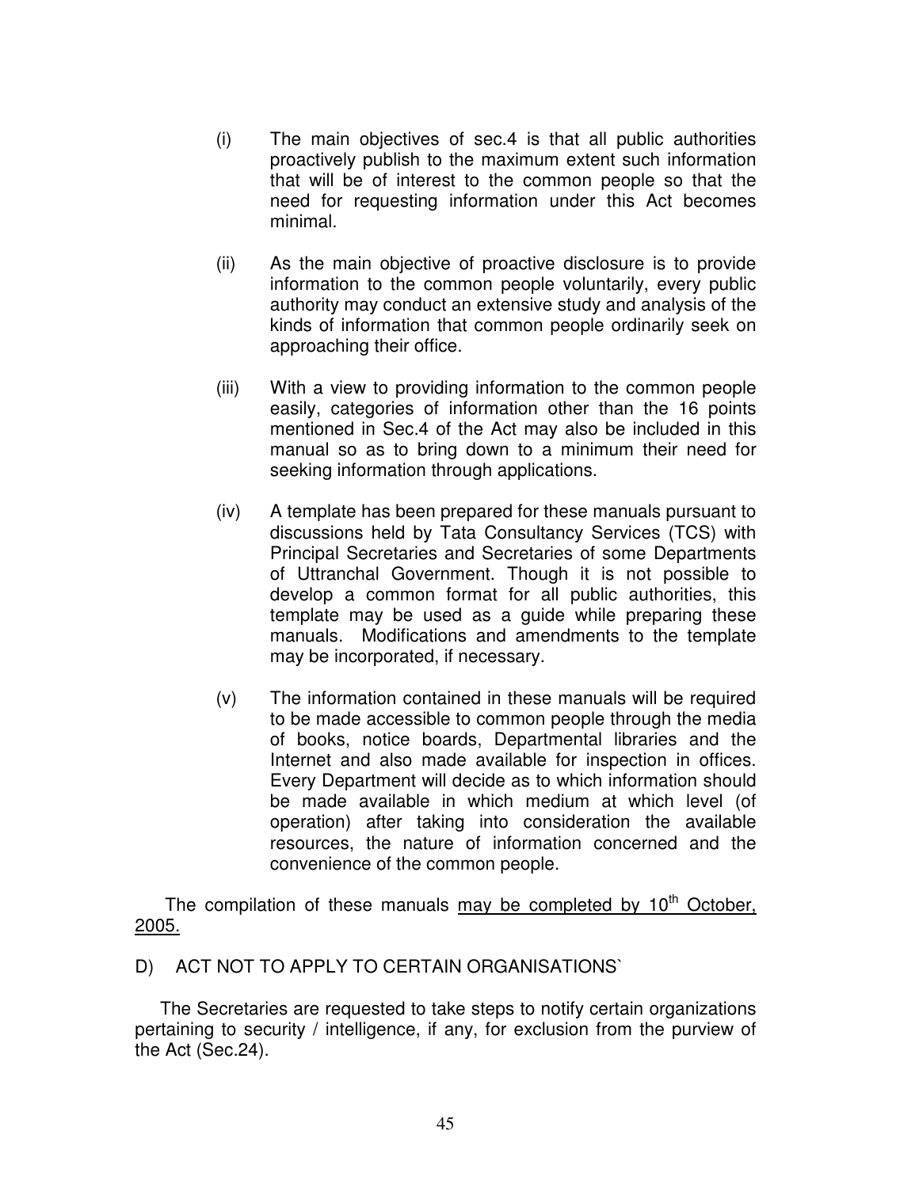(i) The main objectives of sec.4 is that all public authorities proactively publish to the maximum extent such information that will be of interest to the common people so that the need for requesting information under this Act becomes minimal.

(ii) As the main objective of proactive disclosure is to provide information to the common people voluntarily, every public authority may conduct an extensive study and analysis of the kinds of information that common people ordinarily seek on approaching their office.

(iii) With a view to providing information to the common people easily, categories of information other than the 16 points mentioned in Sec.4 of the Act may also be included in this manual so as to bring down to a minimum their need for seeking information through applications.

(iv) A template has been prepared for these manuals pursuant to discussions held by Tata Consultancy Services (TCS) with Principal Secretaries and Secretaries of some Departments of Uttranchal Government. Though it is not possible to develop a common format for all public authorities, this template may be used as a guide while preparing these manuals. Modifications and amendments to the template may be incorporated, if necessary.

(v) The information contained in these manuals will be required to be made accessible to common people through the media of books, notice boards, Departmental libraries and the Internet and also made available for inspection in offices. Every Department will decide as to which information should be made available in which medium at which level (of operation) after taking into consideration the available resources, the nature of information concerned and the convenience of the common people.

The compilation of these manuals <u>may be completed by 10th October, 2005.</u>

D) ACT NOT TO APPLY TO CERTAIN ORGANISATIONS`

The Secretaries are requested to take steps to notify certain organizations pertaining to security / intelligence, if any, for exclusion from the purview of the Act (Sec.24).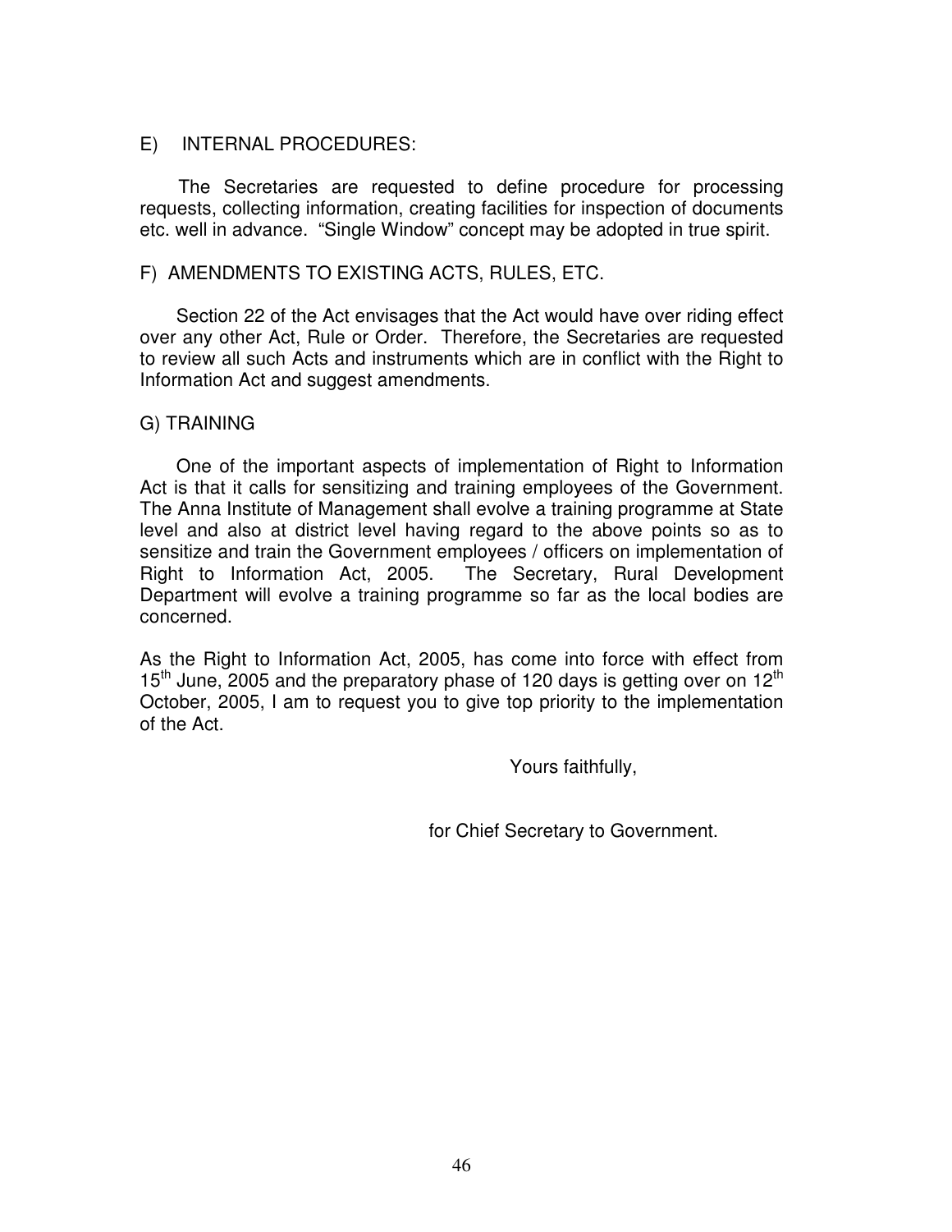E) INTERNAL PROCEDURES:

The Secretaries are requested to define procedure for processing requests, collecting information, creating facilities for inspection of documents etc. well in advance. "Single Window" concept may be adopted in true spirit.

F) AMENDMENTS TO EXISTING ACTS, RULES, ETC.

Section 22 of the Act envisages that the Act would have over riding effect over any other Act, Rule or Order. Therefore, the Secretaries are requested to review all such Acts and instruments which are in conflict with the Right to Information Act and suggest amendments.

G) TRAINING

One of the important aspects of implementation of Right to Information Act is that it calls for sensitizing and training employees of the Government. The Anna Institute of Management shall evolve a training programme at State level and also at district level having regard to the above points so as to sensitize and train the Government employees / officers on implementation of Right to Information Act, 2005. The Secretary, Rural Development Department will evolve a training programme so far as the local bodies are concerned.

As the Right to Information Act, 2005, has come into force with effect from 15th June, 2005 and the preparatory phase of 120 days is getting over on 12th October, 2005, I am to request you to give top priority to the implementation of the Act.

Yours faithfully,

for Chief Secretary to Government.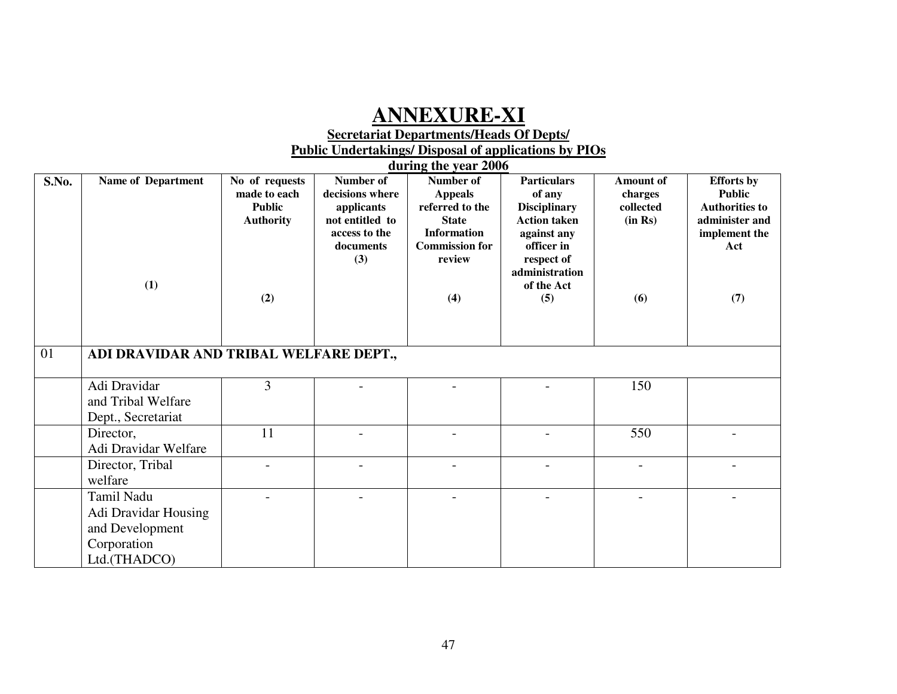# ANNEXURE-XI

**Secretariat Departments/Heads Of Depts/**
**Public Undertakings/ Disposal of applications by PIOs**
**during the year 2006**

| S.No. | Name of Department (1) | No of requests made to each Public Authority (2) | Number of decisions where applicants not entitled to access to the documents (3) | Number of Appeals referred to the State Information Commission for review (4) | Particulars of any Disciplinary Action taken against any officer in respect of administration of the Act (5) | Amount of charges collected (in Rs) (6) | Efforts by Public Authorities to administer and implement the Act (7) |
|---|---|---|---|---|---|---|---|
| 01 | **ADI DRAVIDAR AND TRIBAL WELFARE DEPT.,** | | | | | | |
| | Adi Dravidar and Tribal Welfare Dept., Secretariat | 3 | - | - | - | 150 | |
| | Director, Adi Dravidar Welfare | 11 | - | - | - | 550 | - |
| | Director, Tribal welfare | - | - | - | - | - | - |
| | Tamil Nadu Adi Dravidar Housing and Development Corporation Ltd.(THADCO) | - | - | - | - | - | - |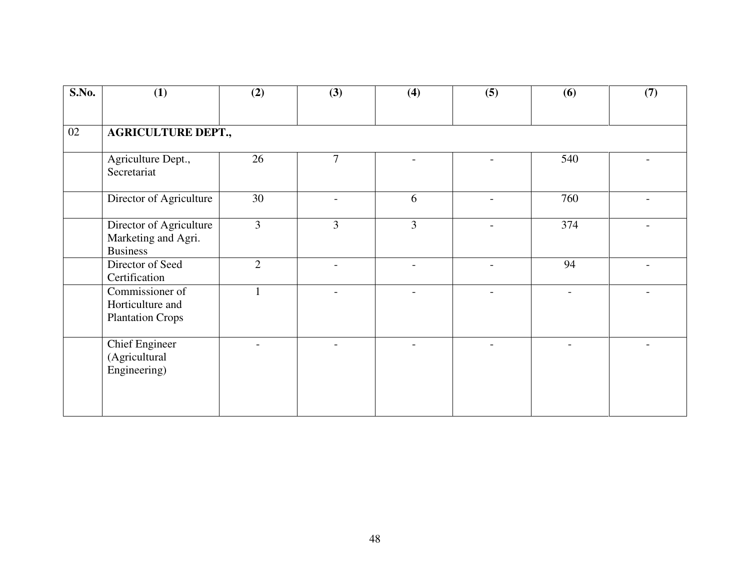| S.No. | (1) | (2) | (3) | (4) | (5) | (6) | (7) |
|---|---|---|---|---|---|---|---|
| 02 | **AGRICULTURE DEPT.,** | | | | | | |
| | Agriculture Dept., Secretariat | 26 | 7 | - | - | 540 | - |
| | Director of Agriculture | 30 | - | 6 | - | 760 | - |
| | Director of Agriculture Marketing and Agri. Business | 3 | 3 | 3 | - | 374 | - |
| | Director of Seed Certification | 2 | - | - | - | 94 | - |
| | Commissioner of Horticulture and Plantation Crops | 1 | - | - | - | - | - |
| | Chief Engineer (Agricultural Engineering) | - | - | - | - | - | - |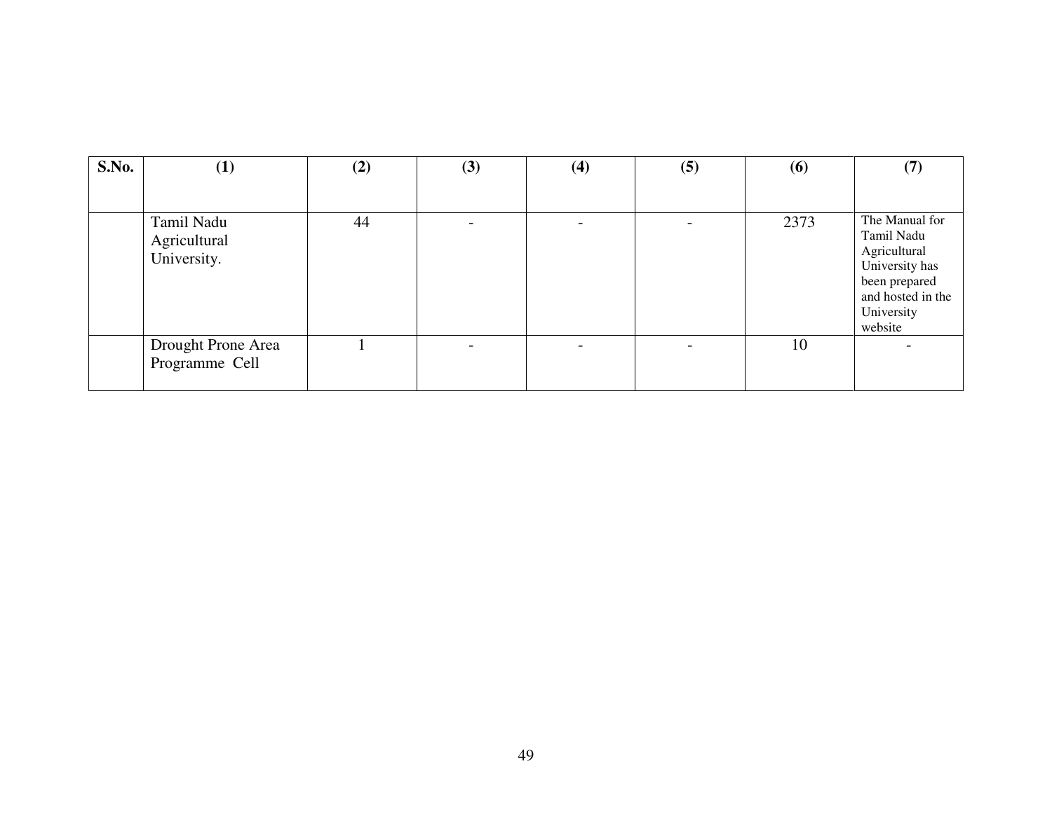| S.No. | (1) | (2) | (3) | (4) | (5) | (6) | (7) |
|---|---|---|---|---|---|---|---|
| | Tamil Nadu Agricultural University. | 44 | - | - | - | 2373 | The Manual for Tamil Nadu Agricultural University has been prepared and hosted in the University website |
| | Drought Prone Area Programme Cell | 1 | - | - | - | 10 | - |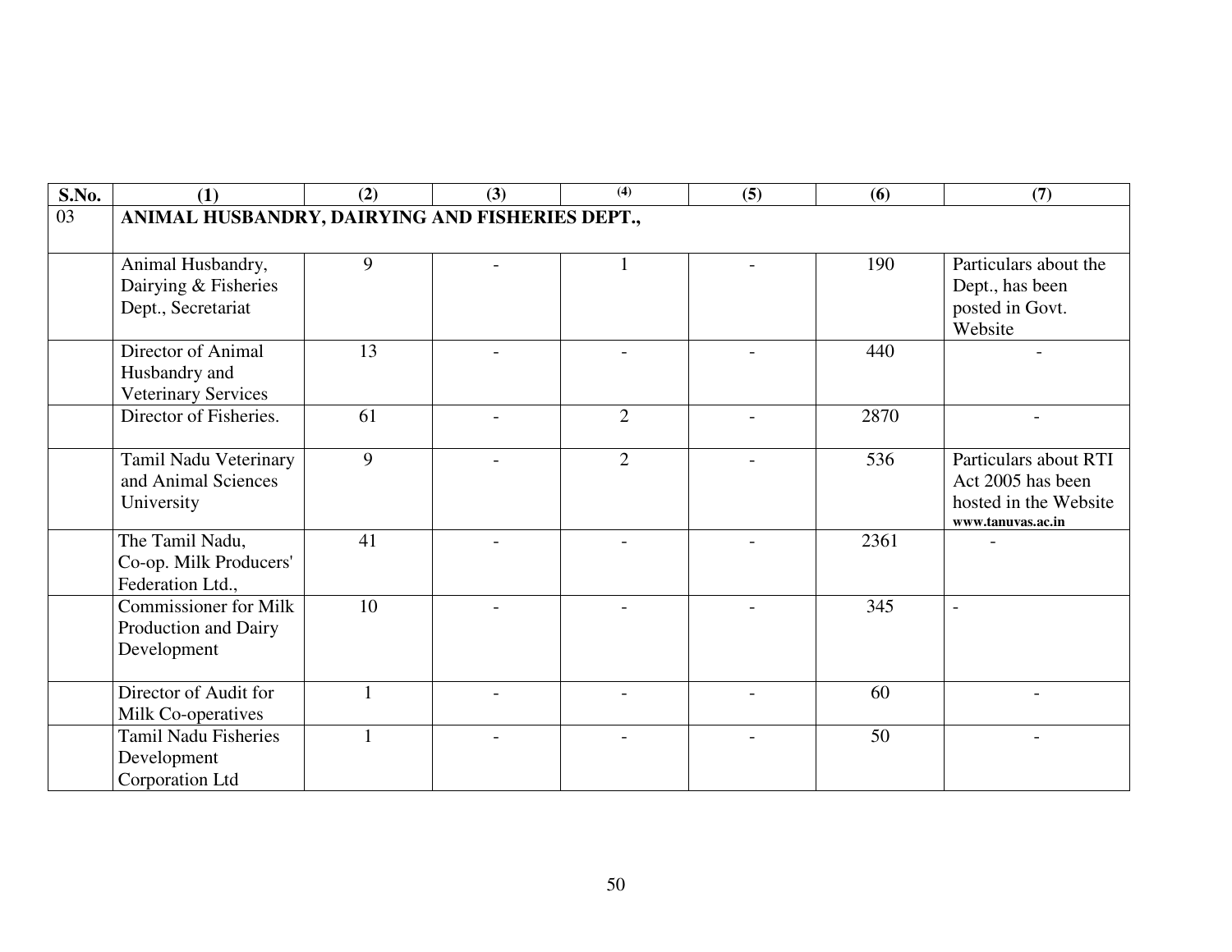| S.No. | (1) | (2) | (3) | (4) | (5) | (6) | (7) |
|---|---|---|---|---|---|---|---|
| 03 | **ANIMAL HUSBANDRY, DAIRYING AND FISHERIES DEPT.,** | | | | | | |
| | Animal Husbandry, Dairying & Fisheries Dept., Secretariat | 9 | - | 1 | - | 190 | Particulars about the Dept., has been posted in Govt. Website |
| | Director of Animal Husbandry and Veterinary Services | 13 | - | - | - | 440 | - |
| | Director of Fisheries. | 61 | - | 2 | - | 2870 | - |
| | Tamil Nadu Veterinary and Animal Sciences University | 9 | - | 2 | - | 536 | Particulars about RTI Act 2005 has been hosted in the Website **www.tanuvas.ac.in** |
| | The Tamil Nadu, Co-op. Milk Producers' Federation Ltd., | 41 | - | - | - | 2361 | - |
| | Commissioner for Milk Production and Dairy Development | 10 | - | - | - | 345 | - |
| | Director of Audit for Milk Co-operatives | 1 | - | - | - | 60 | - |
| | Tamil Nadu Fisheries Development Corporation Ltd | 1 | - | - | - | 50 | - |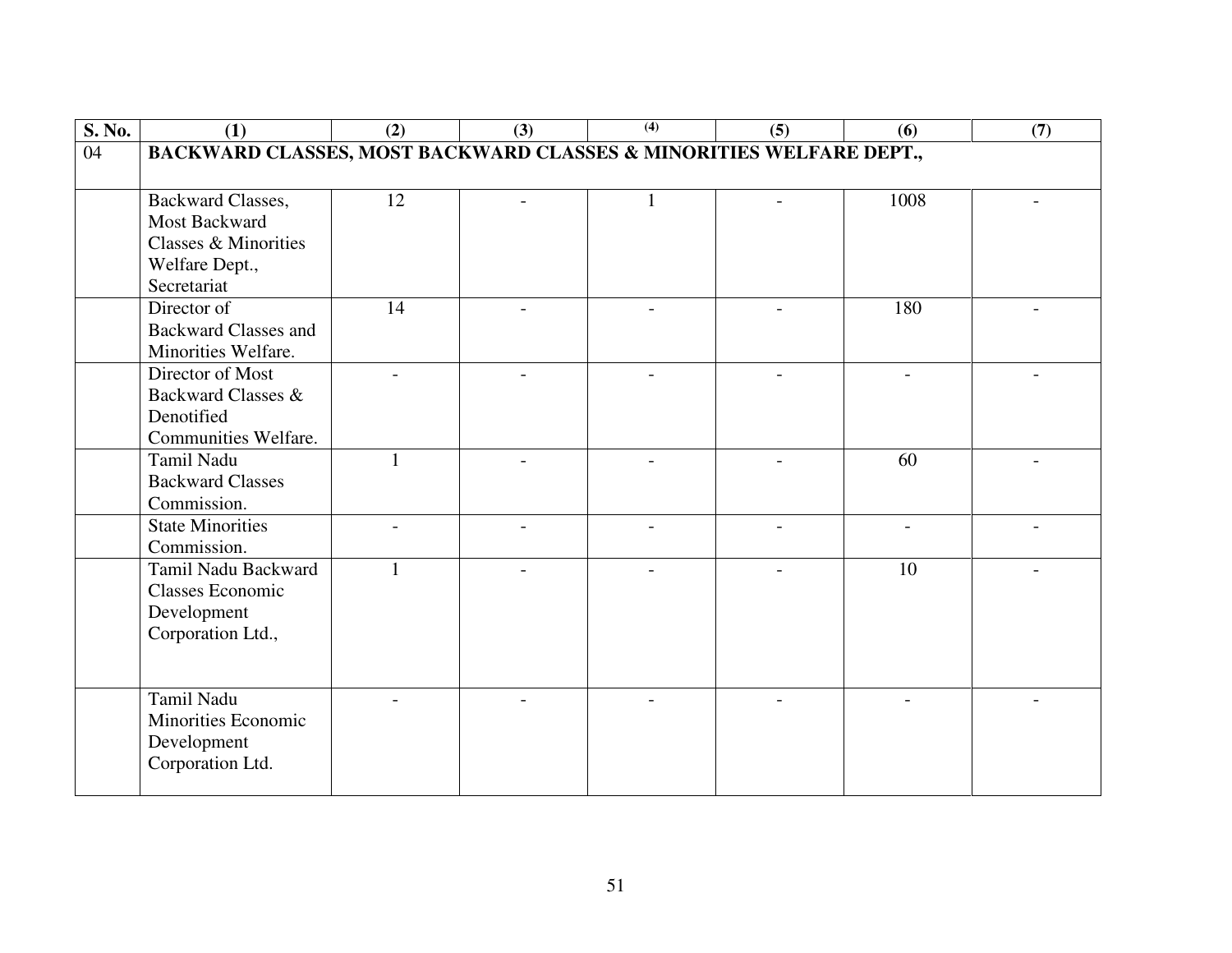| S. No. | (1) | (2) | (3) | (4) | (5) | (6) | (7) |
|---|---|---|---|---|---|---|---|
| 04 | **BACKWARD CLASSES, MOST BACKWARD CLASSES & MINORITIES WELFARE DEPT.,** | | | | | | |
| | Backward Classes, Most Backward Classes & Minorities Welfare Dept., Secretariat | 12 | - | 1 | - | 1008 | - |
| | Director of Backward Classes and Minorities Welfare. | 14 | - | - | - | 180 | - |
| | Director of Most Backward Classes & Denotified Communities Welfare. | - | - | - | - | - | - |
| | Tamil Nadu Backward Classes Commission. | 1 | - | - | - | 60 | - |
| | State Minorities Commission. | - | - | - | - | - | - |
| | Tamil Nadu Backward Classes Economic Development Corporation Ltd., | 1 | - | - | - | 10 | - |
| | Tamil Nadu Minorities Economic Development Corporation Ltd. | - | - | - | - | - | - |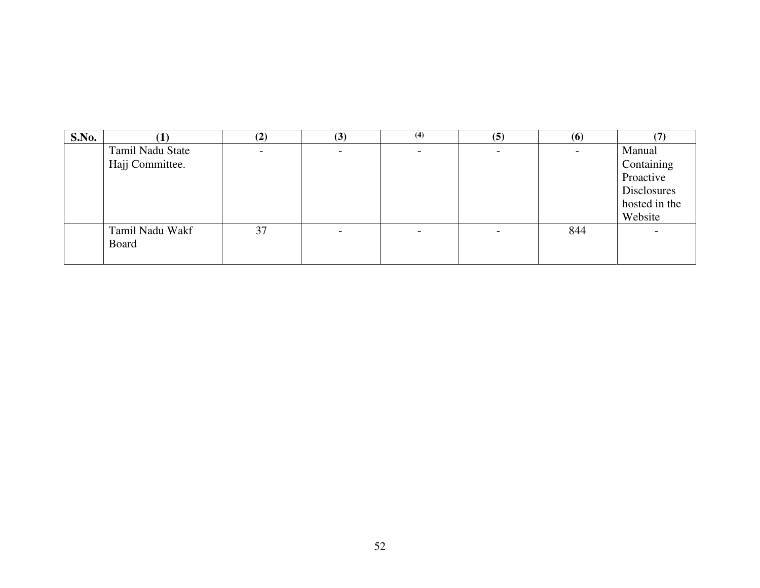| S.No. | (1) | (2) | (3) | (4) | (5) | (6) | (7) |
|---|---|---|---|---|---|---|---|
| | Tamil Nadu State Hajj Committee. | - | - | - | - | - | Manual Containing Proactive Disclosures hosted in the Website |
| | Tamil Nadu Wakf Board | 37 | - | - | - | 844 | - |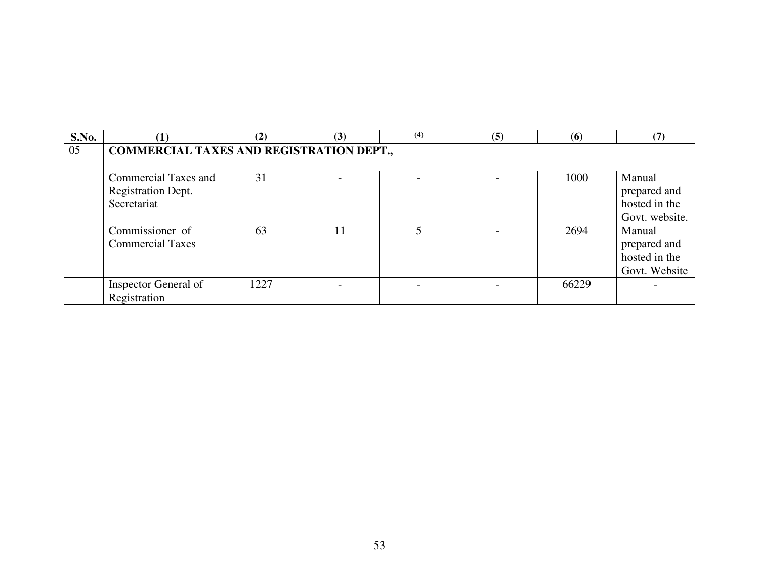| S.No. | (1) | (2) | (3) | (4) | (5) | (6) | (7) |
|---|---|---|---|---|---|---|---|
| 05 | **COMMERCIAL TAXES AND REGISTRATION DEPT.,** | | | | | | |
| | Commercial Taxes and Registration Dept. Secretariat | 31 | - | - | - | 1000 | Manual prepared and hosted in the Govt. website. |
| | Commissioner of Commercial Taxes | 63 | 11 | 5 | - | 2694 | Manual prepared and hosted in the Govt. Website |
| | Inspector General of Registration | 1227 | - | - | - | 66229 | - |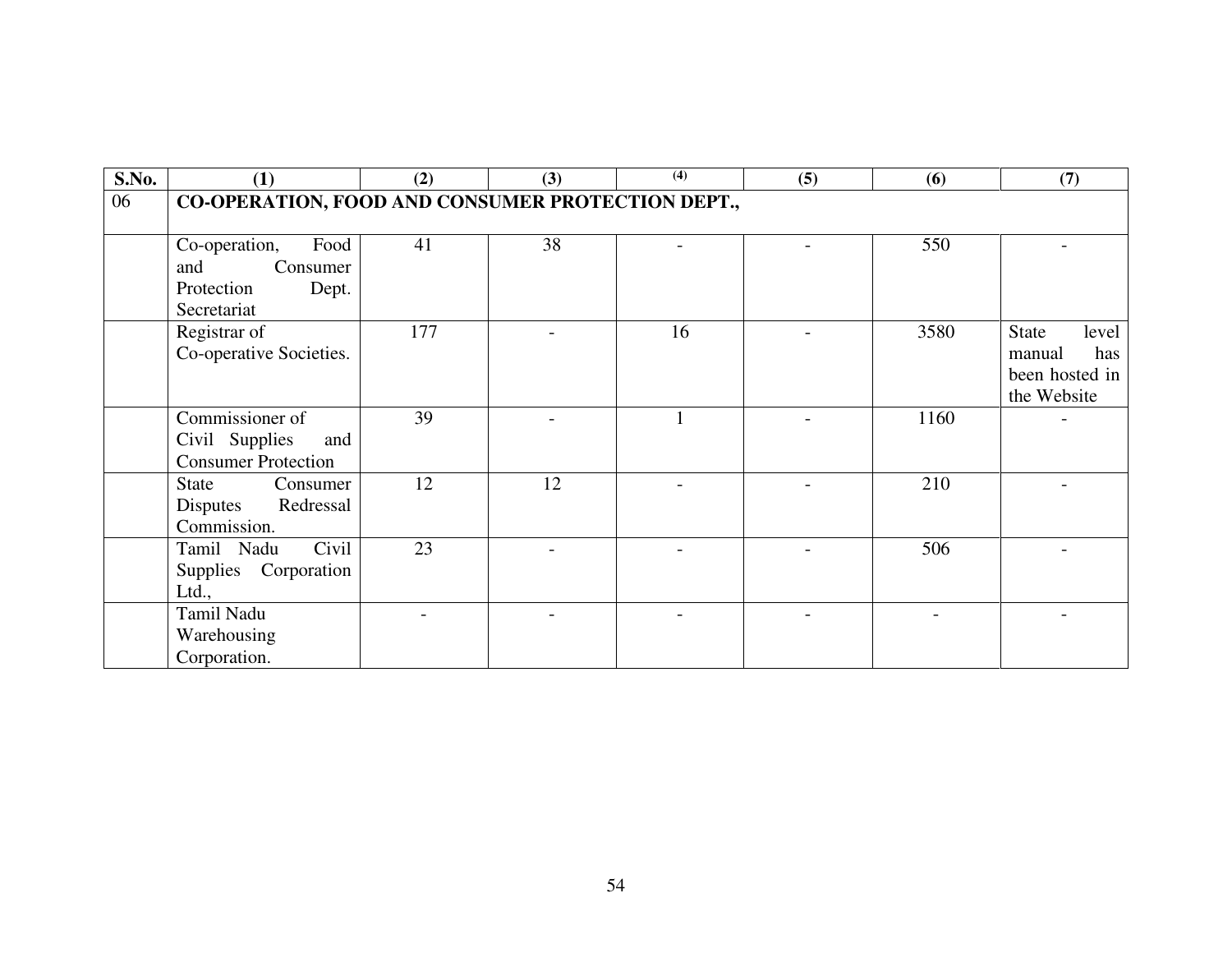| S.No. | (1) | (2) | (3) | (4) | (5) | (6) | (7) |
|---|---|---|---|---|---|---|---|
| 06 | **CO-OPERATION, FOOD AND CONSUMER PROTECTION DEPT.,** | | | | | | |
| | Co-operation, Food and Consumer Protection Dept. Secretariat | 41 | 38 | - | - | 550 | - |
| | Registrar of Co-operative Societies. | 177 | - | 16 | - | 3580 | State level manual has been hosted in the Website |
| | Commissioner of Civil Supplies and Consumer Protection | 39 | - | 1 | - | 1160 | - |
| | State Consumer Disputes Redressal Commission. | 12 | 12 | - | - | 210 | - |
| | Tamil Nadu Civil Supplies Corporation Ltd., | 23 | - | - | - | 506 | - |
| | Tamil Nadu Warehousing Corporation. | - | - | - | - | - | - |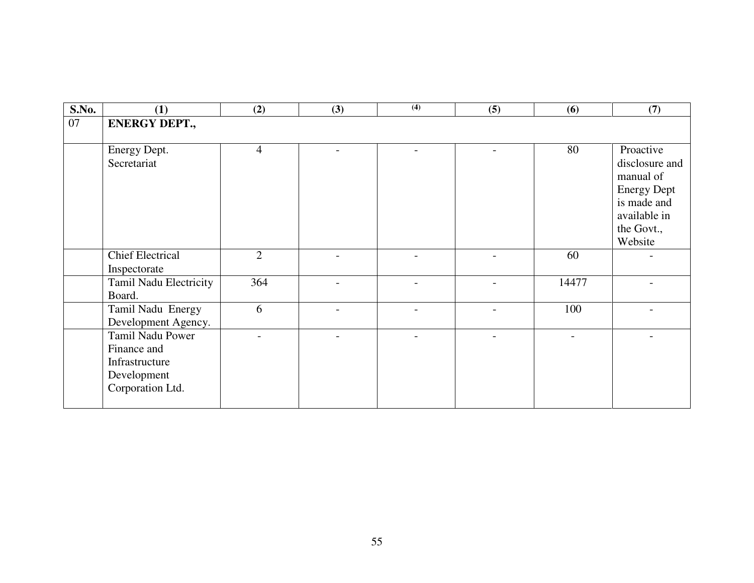| S.No. | (1) | (2) | (3) | (4) | (5) | (6) | (7) |
|---|---|---|---|---|---|---|---|
| 07 | **ENERGY DEPT.,** | | | | | | |
| | Energy Dept. Secretariat | 4 | - | - | - | 80 | Proactive disclosure and manual of Energy Dept is made and available in the Govt., Website |
| | Chief Electrical Inspectorate | 2 | - | - | - | 60 | - |
| | Tamil Nadu Electricity Board. | 364 | - | - | - | 14477 | - |
| | Tamil Nadu Energy Development Agency. | 6 | - | - | - | 100 | - |
| | Tamil Nadu Power Finance and Infrastructure Development Corporation Ltd. | - | - | - | - | - | - |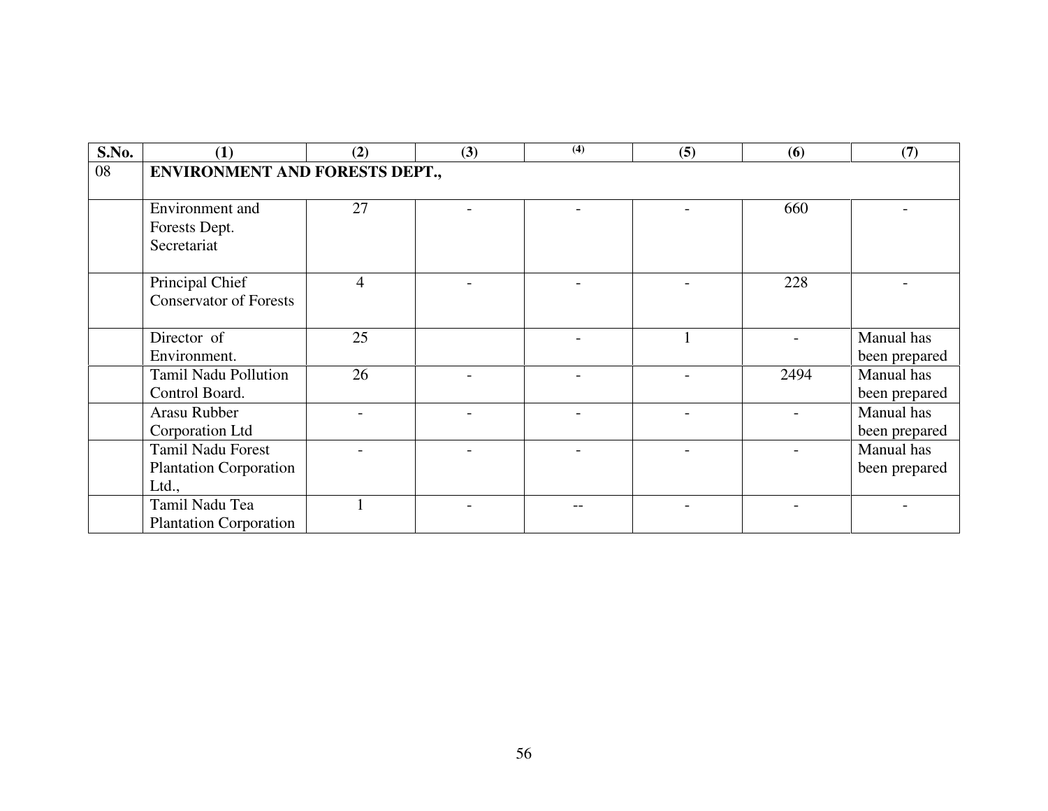| S.No. | (1) | (2) | (3) | (4) | (5) | (6) | (7) |
|---|---|---|---|---|---|---|---|
| 08 | **ENVIRONMENT AND FORESTS DEPT.,** | | | | | | |
| | Environment and Forests Dept. Secretariat | 27 | - | - | - | 660 | - |
| | Principal Chief Conservator of Forests | 4 | - | - | - | 228 | - |
| | Director of Environment. | 25 | | - | 1 | - | Manual has been prepared |
| | Tamil Nadu Pollution Control Board. | 26 | - | - | - | 2494 | Manual has been prepared |
| | Arasu Rubber Corporation Ltd | - | - | - | - | - | Manual has been prepared |
| | Tamil Nadu Forest Plantation Corporation Ltd., | - | - | - | - | - | Manual has been prepared |
| | Tamil Nadu Tea Plantation Corporation | 1 | - | -- | - | - | - |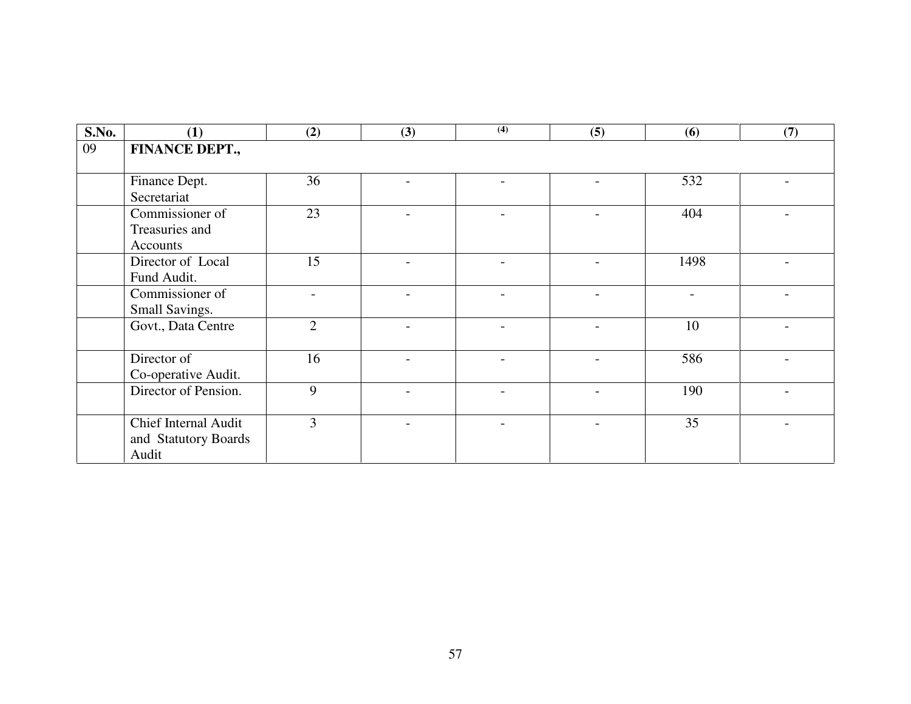| S.No. | (1) | (2) | (3) | (4) | (5) | (6) | (7) |
|---|---|---|---|---|---|---|---|
| 09 | **FINANCE DEPT.,** | | | | | | |
| | Finance Dept. Secretariat | 36 | - | - | - | 532 | - |
| | Commissioner of Treasuries and Accounts | 23 | - | - | - | 404 | - |
| | Director of Local Fund Audit. | 15 | - | - | - | 1498 | - |
| | Commissioner of Small Savings. | - | - | - | - | - | - |
| | Govt., Data Centre | 2 | - | - | - | 10 | - |
| | Director of Co-operative Audit. | 16 | - | - | - | 586 | - |
| | Director of Pension. | 9 | - | - | - | 190 | - |
| | Chief Internal Audit and Statutory Boards Audit | 3 | - | - | - | 35 | - |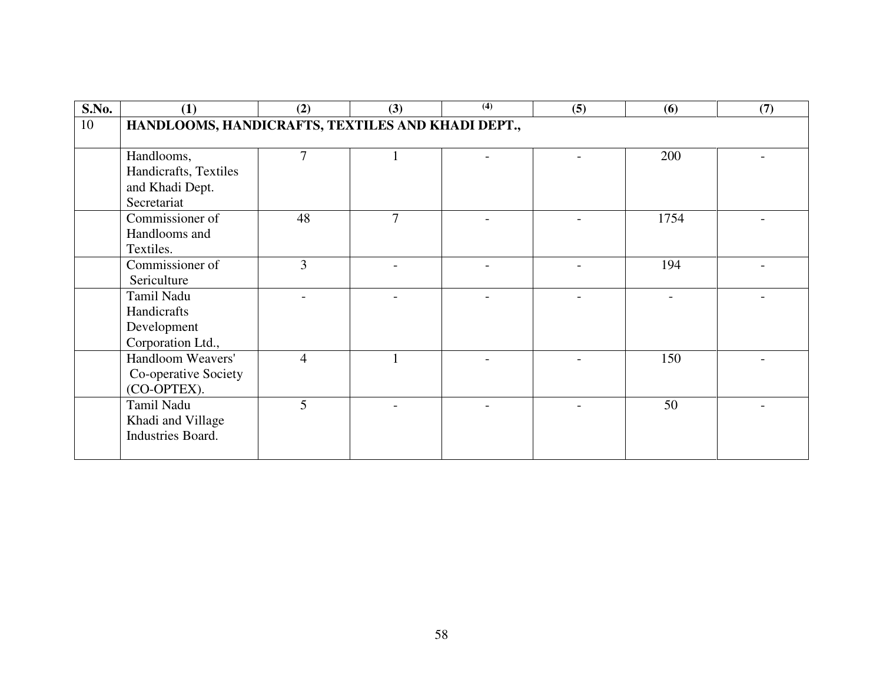| S.No. | (1) | (2) | (3) | (4) | (5) | (6) | (7) |
|---|---|---|---|---|---|---|---|
| 10 | **HANDLOOMS, HANDICRAFTS, TEXTILES AND KHADI DEPT.,** | | | | | | |
| | Handlooms, Handicrafts, Textiles and Khadi Dept. Secretariat | 7 | 1 | - | - | 200 | - |
| | Commissioner of Handlooms and Textiles. | 48 | 7 | - | - | 1754 | - |
| | Commissioner of Sericulture | 3 | - | - | - | 194 | - |
| | Tamil Nadu Handicrafts Development Corporation Ltd., | - | - | - | - | - | - |
| | Handloom Weavers' Co-operative Society (CO-OPTEX). | 4 | 1 | - | - | 150 | - |
| | Tamil Nadu Khadi and Village Industries Board. | 5 | - | - | - | 50 | - |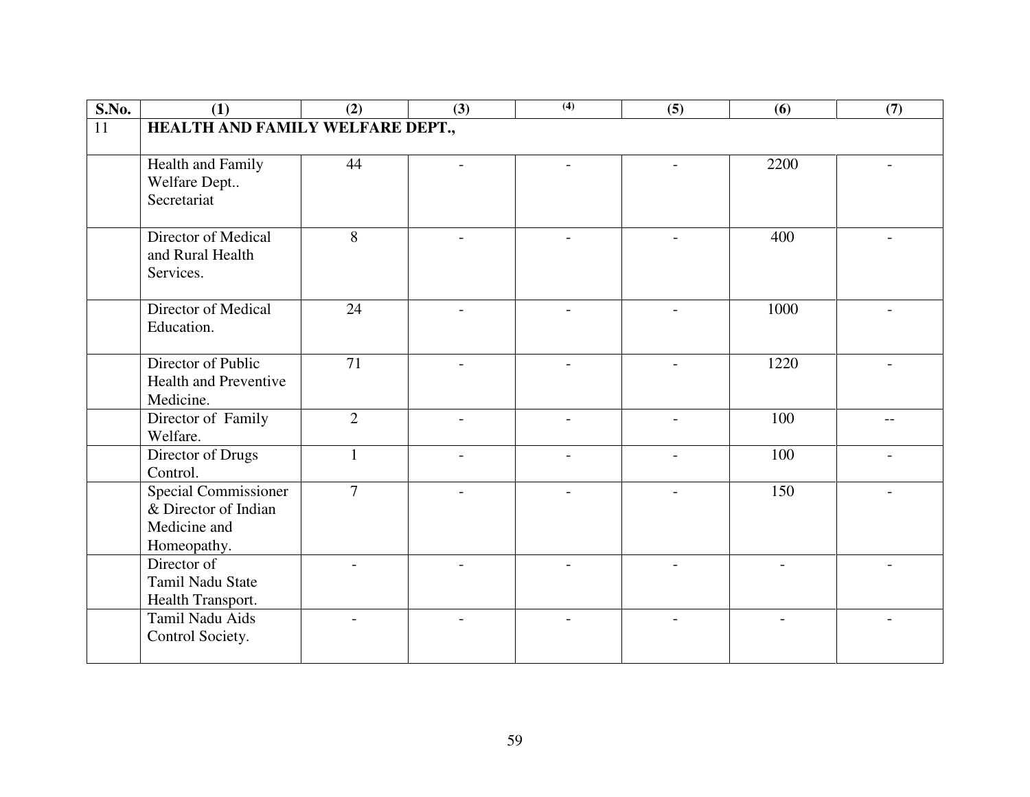| S.No. | (1) | (2) | (3) | (4) | (5) | (6) | (7) |
|---|---|---|---|---|---|---|---|
| 11 | **HEALTH AND FAMILY WELFARE DEPT.,** | | | | | | |
| | Health and Family Welfare Dept.. Secretariat | 44 | - | - | - | 2200 | - |
| | Director of Medical and Rural Health Services. | 8 | - | - | - | 400 | - |
| | Director of Medical Education. | 24 | - | - | - | 1000 | - |
| | Director of Public Health and Preventive Medicine. | 71 | - | - | - | 1220 | - |
| | Director of Family Welfare. | 2 | - | - | - | 100 | -- |
| | Director of Drugs Control. | 1 | - | - | - | 100 | - |
| | Special Commissioner & Director of Indian Medicine and Homeopathy. | 7 | - | - | - | 150 | - |
| | Director of Tamil Nadu State Health Transport. | - | - | - | - | - | - |
| | Tamil Nadu Aids Control Society. | - | - | - | - | - | - |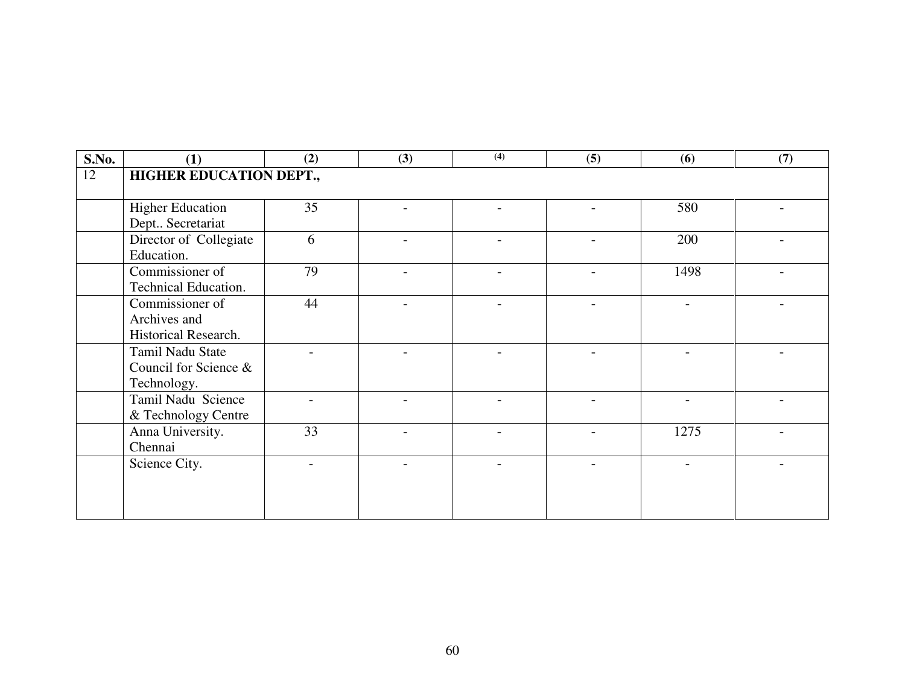| S.No. | (1) | (2) | (3) | (4) | (5) | (6) | (7) |
|---|---|---|---|---|---|---|---|
| 12 | **HIGHER EDUCATION DEPT.,** | | | | | | |
| | Higher Education Dept.. Secretariat | 35 | - | - | - | 580 | - |
| | Director of Collegiate Education. | 6 | - | - | - | 200 | - |
| | Commissioner of Technical Education. | 79 | - | - | - | 1498 | - |
| | Commissioner of Archives and Historical Research. | 44 | - | - | - | - | - |
| | Tamil Nadu State Council for Science & Technology. | - | - | - | - | - | - |
| | Tamil Nadu Science & Technology Centre | - | - | - | - | - | - |
| | Anna University. Chennai | 33 | - | - | - | 1275 | - |
| | Science City. | - | - | - | - | - | - |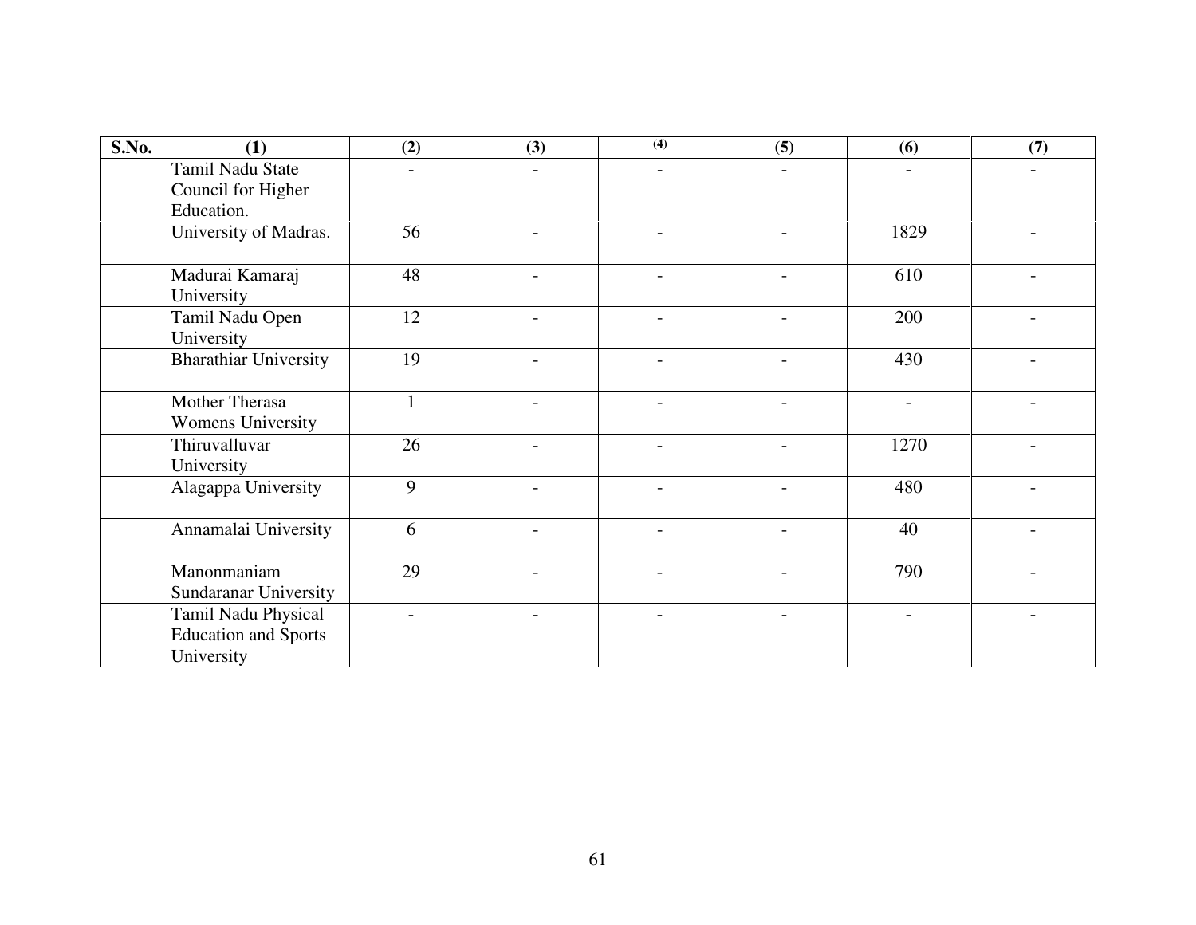| S.No. | (1) | (2) | (3) | (4) | (5) | (6) | (7) |
|---|---|---|---|---|---|---|---|
| | Tamil Nadu State Council for Higher Education. | - | - | - | - | - | - |
| | University of Madras. | 56 | - | - | - | 1829 | - |
| | Madurai Kamaraj University | 48 | - | - | - | 610 | - |
| | Tamil Nadu Open University | 12 | - | - | - | 200 | - |
| | Bharathiar University | 19 | - | - | - | 430 | - |
| | Mother Therasa Womens University | 1 | - | - | - | - | - |
| | Thiruvalluvar University | 26 | - | - | - | 1270 | - |
| | Alagappa University | 9 | - | - | - | 480 | - |
| | Annamalai University | 6 | - | - | - | 40 | - |
| | Manonmaniam Sundaranar University | 29 | - | - | - | 790 | - |
| | Tamil Nadu Physical Education and Sports University | - | - | - | - | - | - |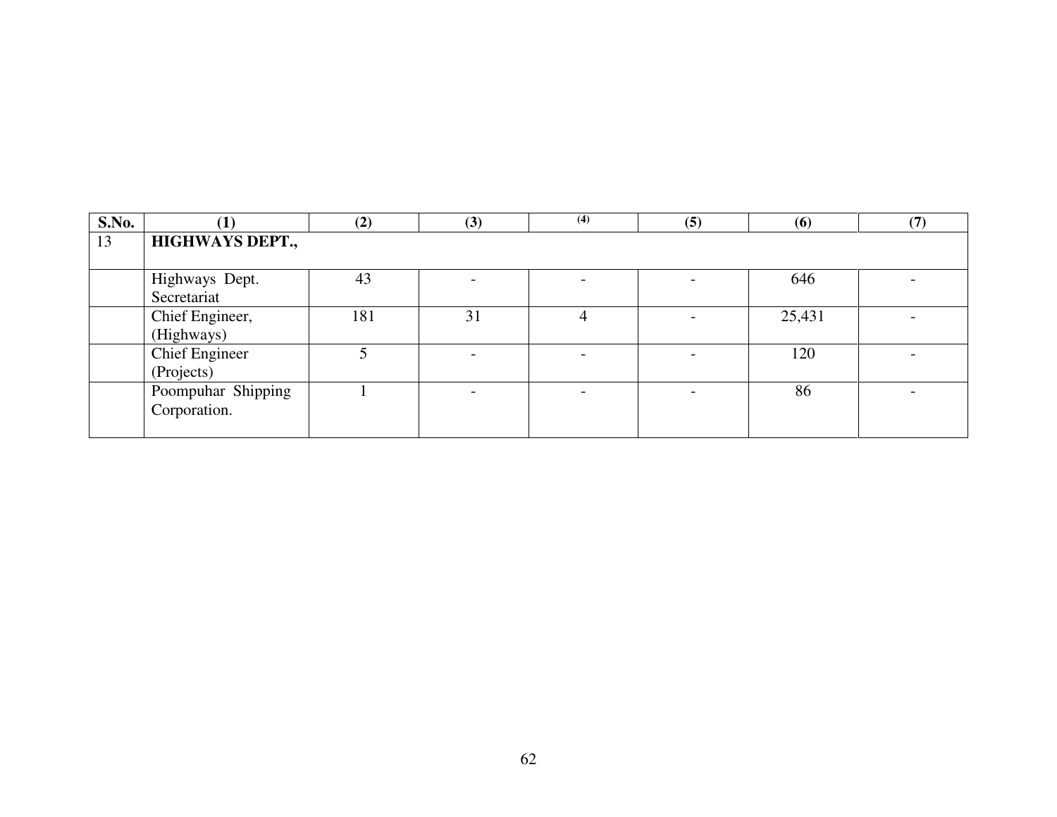| S.No. | (1) | (2) | (3) | (4) | (5) | (6) | (7) |
|---|---|---|---|---|---|---|---|
| 13 | **HIGHWAYS DEPT.,** | | | | | | |
| | Highways Dept. Secretariat | 43 | - | - | - | 646 | - |
| | Chief Engineer, (Highways) | 181 | 31 | 4 | - | 25,431 | - |
| | Chief Engineer (Projects) | 5 | - | - | - | 120 | - |
| | Poompuhar Shipping Corporation. | 1 | - | - | - | 86 | - |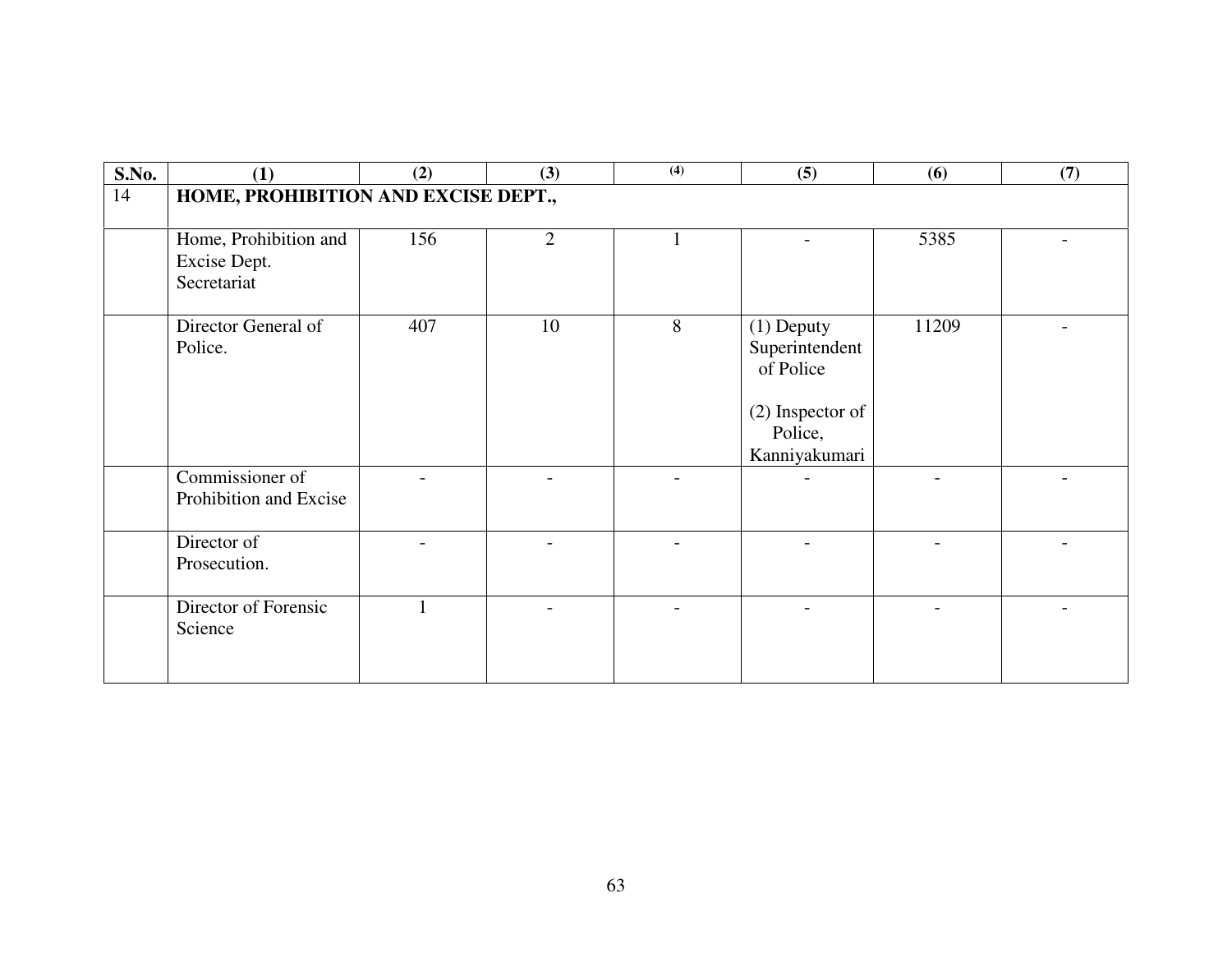| S.No. | (1) | (2) | (3) | (4) | (5) | (6) | (7) |
|---|---|---|---|---|---|---|---|
| 14 | **HOME, PROHIBITION AND EXCISE DEPT.,** | | | | | | |
| | Home, Prohibition and Excise Dept. Secretariat | 156 | 2 | 1 | - | 5385 | - |
| | Director General of Police. | 407 | 10 | 8 | (1) Deputy Superintendent of Police<br><br>(2) Inspector of Police, Kanniyakumari | 11209 | - |
| | Commissioner of Prohibition and Excise | - | - | - | - | - | - |
| | Director of Prosecution. | - | - | - | - | - | - |
| | Director of Forensic Science | 1 | - | - | - | - | - |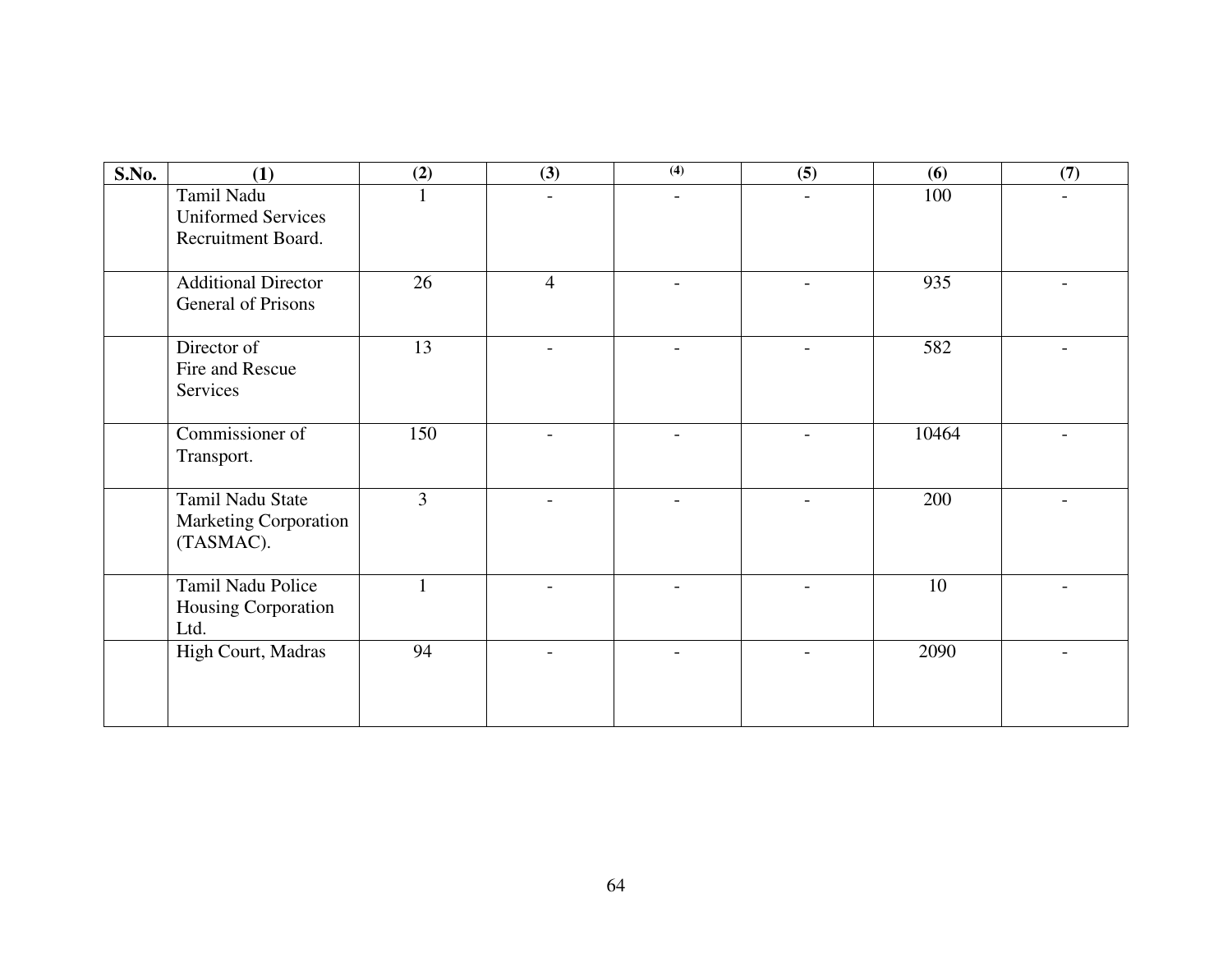| S.No. | (1) | (2) | (3) | (4) | (5) | (6) | (7) |
|---|---|---|---|---|---|---|---|
| | Tamil Nadu Uniformed Services Recruitment Board. | 1 | - | - | - | 100 | - |
| | Additional Director General of Prisons | 26 | 4 | - | - | 935 | - |
| | Director of Fire and Rescue Services | 13 | - | - | - | 582 | - |
| | Commissioner of Transport. | 150 | - | - | - | 10464 | - |
| | Tamil Nadu State Marketing Corporation (TASMAC). | 3 | - | - | - | 200 | - |
| | Tamil Nadu Police Housing Corporation Ltd. | 1 | - | - | - | 10 | - |
| | High Court, Madras | 94 | - | - | - | 2090 | - |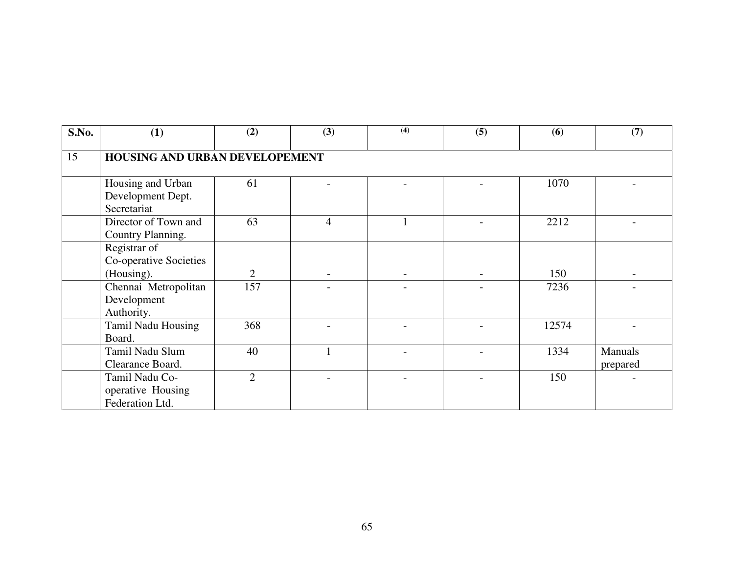| S.No. | (1) | (2) | (3) | (4) | (5) | (6) | (7) |
|---|---|---|---|---|---|---|---|
| 15 | **HOUSING AND URBAN DEVELOPEMENT** | | | | | | |
| | Housing and Urban Development Dept. Secretariat | 61 | - | - | - | 1070 | - |
| | Director of Town and Country Planning. | 63 | 4 | 1 | - | 2212 | - |
| | Registrar of Co-operative Societies (Housing). | 2 | - | - | - | 150 | - |
| | Chennai Metropolitan Development Authority. | 157 | - | - | - | 7236 | - |
| | Tamil Nadu Housing Board. | 368 | - | - | - | 12574 | - |
| | Tamil Nadu Slum Clearance Board. | 40 | 1 | - | - | 1334 | Manuals prepared |
| | Tamil Nadu Co-operative Housing Federation Ltd. | 2 | - | - | - | 150 | - |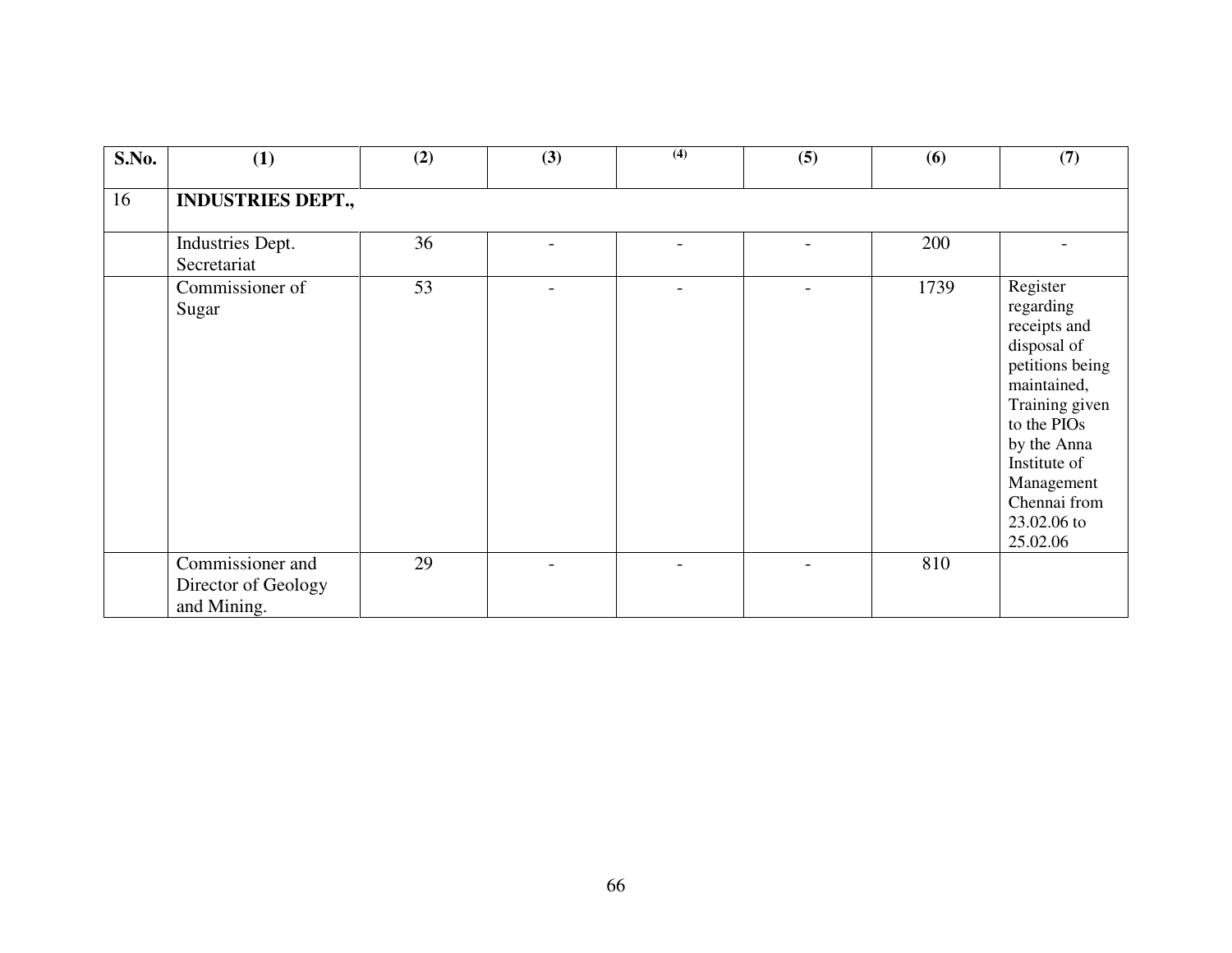| S.No. | (1) | (2) | (3) | (4) | (5) | (6) | (7) |
|---|---|---|---|---|---|---|---|
| 16 | **INDUSTRIES DEPT.,** | | | | | | |
| | Industries Dept. Secretariat | 36 | - | - | - | 200 | - |
| | Commissioner of Sugar | 53 | - | - | - | 1739 | Register regarding receipts and disposal of petitions being maintained, Training given to the PIOs by the Anna Institute of Management Chennai from 23.02.06 to 25.02.06 |
| | Commissioner and Director of Geology and Mining. | 29 | - | - | - | 810 | |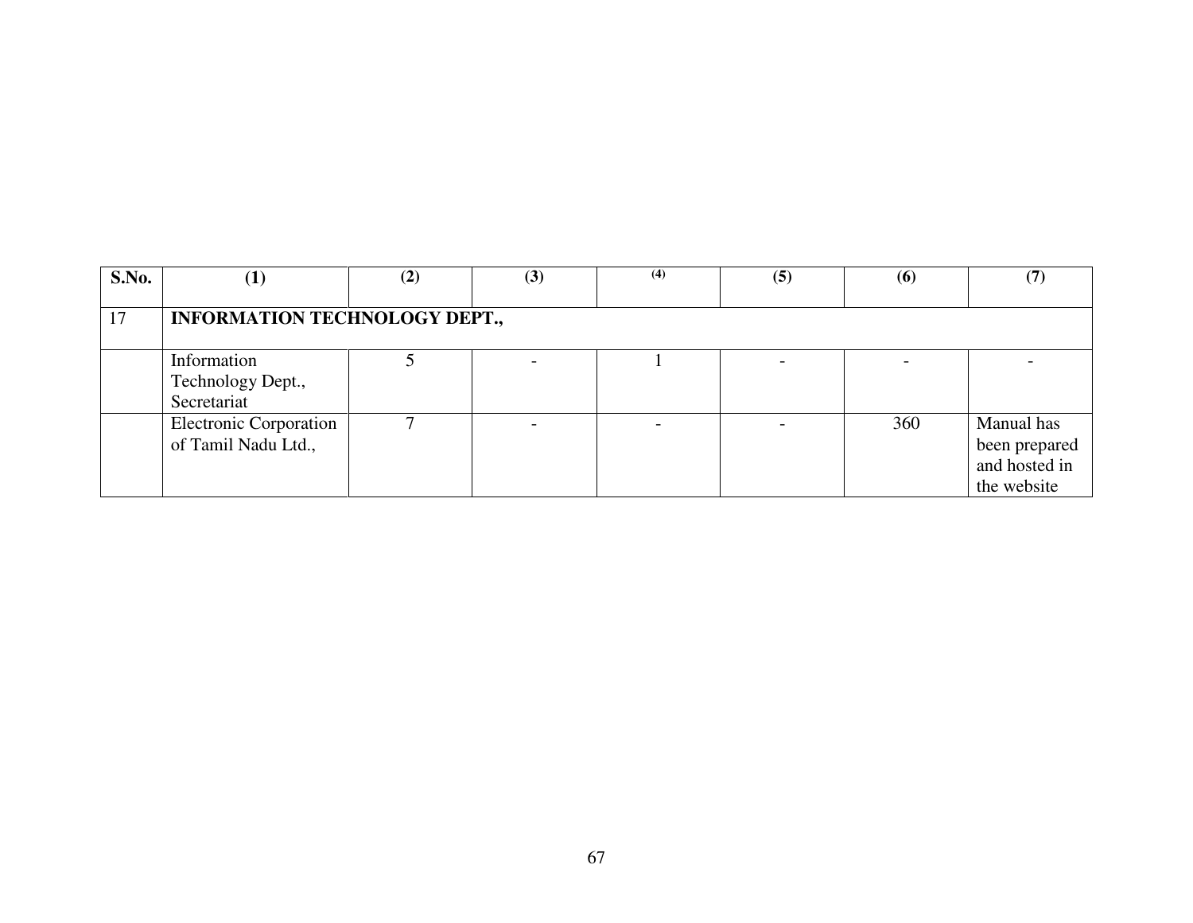| S.No. | (1) | (2) | (3) | (4) | (5) | (6) | (7) |
|---|---|---|---|---|---|---|---|
| 17 | **INFORMATION TECHNOLOGY DEPT.,** | | | | | | |
| | Information Technology Dept., Secretariat | 5 | - | 1 | - | - | - |
| | Electronic Corporation of Tamil Nadu Ltd., | 7 | - | - | - | 360 | Manual has been prepared and hosted in the website |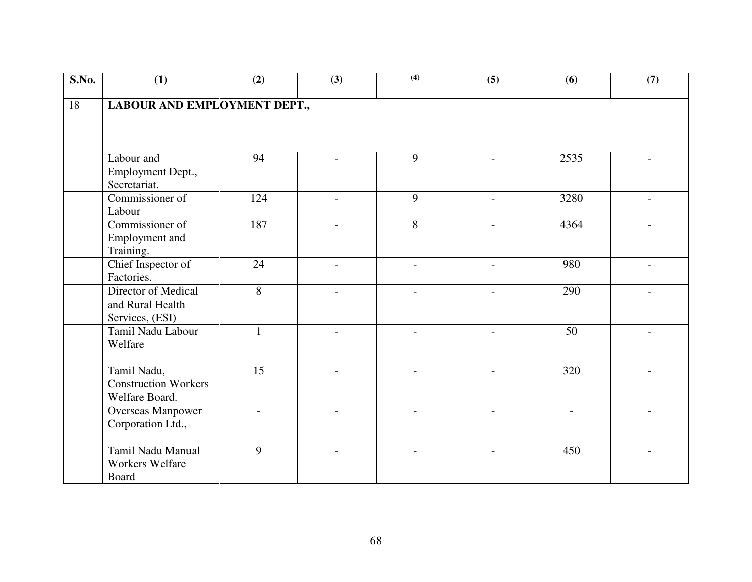| S.No. | (1) | (2) | (3) | (4) | (5) | (6) | (7) |
|---|---|---|---|---|---|---|---|
| 18 | **LABOUR AND EMPLOYMENT DEPT.,** | | | | | | |
| | Labour and Employment Dept., Secretariat. | 94 | - | 9 | - | 2535 | - |
| | Commissioner of Labour | 124 | - | 9 | - | 3280 | - |
| | Commissioner of Employment and Training. | 187 | - | 8 | - | 4364 | - |
| | Chief Inspector of Factories. | 24 | - | - | - | 980 | - |
| | Director of Medical and Rural Health Services, (ESI) | 8 | - | - | - | 290 | - |
| | Tamil Nadu Labour Welfare | 1 | - | - | - | 50 | - |
| | Tamil Nadu, Construction Workers Welfare Board. | 15 | - | - | - | 320 | - |
| | Overseas Manpower Corporation Ltd., | - | - | - | - | - | - |
| | Tamil Nadu Manual Workers Welfare Board | 9 | - | - | - | 450 | - |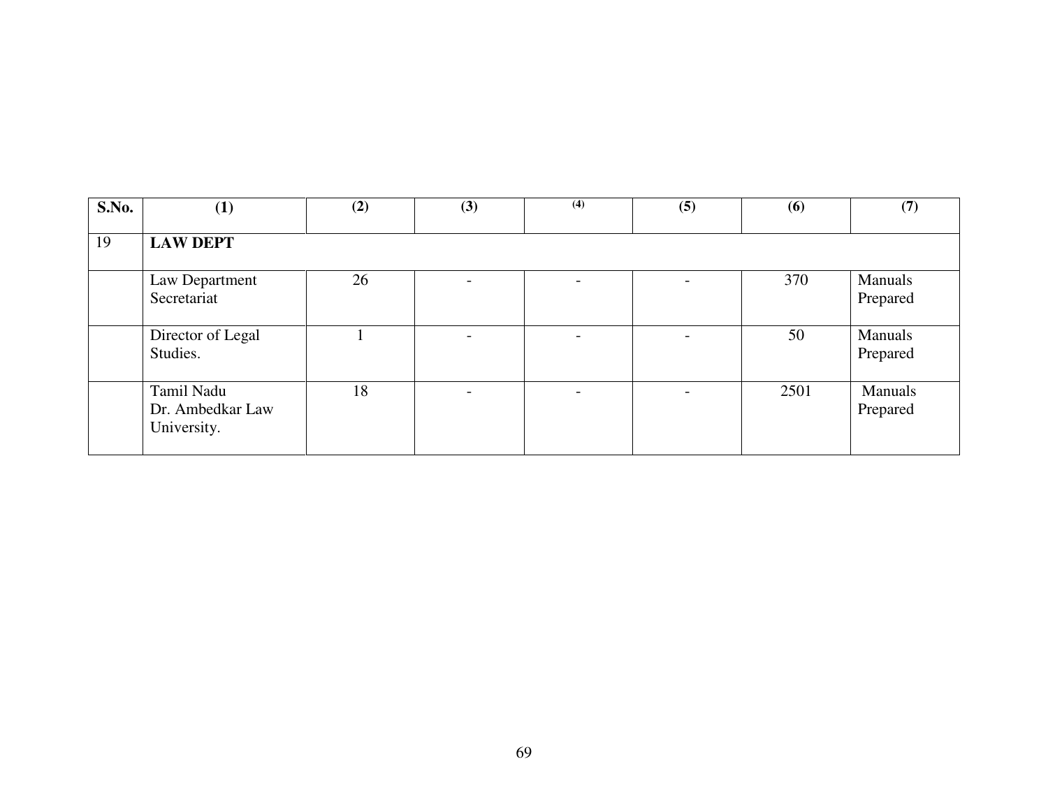| S.No. | (1) | (2) | (3) | (4) | (5) | (6) | (7) |
|---|---|---|---|---|---|---|---|
| 19 | **LAW DEPT** | | | | | | |
| | Law Department Secretariat | 26 | - | - | - | 370 | Manuals Prepared |
| | Director of Legal Studies. | 1 | - | - | - | 50 | Manuals Prepared |
| | Tamil Nadu Dr. Ambedkar Law University. | 18 | - | - | - | 2501 | Manuals Prepared |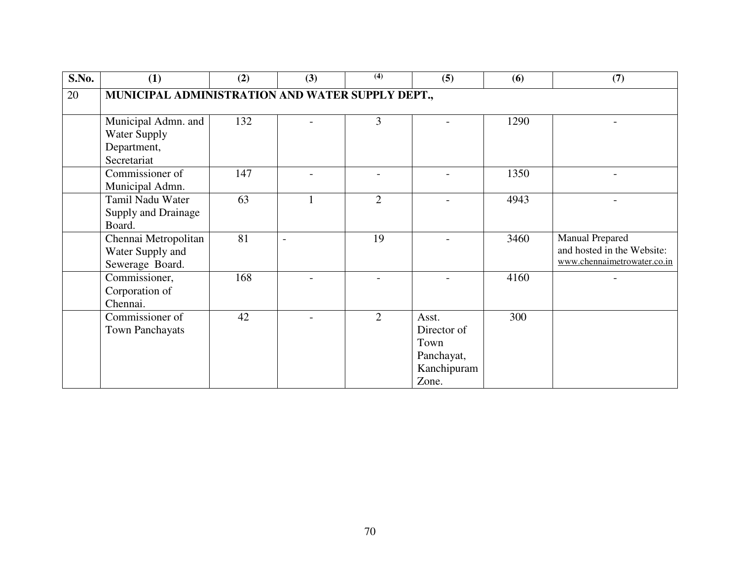| S.No. | (1) | (2) | (3) | (4) | (5) | (6) | (7) |
|---|---|---|---|---|---|---|---|
| 20 | **MUNICIPAL ADMINISTRATION AND WATER SUPPLY DEPT.,** | | | | | | |
| | Municipal Admn. and Water Supply Department, Secretariat | 132 | - | 3 | - | 1290 | - |
| | Commissioner of Municipal Admn. | 147 | - | - | - | 1350 | - |
| | Tamil Nadu Water Supply and Drainage Board. | 63 | 1 | 2 | - | 4943 | - |
| | Chennai Metropolitan Water Supply and Sewerage Board. | 81 | - | 19 | - | 3460 | Manual Prepared and hosted in the Website: www.chennaimetrowater.co.in |
| | Commissioner, Corporation of Chennai. | 168 | - | - | - | 4160 | - |
| | Commissioner of Town Panchayats | 42 | - | 2 | Asst. Director of Town Panchayat, Kanchipuram Zone. | 300 | |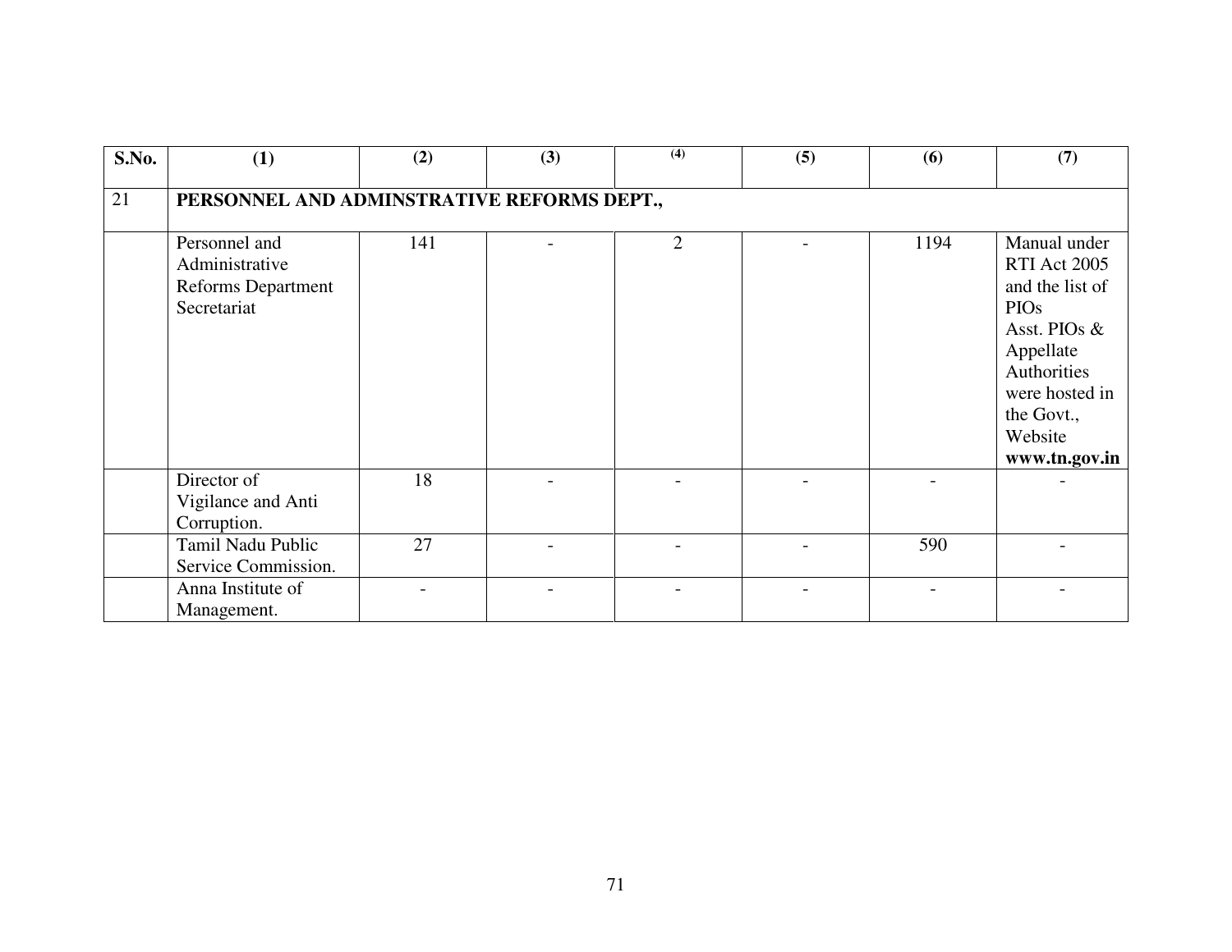| S.No. | (1) | (2) | (3) | (4) | (5) | (6) | (7) |
|---|---|---|---|---|---|---|---|
| 21 | **PERSONNEL AND ADMINSTRATIVE REFORMS DEPT.,** | | | | | | |
| | Personnel and Administrative Reforms Department Secretariat | 141 | - | 2 | - | 1194 | Manual under RTI Act 2005 and the list of PIOs Asst. PIOs & Appellate Authorities were hosted in the Govt., Website **www.tn.gov.in** |
| | Director of Vigilance and Anti Corruption. | 18 | - | - | - | - | - |
| | Tamil Nadu Public Service Commission. | 27 | - | - | - | 590 | - |
| | Anna Institute of Management. | - | - | - | - | - | - |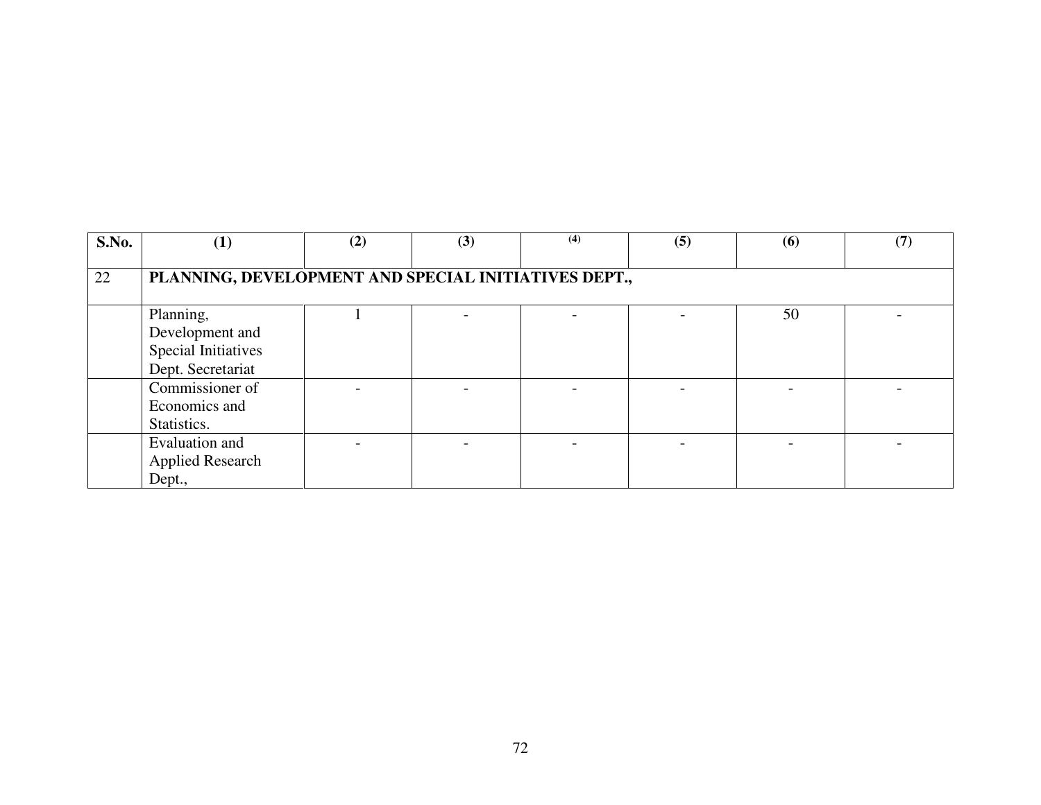| S.No. | (1) | (2) | (3) | (4) | (5) | (6) | (7) |
|---|---|---|---|---|---|---|---|
| 22 | **PLANNING, DEVELOPMENT AND SPECIAL INITIATIVES DEPT.,** | | | | | | |
| | Planning, Development and Special Initiatives Dept. Secretariat | 1 | - | - | - | 50 | - |
| | Commissioner of Economics and Statistics. | - | - | - | - | - | - |
| | Evaluation and Applied Research Dept., | - | - | - | - | - | - |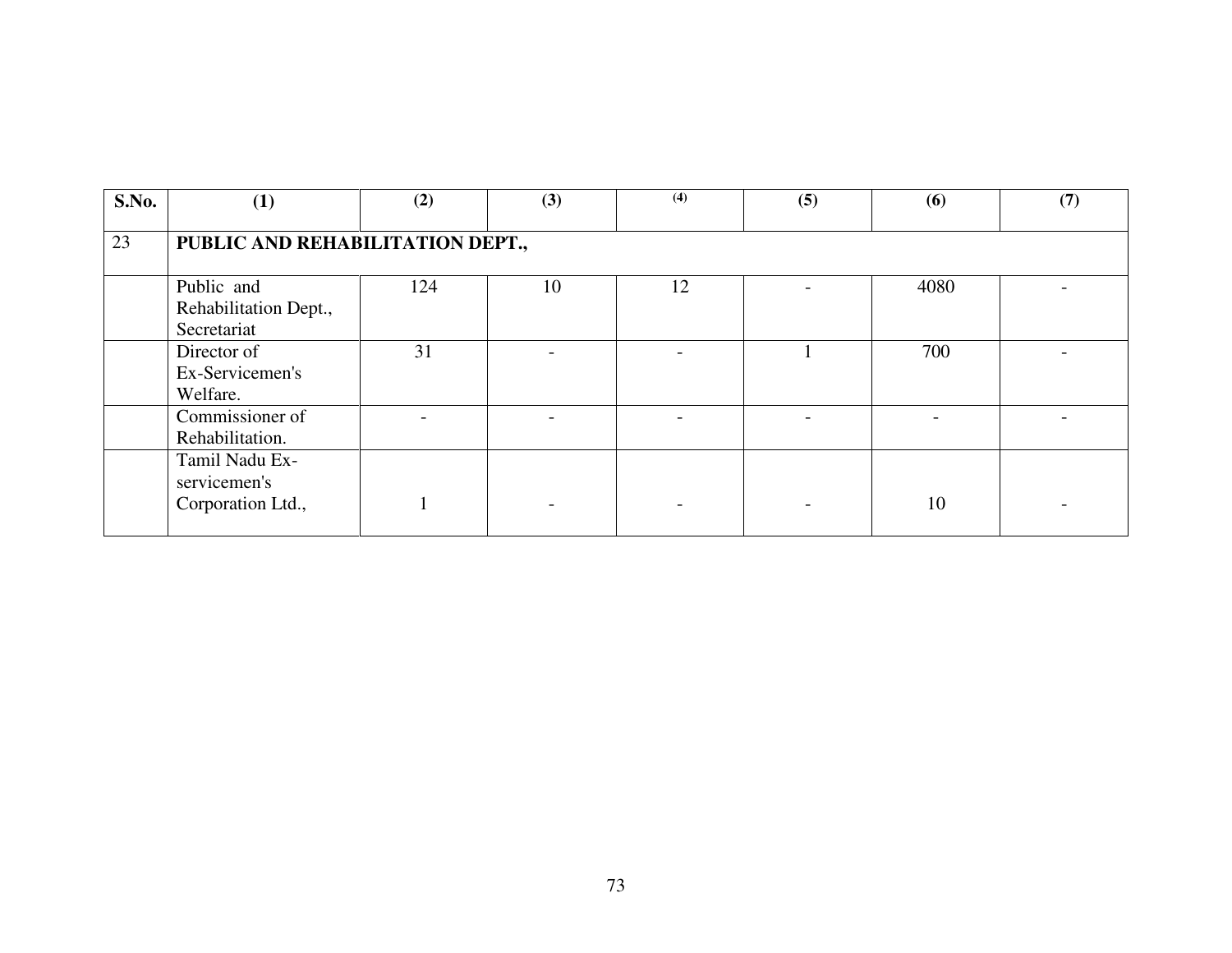| S.No. | (1) | (2) | (3) | (4) | (5) | (6) | (7) |
|---|---|---|---|---|---|---|---|
| 23 | **PUBLIC AND REHABILITATION DEPT.,** | | | | | | |
| | Public and Rehabilitation Dept., Secretariat | 124 | 10 | 12 | - | 4080 | - |
| | Director of Ex-Servicemen's Welfare. | 31 | - | - | 1 | 700 | - |
| | Commissioner of Rehabilitation. | - | - | - | - | - | - |
| | Tamil Nadu Ex-servicemen's Corporation Ltd., | 1 | - | - | - | 10 | - |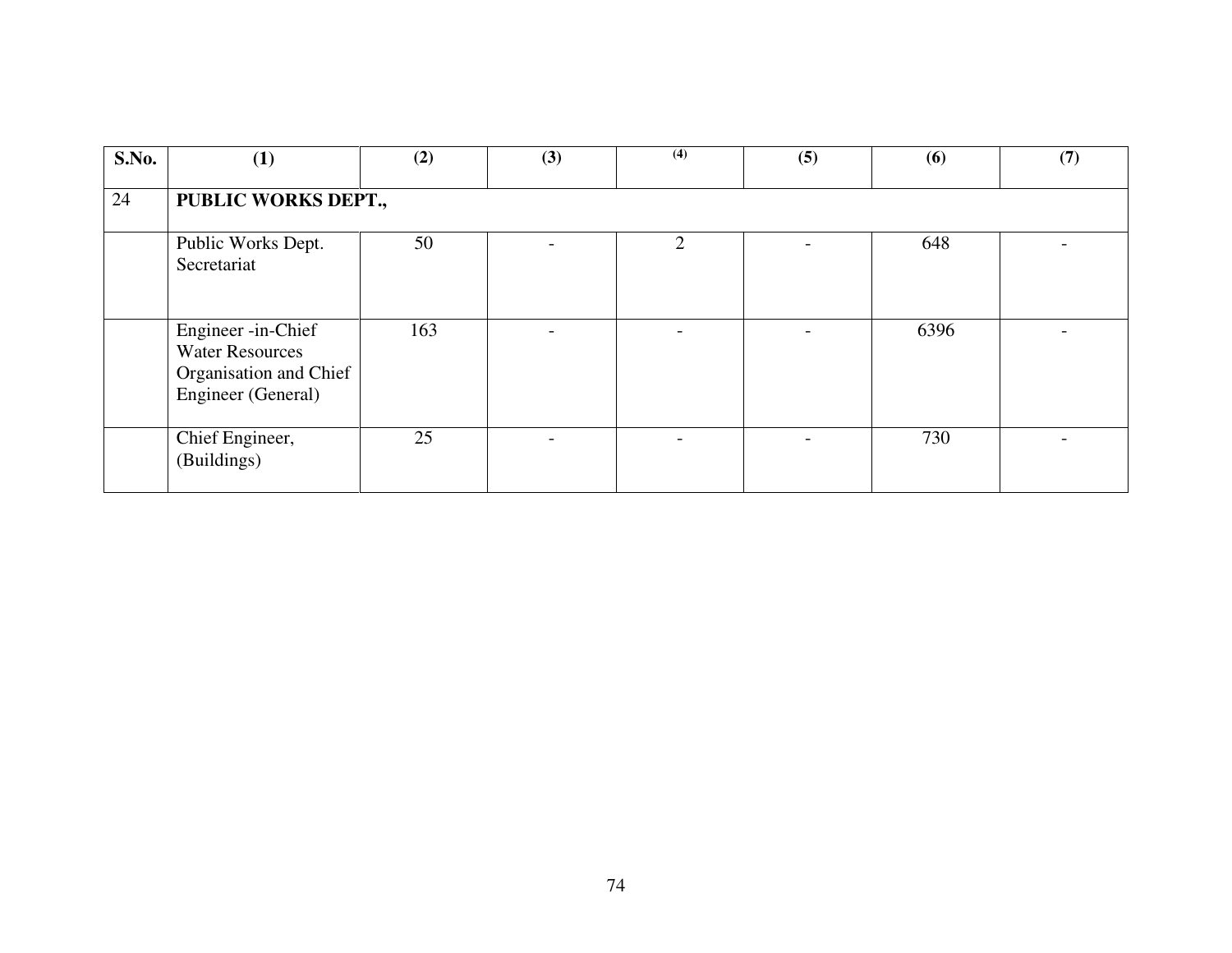| S.No. | (1) | (2) | (3) | (4) | (5) | (6) | (7) |
|---|---|---|---|---|---|---|---|
| 24 | **PUBLIC WORKS DEPT.,** | | | | | | |
| | Public Works Dept. Secretariat | 50 | - | 2 | - | 648 | - |
| | Engineer -in-Chief Water Resources Organisation and Chief Engineer (General) | 163 | - | - | - | 6396 | - |
| | Chief Engineer, (Buildings) | 25 | - | - | - | 730 | - |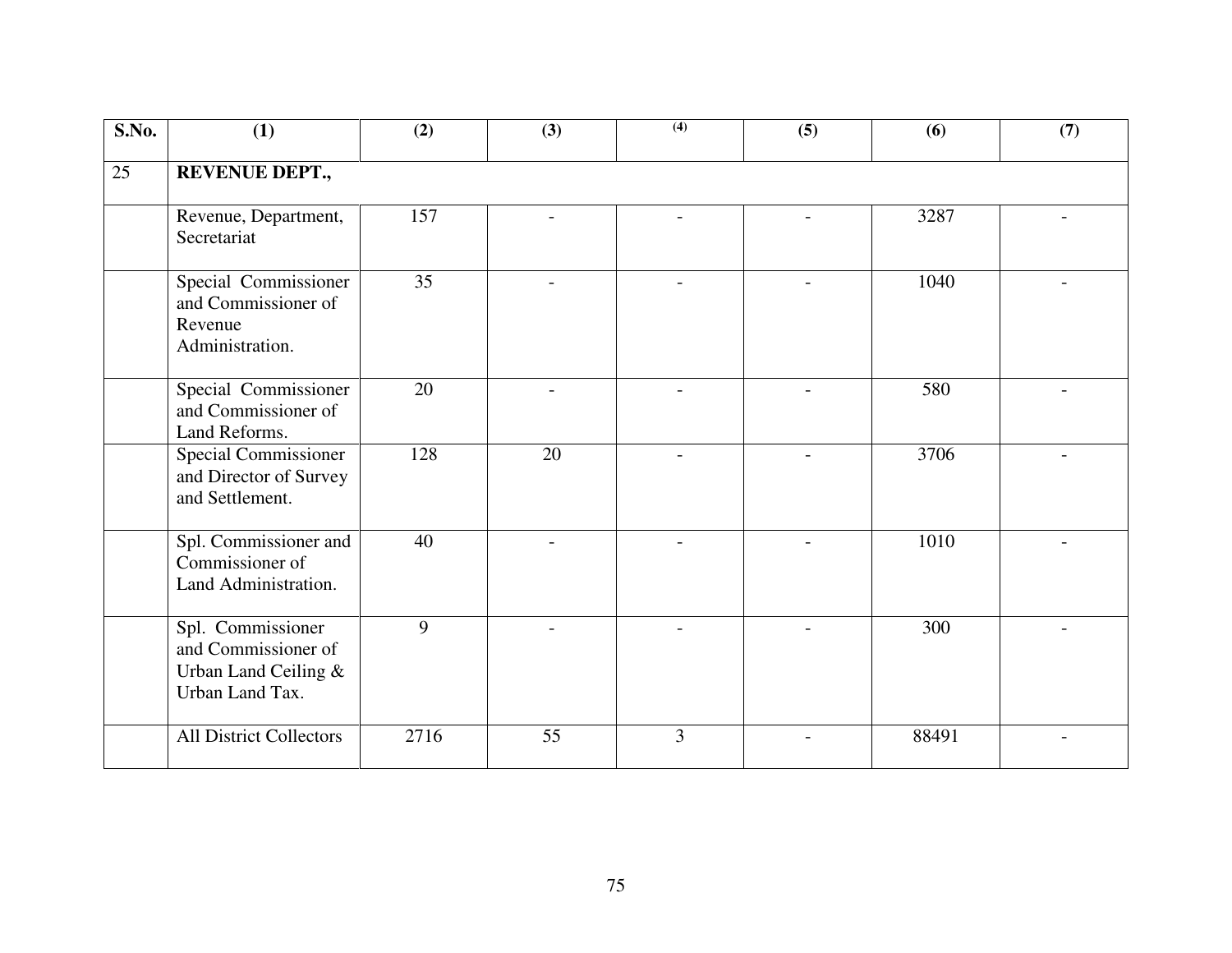| S.No. | (1) | (2) | (3) | (4) | (5) | (6) | (7) |
|---|---|---|---|---|---|---|---|
| 25 | **REVENUE DEPT.,** | | | | | | |
| | Revenue, Department, Secretariat | 157 | - | - | - | 3287 | - |
| | Special Commissioner and Commissioner of Revenue Administration. | 35 | - | - | - | 1040 | - |
| | Special Commissioner and Commissioner of Land Reforms. | 20 | - | - | - | 580 | - |
| | Special Commissioner and Director of Survey and Settlement. | 128 | 20 | - | - | 3706 | - |
| | Spl. Commissioner and Commissioner of Land Administration. | 40 | - | - | - | 1010 | - |
| | Spl. Commissioner and Commissioner of Urban Land Ceiling & Urban Land Tax. | 9 | - | - | - | 300 | - |
| | All District Collectors | 2716 | 55 | 3 | - | 88491 | - |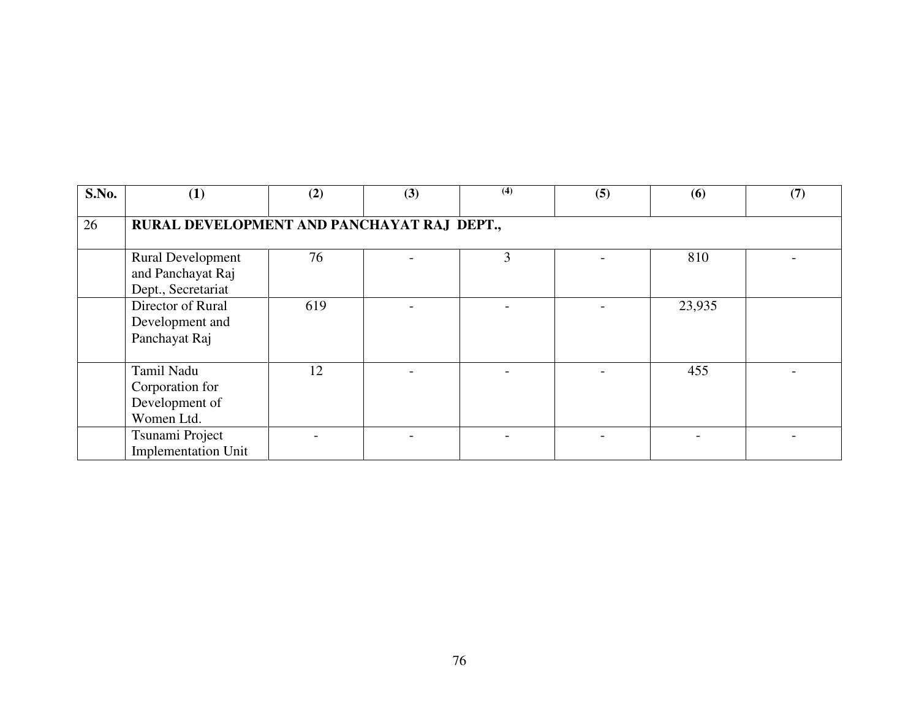| S.No. | (1) | (2) | (3) | (4) | (5) | (6) | (7) |
|---|---|---|---|---|---|---|---|
| 26 | **RURAL DEVELOPMENT AND PANCHAYAT RAJ DEPT.,** | | | | | | |
| | Rural Development and Panchayat Raj Dept., Secretariat | 76 | - | 3 | - | 810 | - |
| | Director of Rural Development and Panchayat Raj | 619 | - | - | - | 23,935 | |
| | Tamil Nadu Corporation for Development of Women Ltd. | 12 | - | - | - | 455 | - |
| | Tsunami Project Implementation Unit | - | - | - | - | - | - |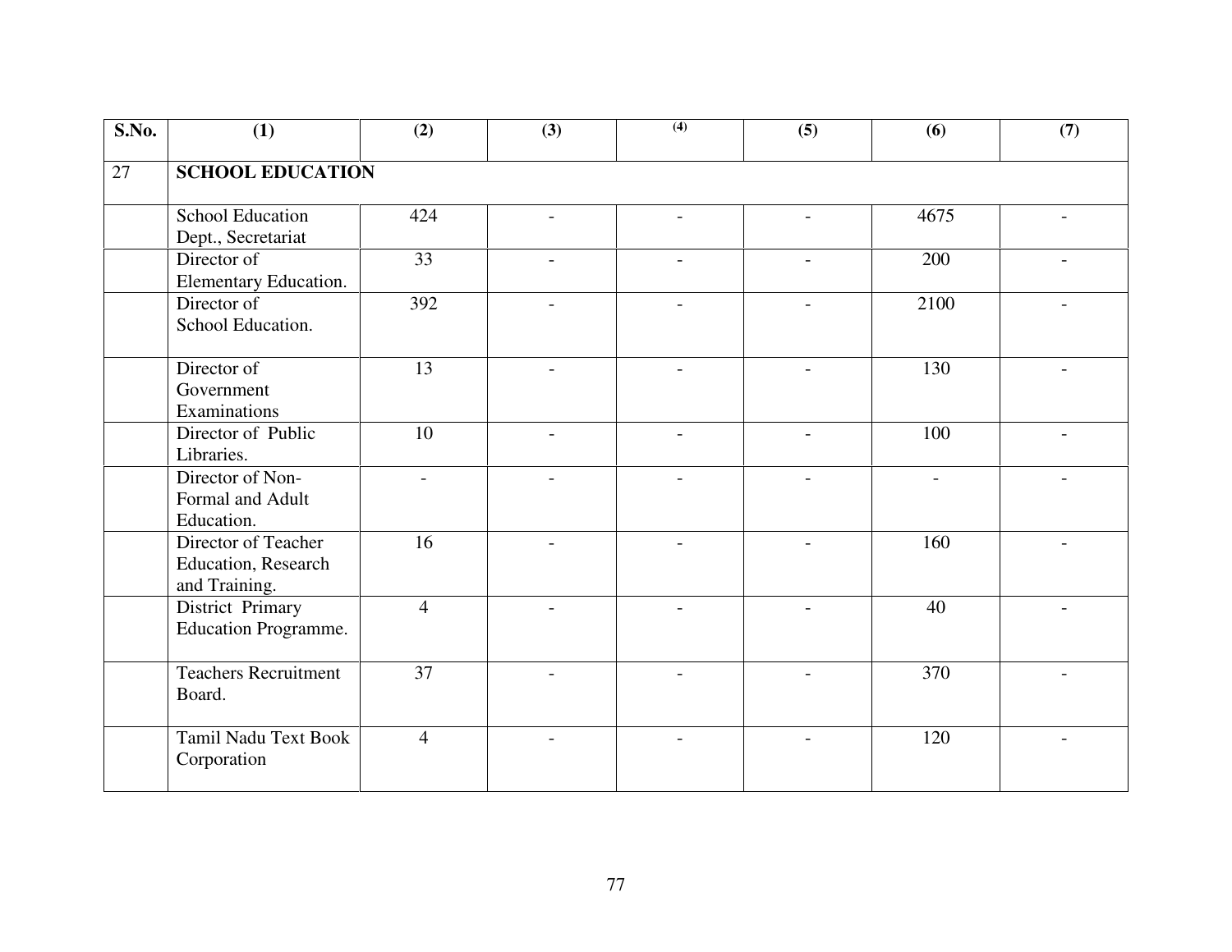| S.No. | (1) | (2) | (3) | (4) | (5) | (6) | (7) |
|---|---|---|---|---|---|---|---|
| 27 | **SCHOOL EDUCATION** | | | | | | |
| | School Education Dept., Secretariat | 424 | - | - | - | 4675 | - |
| | Director of Elementary Education. | 33 | - | - | - | 200 | - |
| | Director of School Education. | 392 | - | - | - | 2100 | - |
| | Director of Government Examinations | 13 | - | - | - | 130 | - |
| | Director of Public Libraries. | 10 | - | - | - | 100 | - |
| | Director of Non-Formal and Adult Education. | - | - | - | - | - | - |
| | Director of Teacher Education, Research and Training. | 16 | - | - | - | 160 | - |
| | District Primary Education Programme. | 4 | - | - | - | 40 | - |
| | Teachers Recruitment Board. | 37 | - | - | - | 370 | - |
| | Tamil Nadu Text Book Corporation | 4 | - | - | - | 120 | - |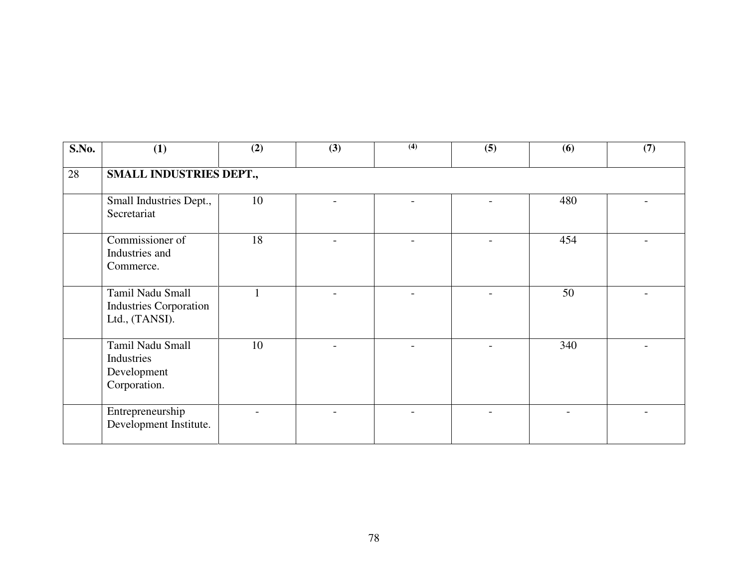| S.No. | (1) | (2) | (3) | (4) | (5) | (6) | (7) |
|---|---|---|---|---|---|---|---|
| 28 | **SMALL INDUSTRIES DEPT.,** | | | | | | |
| | Small Industries Dept., Secretariat | 10 | - | - | - | 480 | - |
| | Commissioner of Industries and Commerce. | 18 | - | - | - | 454 | - |
| | Tamil Nadu Small Industries Corporation Ltd., (TANSI). | 1 | - | - | - | 50 | - |
| | Tamil Nadu Small Industries Development Corporation. | 10 | - | - | - | 340 | - |
| | Entrepreneurship Development Institute. | - | - | - | - | - | - |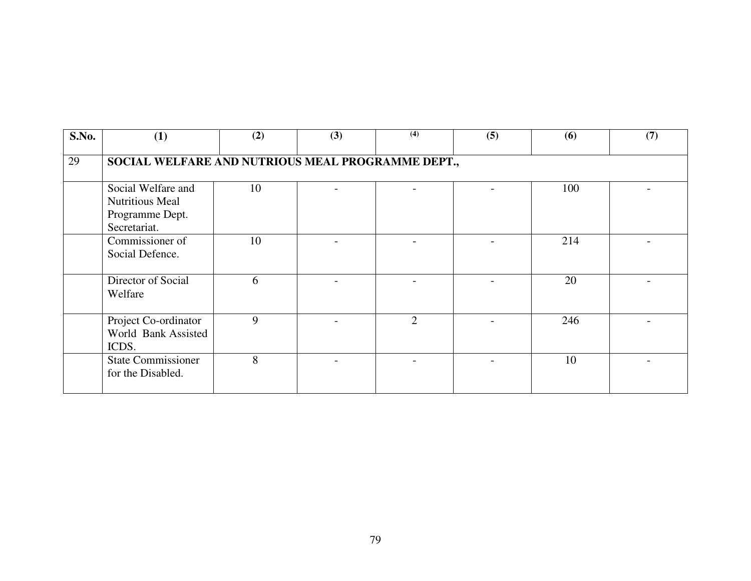| S.No. | (1) | (2) | (3) | (4) | (5) | (6) | (7) |
|---|---|---|---|---|---|---|---|
| 29 | **SOCIAL WELFARE AND NUTRIOUS MEAL PROGRAMME DEPT.,** | | | | | | |
| | Social Welfare and Nutritious Meal Programme Dept. Secretariat. | 10 | - | - | - | 100 | - |
| | Commissioner of Social Defence. | 10 | - | - | - | 214 | - |
| | Director of Social Welfare | 6 | - | - | - | 20 | - |
| | Project Co-ordinator World Bank Assisted ICDS. | 9 | - | 2 | - | 246 | - |
| | State Commissioner for the Disabled. | 8 | - | - | - | 10 | - |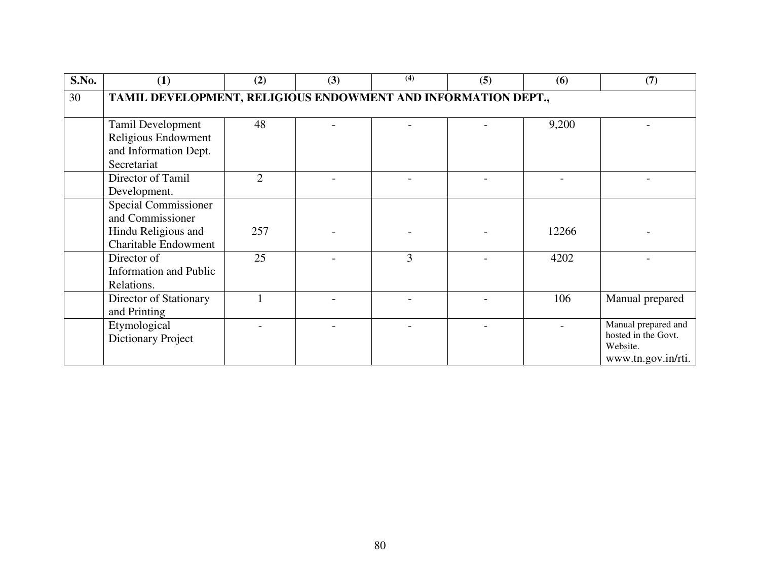| S.No. | (1) | (2) | (3) | (4) | (5) | (6) | (7) |
|---|---|---|---|---|---|---|---|
| 30 | **TAMIL DEVELOPMENT, RELIGIOUS ENDOWMENT AND INFORMATION DEPT.,** | | | | | | |
| | Tamil Development Religious Endowment and Information Dept. Secretariat | 48 | - | - | - | 9,200 | - |
| | Director of Tamil Development. | 2 | - | - | - | - | - |
| | Special Commissioner and Commissioner Hindu Religious and Charitable Endowment | 257 | - | - | - | 12266 | - |
| | Director of Information and Public Relations. | 25 | - | 3 | - | 4202 | - |
| | Director of Stationary and Printing | 1 | - | - | - | 106 | Manual prepared |
| | Etymological Dictionary Project | - | - | - | - | - | Manual prepared and hosted in the Govt. Website. www.tn.gov.in/rti. |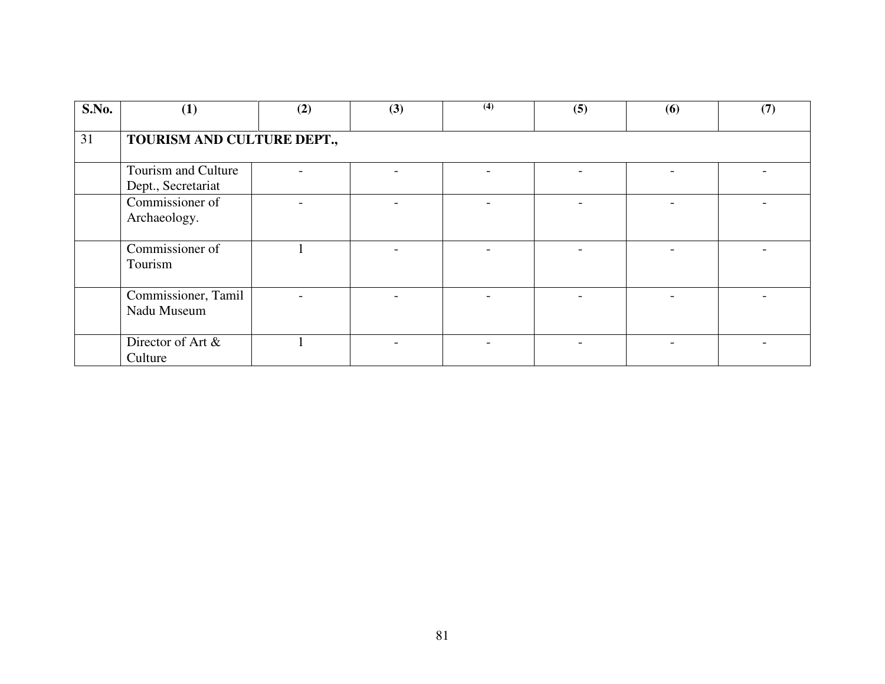| S.No. | (1) | (2) | (3) | (4) | (5) | (6) | (7) |
|---|---|---|---|---|---|---|---|
| 31 | **TOURISM AND CULTURE DEPT.,** | | | | | | |
| | Tourism and Culture Dept., Secretariat | - | - | - | - | - | - |
| | Commissioner of Archaeology. | - | - | - | - | - | - |
| | Commissioner of Tourism | 1 | - | - | - | - | - |
| | Commissioner, Tamil Nadu Museum | - | - | - | - | - | - |
| | Director of Art & Culture | 1 | - | - | - | - | - |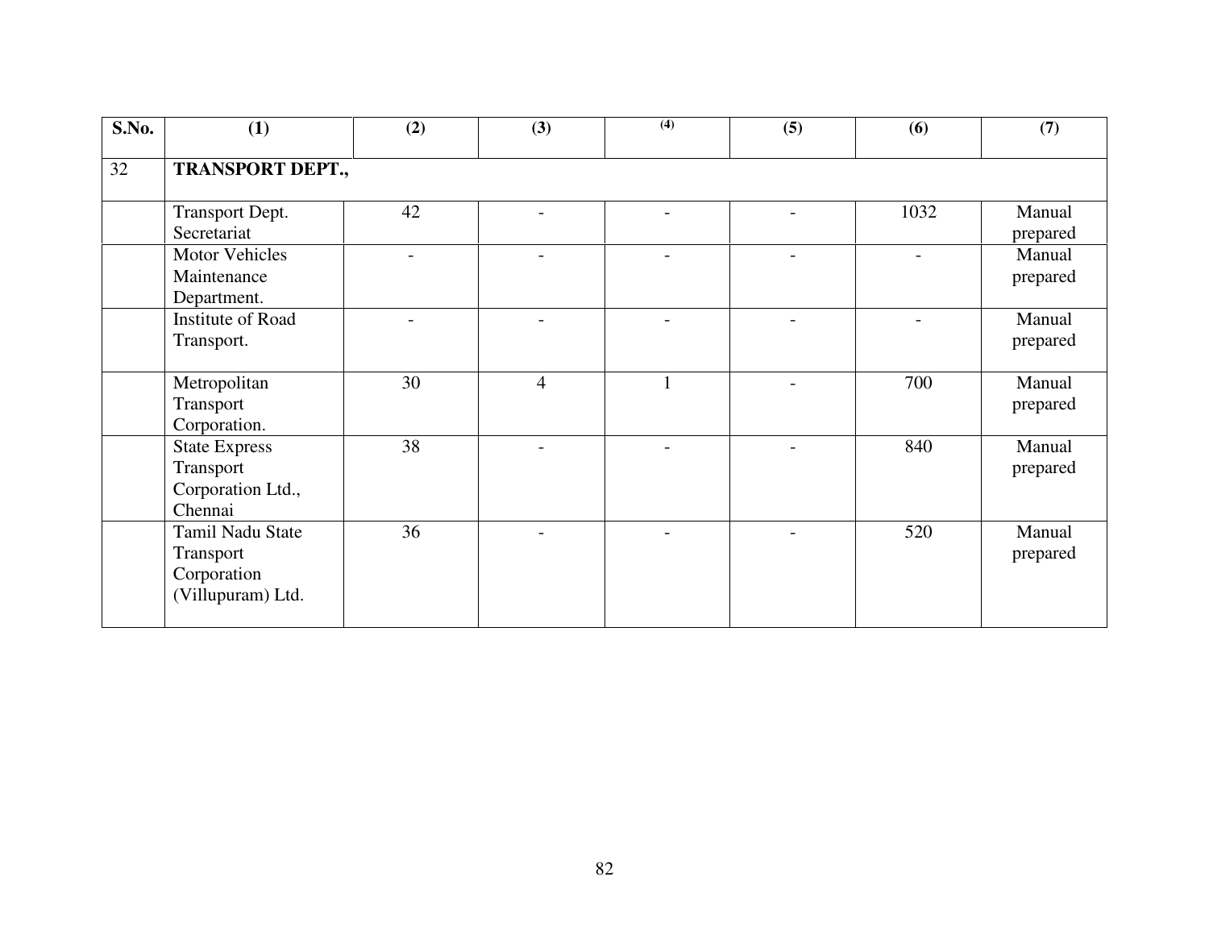| S.No. | (1) | (2) | (3) | (4) | (5) | (6) | (7) |
|---|---|---|---|---|---|---|---|
| 32 | **TRANSPORT DEPT.,** | | | | | | |
| | Transport Dept. Secretariat | 42 | - | - | - | 1032 | Manual prepared |
| | Motor Vehicles Maintenance Department. | - | - | - | - | - | Manual prepared |
| | Institute of Road Transport. | - | - | - | - | - | Manual prepared |
| | Metropolitan Transport Corporation. | 30 | 4 | 1 | - | 700 | Manual prepared |
| | State Express Transport Corporation Ltd., Chennai | 38 | - | - | - | 840 | Manual prepared |
| | Tamil Nadu State Transport Corporation (Villupuram) Ltd. | 36 | - | - | - | 520 | Manual prepared |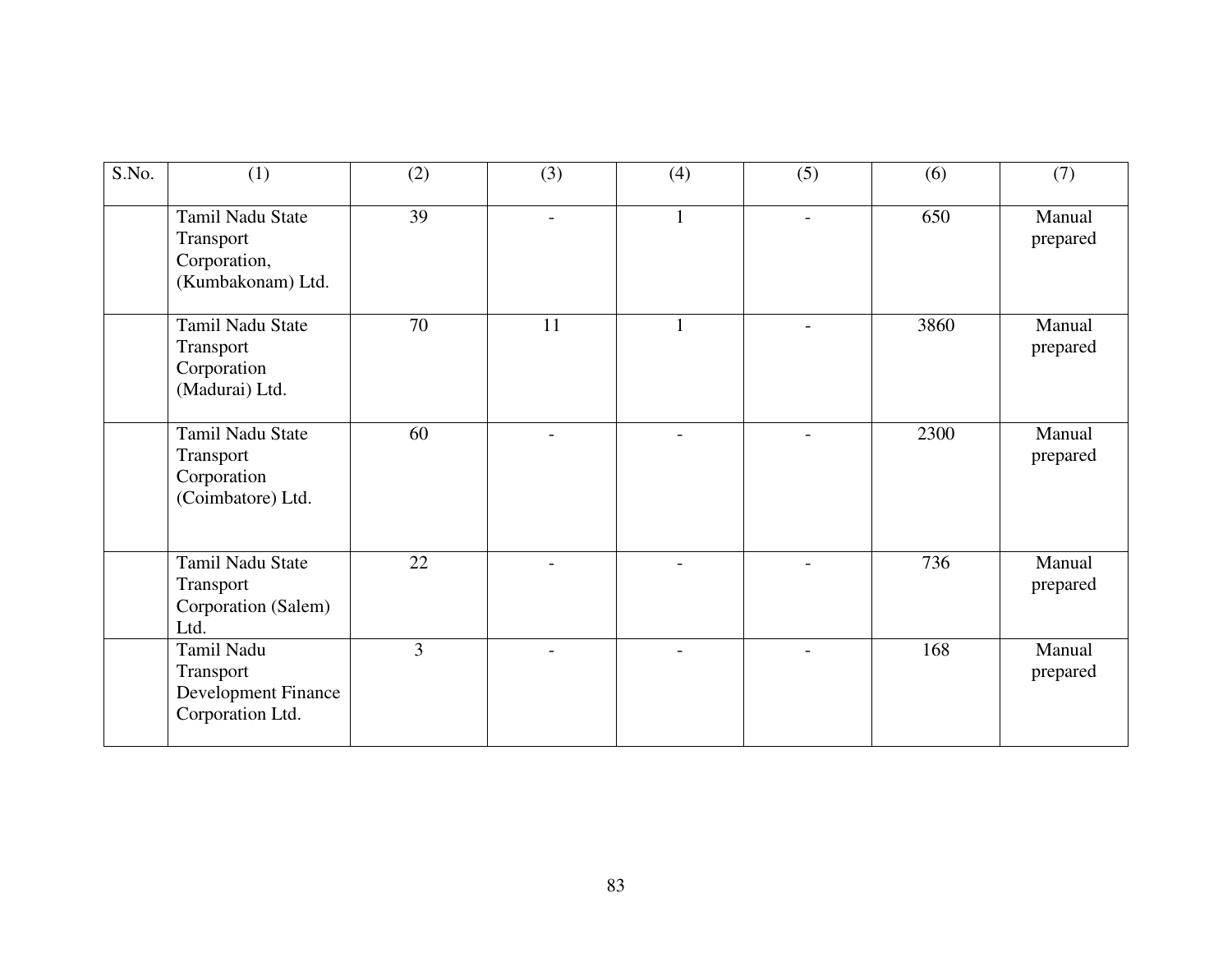| S.No. | (1) | (2) | (3) | (4) | (5) | (6) | (7) |
|---|---|---|---|---|---|---|---|
| | Tamil Nadu State Transport Corporation, (Kumbakonam) Ltd. | 39 | - | 1 | - | 650 | Manual prepared |
| | Tamil Nadu State Transport Corporation (Madurai) Ltd. | 70 | 11 | 1 | - | 3860 | Manual prepared |
| | Tamil Nadu State Transport Corporation (Coimbatore) Ltd. | 60 | - | - | - | 2300 | Manual prepared |
| | Tamil Nadu State Transport Corporation (Salem) Ltd. | 22 | - | - | - | 736 | Manual prepared |
| | Tamil Nadu Transport Development Finance Corporation Ltd. | 3 | - | - | - | 168 | Manual prepared |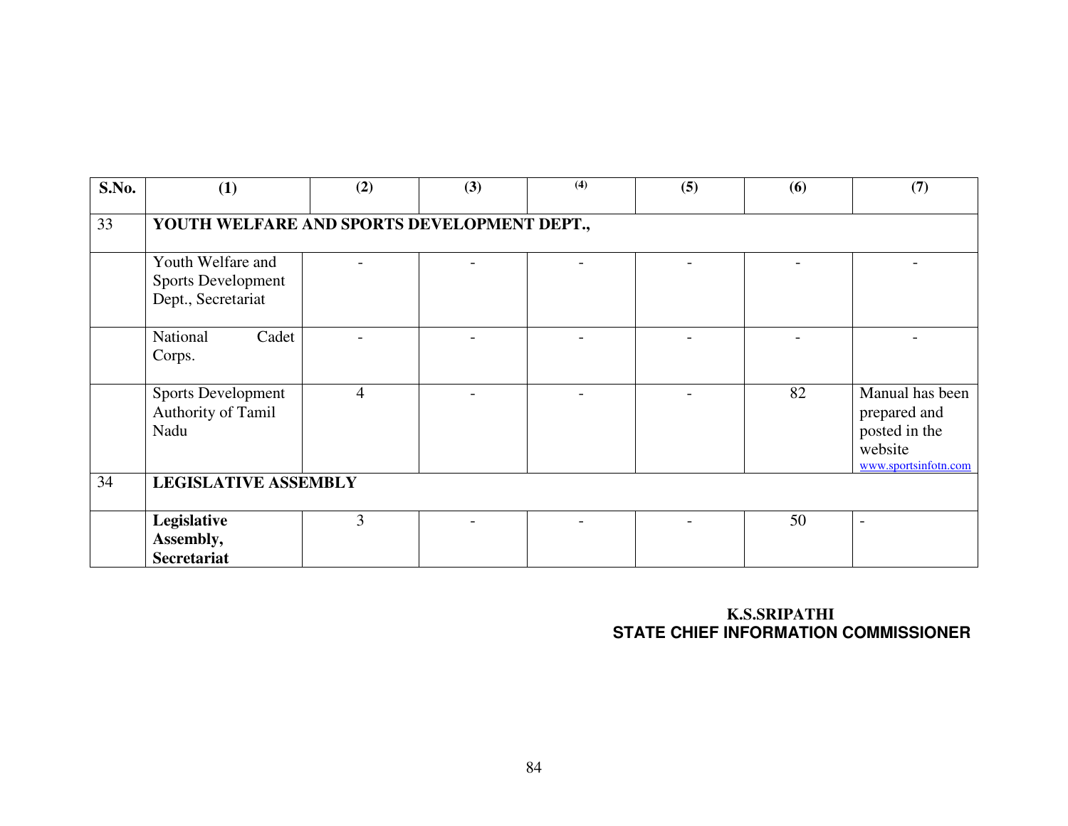| S.No. | (1) | (2) | (3) | (4) | (5) | (6) | (7) |
| --- | --- | --- | --- | --- | --- | --- | --- |
| 33 | **YOUTH WELFARE AND SPORTS DEVELOPMENT DEPT.,** | | | | | | |
| | Youth Welfare and Sports Development Dept., Secretariat | - | - | - | - | - | - |
| | National Cadet Corps. | - | - | - | - | - | - |
| | Sports Development Authority of Tamil Nadu | 4 | - | - | - | 82 | Manual has been prepared and posted in the website www.sportsinfotn.com |
| 34 | **LEGISLATIVE ASSEMBLY** | | | | | | |
| | **Legislative Assembly, Secretariat** | 3 | - | - | - | 50 | - |

**K.S.SRIPATHI**
**STATE CHIEF INFORMATION COMMISSIONER**